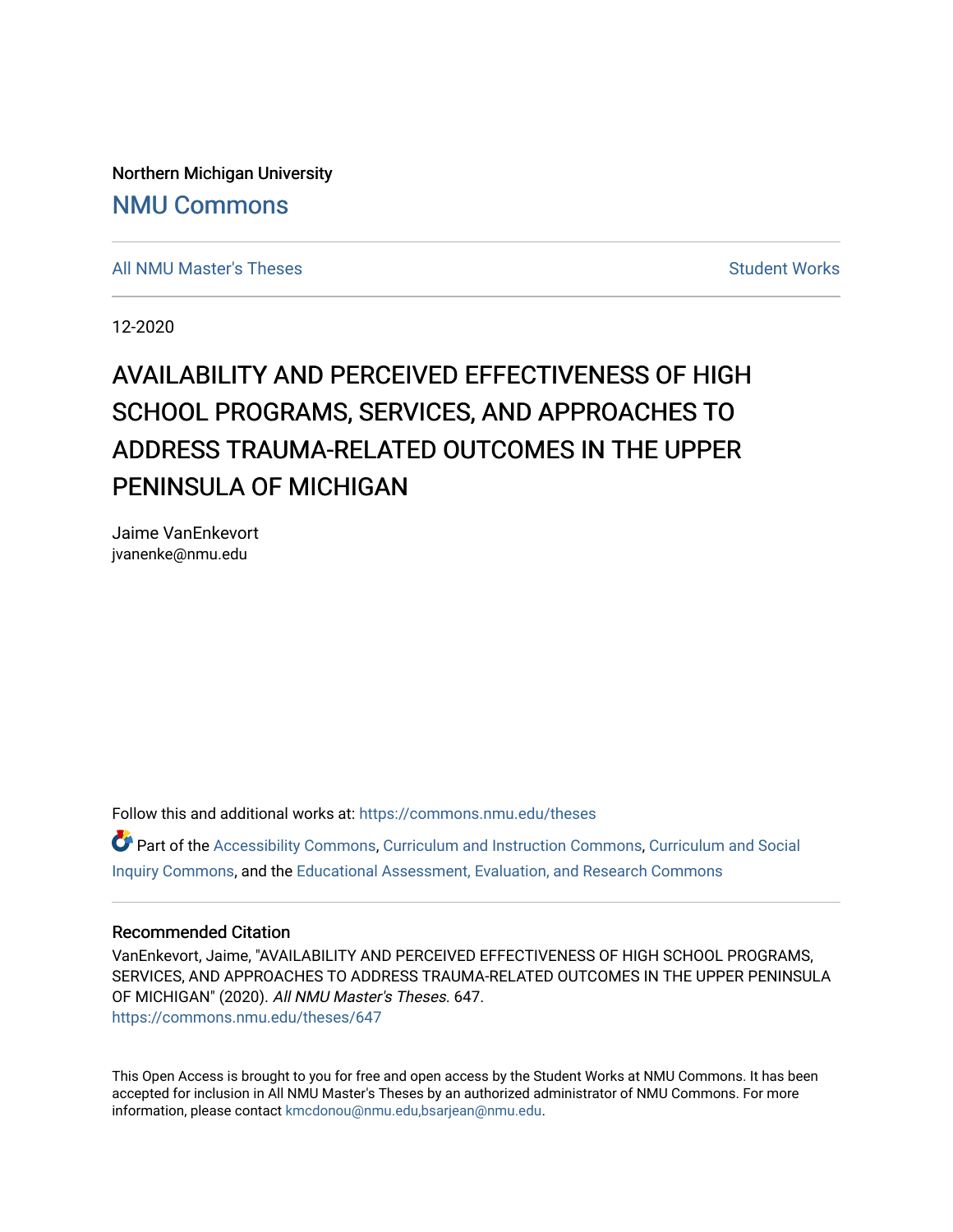Northern Michigan University

# NMU Commons

All NMU Master's Theses | Student Works

12-2020

# AVAILABILITY AND PERCEIVED EFFECTIVENESS OF HIGH SCHOOL PROGRAMS, SERVICES, AND APPROACHES TO ADDRESS TRAUMA-RELATED OUTCOMES IN THE UPPER PENINSULA OF MICHIGAN

Jaime VanEnkevort
jvanenke@nmu.edu

Follow this and additional works at: https://commons.nmu.edu/theses

Part of the Accessibility Commons, Curriculum and Instruction Commons, Curriculum and Social Inquiry Commons, and the Educational Assessment, Evaluation, and Research Commons

## Recommended Citation

VanEnkevort, Jaime, "AVAILABILITY AND PERCEIVED EFFECTIVENESS OF HIGH SCHOOL PROGRAMS, SERVICES, AND APPROACHES TO ADDRESS TRAUMA-RELATED OUTCOMES IN THE UPPER PENINSULA OF MICHIGAN" (2020). *All NMU Master's Theses*. 647.
https://commons.nmu.edu/theses/647

This Open Access is brought to you for free and open access by the Student Works at NMU Commons. It has been accepted for inclusion in All NMU Master's Theses by an authorized administrator of NMU Commons. For more information, please contact kmcdonou@nmu.edu,bsarjean@nmu.edu.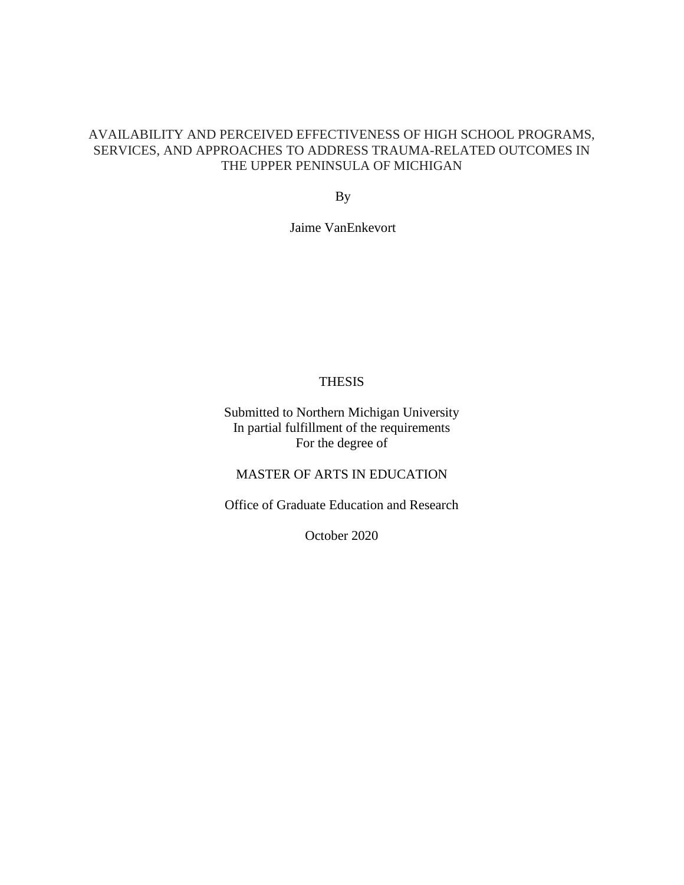# AVAILABILITY AND PERCEIVED EFFECTIVENESS OF HIGH SCHOOL PROGRAMS, SERVICES, AND APPROACHES TO ADDRESS TRAUMA-RELATED OUTCOMES IN THE UPPER PENINSULA OF MICHIGAN

By

Jaime VanEnkevort

THESIS

Submitted to Northern Michigan University
In partial fulfillment of the requirements
For the degree of

MASTER OF ARTS IN EDUCATION

Office of Graduate Education and Research

October 2020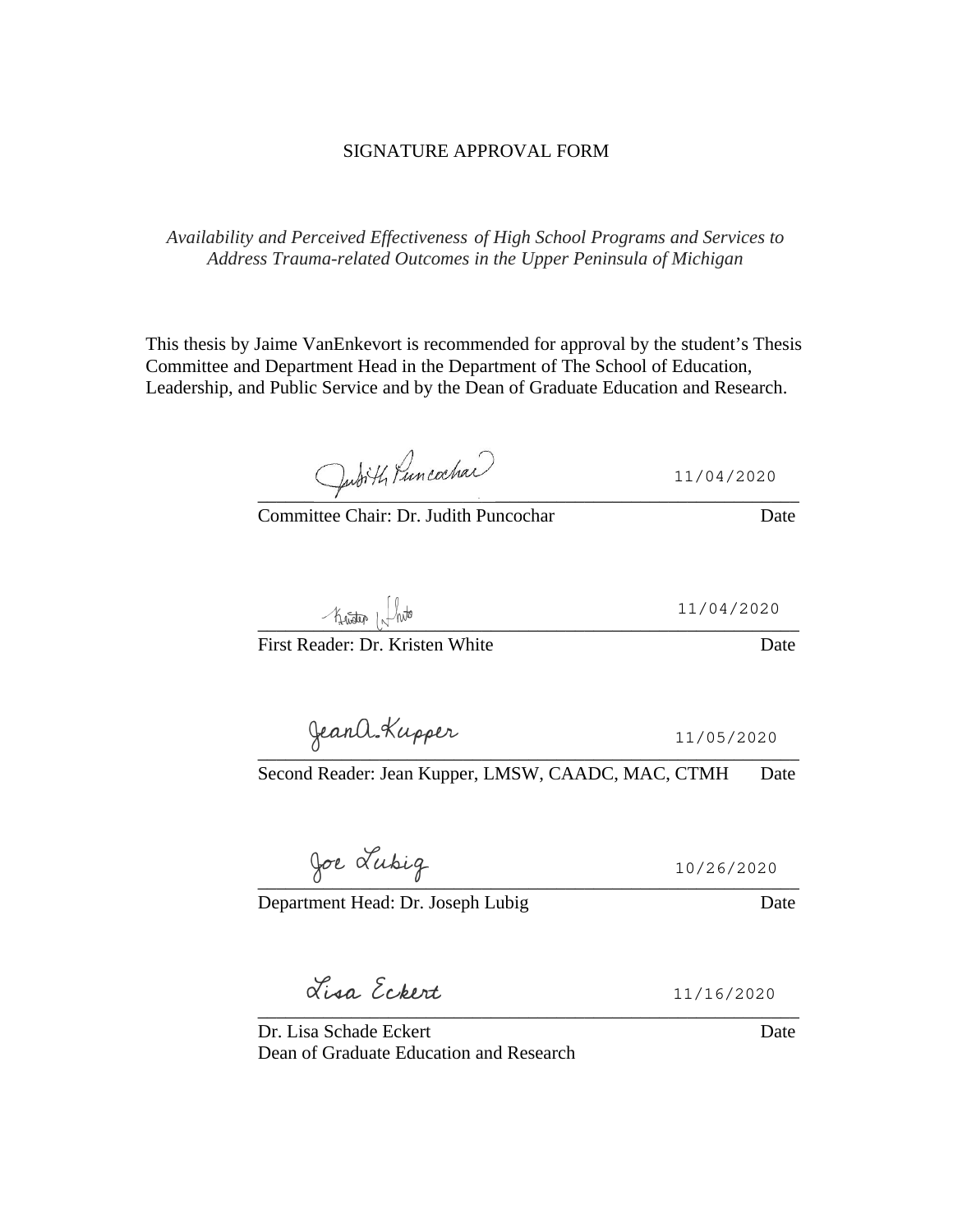# SIGNATURE APPROVAL FORM

*Availability and Perceived Effectiveness of High School Programs and Services to Address Trauma-related Outcomes in the Upper Peninsula of Michigan*

This thesis by Jaime VanEnkevort is recommended for approval by the student's Thesis Committee and Department Head in the Department of The School of Education, Leadership, and Public Service and by the Dean of Graduate Education and Research.

Judith Puncochar 11/04/2020

Committee Chair: Dr. Judith Puncochar Date

Kristen White 11/04/2020

First Reader: Dr. Kristen White Date

Jean A. Kupper 11/05/2020

Second Reader: Jean Kupper, LMSW, CAADC, MAC, CTMH Date

Joe Lubig 10/26/2020

Department Head: Dr. Joseph Lubig Date

Lisa Eckert 11/16/2020

Dr. Lisa Schade Eckert Date
Dean of Graduate Education and Research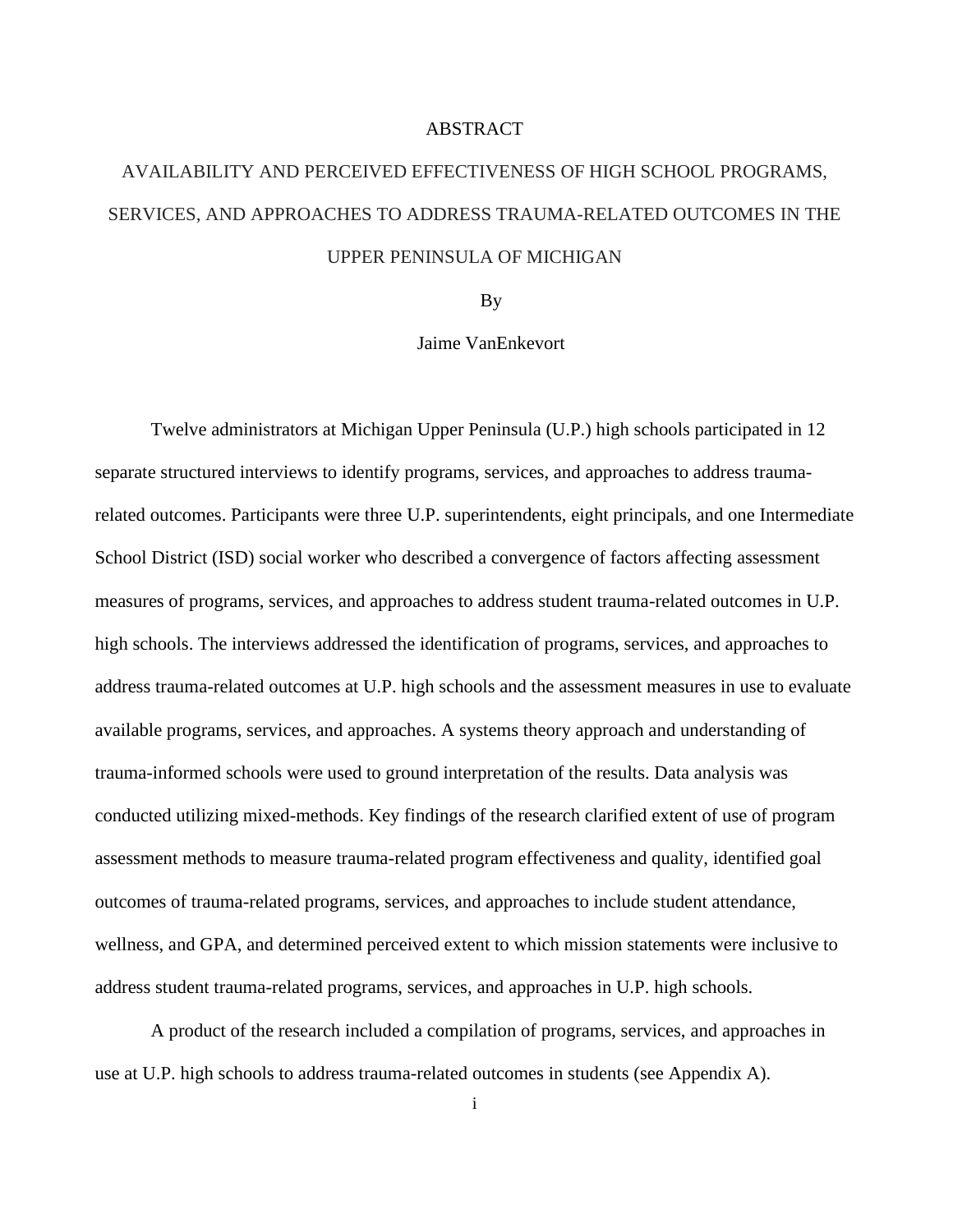# ABSTRACT

## AVAILABILITY AND PERCEIVED EFFECTIVENESS OF HIGH SCHOOL PROGRAMS, SERVICES, AND APPROACHES TO ADDRESS TRAUMA-RELATED OUTCOMES IN THE UPPER PENINSULA OF MICHIGAN

By

Jaime VanEnkevort

Twelve administrators at Michigan Upper Peninsula (U.P.) high schools participated in 12 separate structured interviews to identify programs, services, and approaches to address trauma-related outcomes. Participants were three U.P. superintendents, eight principals, and one Intermediate School District (ISD) social worker who described a convergence of factors affecting assessment measures of programs, services, and approaches to address student trauma-related outcomes in U.P. high schools. The interviews addressed the identification of programs, services, and approaches to address trauma-related outcomes at U.P. high schools and the assessment measures in use to evaluate available programs, services, and approaches. A systems theory approach and understanding of trauma-informed schools were used to ground interpretation of the results. Data analysis was conducted utilizing mixed-methods. Key findings of the research clarified extent of use of program assessment methods to measure trauma-related program effectiveness and quality, identified goal outcomes of trauma-related programs, services, and approaches to include student attendance, wellness, and GPA, and determined perceived extent to which mission statements were inclusive to address student trauma-related programs, services, and approaches in U.P. high schools.

A product of the research included a compilation of programs, services, and approaches in use at U.P. high schools to address trauma-related outcomes in students (see Appendix A).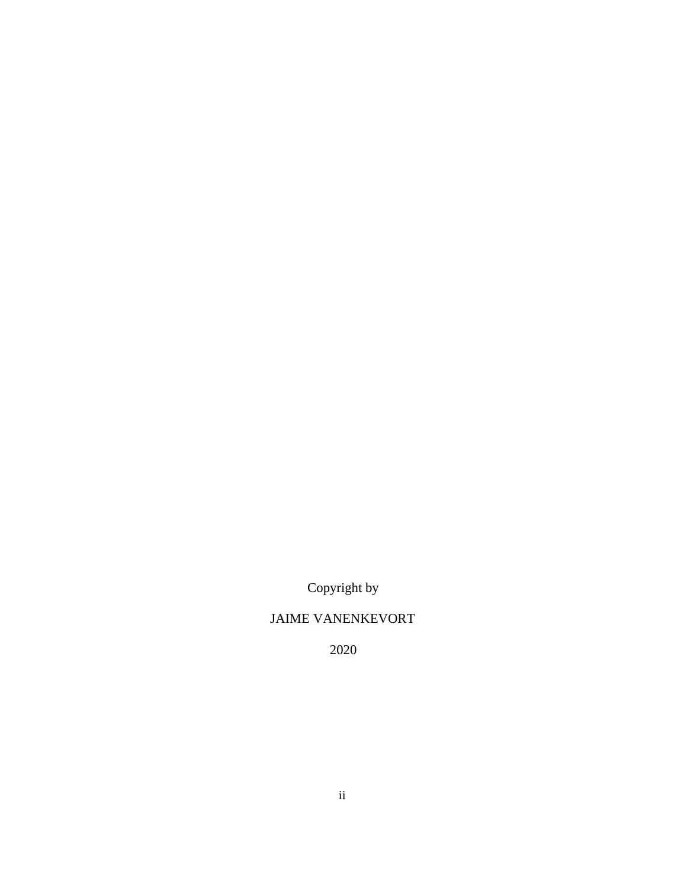Copyright by

JAIME VANENKEVORT

2020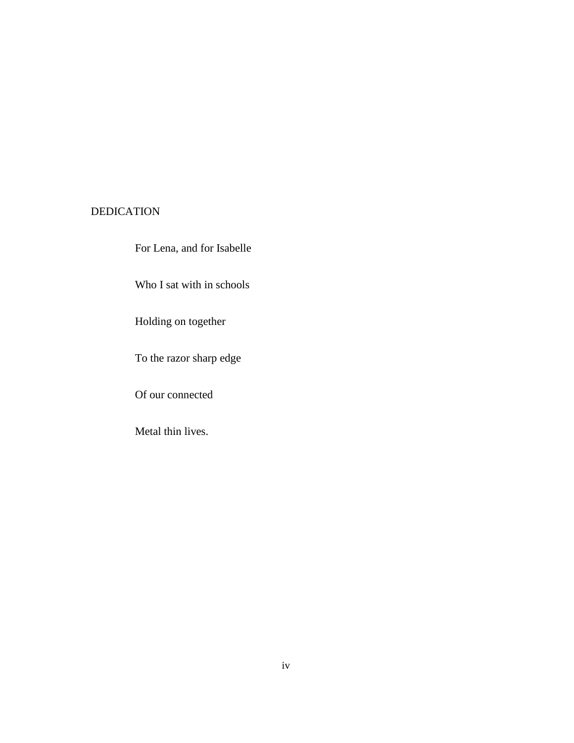# DEDICATION

For Lena, and for Isabelle

Who I sat with in schools

Holding on together

To the razor sharp edge

Of our connected

Metal thin lives.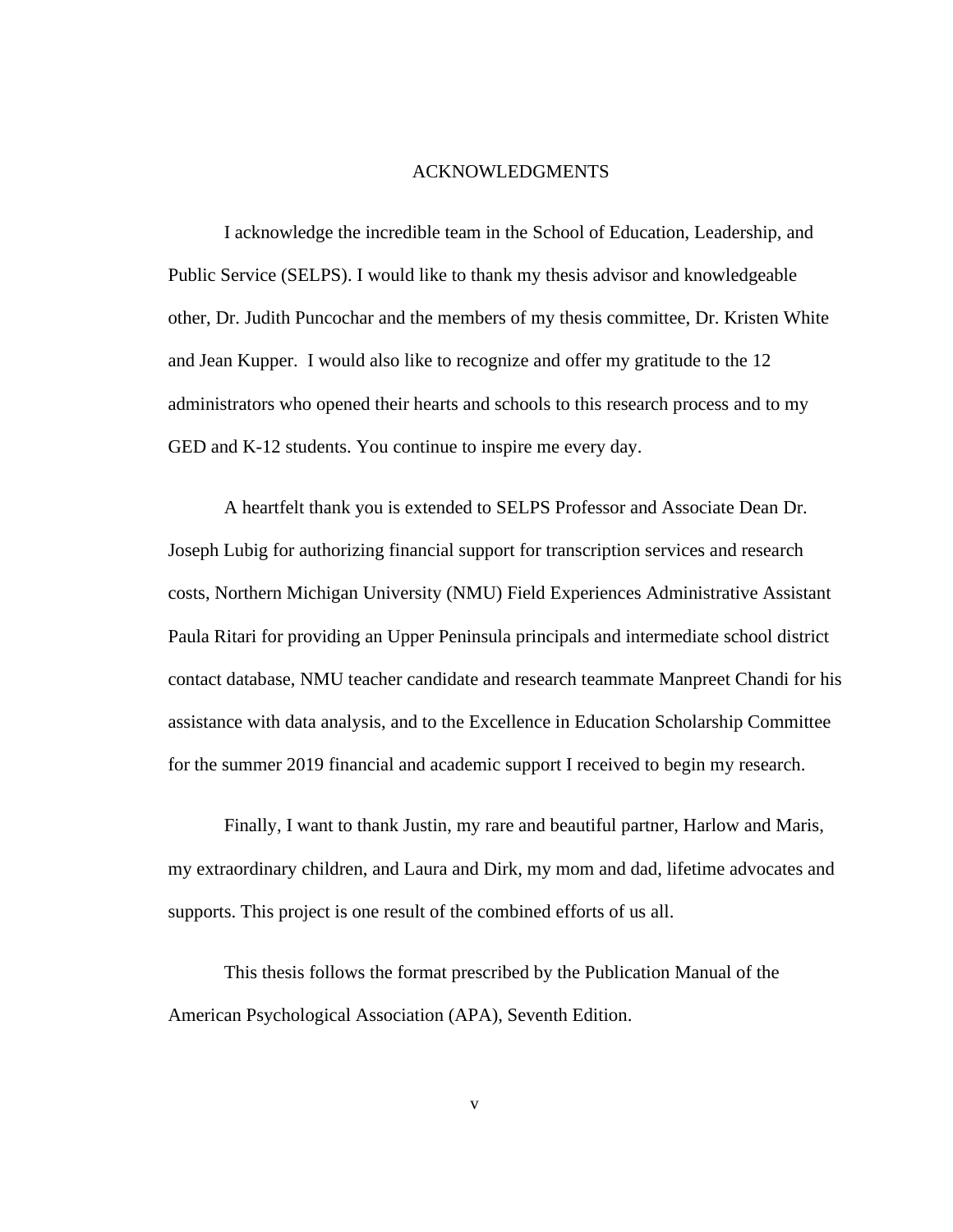# ACKNOWLEDGMENTS

I acknowledge the incredible team in the School of Education, Leadership, and Public Service (SELPS). I would like to thank my thesis advisor and knowledgeable other, Dr. Judith Puncochar and the members of my thesis committee, Dr. Kristen White and Jean Kupper. I would also like to recognize and offer my gratitude to the 12 administrators who opened their hearts and schools to this research process and to my GED and K-12 students. You continue to inspire me every day.

A heartfelt thank you is extended to SELPS Professor and Associate Dean Dr. Joseph Lubig for authorizing financial support for transcription services and research costs, Northern Michigan University (NMU) Field Experiences Administrative Assistant Paula Ritari for providing an Upper Peninsula principals and intermediate school district contact database, NMU teacher candidate and research teammate Manpreet Chandi for his assistance with data analysis, and to the Excellence in Education Scholarship Committee for the summer 2019 financial and academic support I received to begin my research.

Finally, I want to thank Justin, my rare and beautiful partner, Harlow and Maris, my extraordinary children, and Laura and Dirk, my mom and dad, lifetime advocates and supports. This project is one result of the combined efforts of us all.

This thesis follows the format prescribed by the Publication Manual of the American Psychological Association (APA), Seventh Edition.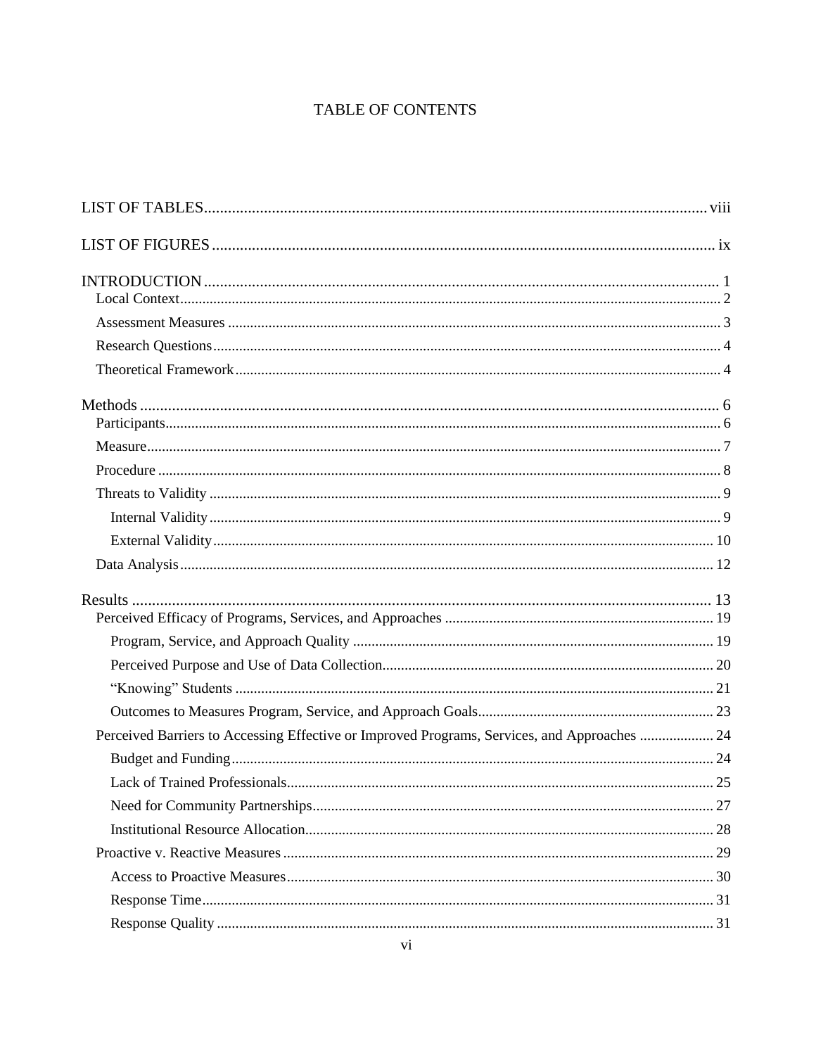# TABLE OF CONTENTS

LIST OF TABLES ........ viii

LIST OF FIGURES ........ ix

INTRODUCTION ........ 1
- Local Context ........ 2
- Assessment Measures ........ 3
- Research Questions ........ 4
- Theoretical Framework ........ 4

Methods ........ 6
- Participants ........ 6
- Measure ........ 7
- Procedure ........ 8
- Threats to Validity ........ 9
  - Internal Validity ........ 9
  - External Validity ........ 10
- Data Analysis ........ 12

Results ........ 13
- Perceived Efficacy of Programs, Services, and Approaches ........ 19
  - Program, Service, and Approach Quality ........ 19
  - Perceived Purpose and Use of Data Collection ........ 20
  - "Knowing" Students ........ 21
  - Outcomes to Measures Program, Service, and Approach Goals ........ 23
- Perceived Barriers to Accessing Effective or Improved Programs, Services, and Approaches ........ 24
  - Budget and Funding ........ 24
  - Lack of Trained Professionals ........ 25
  - Need for Community Partnerships ........ 27
  - Institutional Resource Allocation ........ 28
- Proactive v. Reactive Measures ........ 29
  - Access to Proactive Measures ........ 30
  - Response Time ........ 31
  - Response Quality ........ 31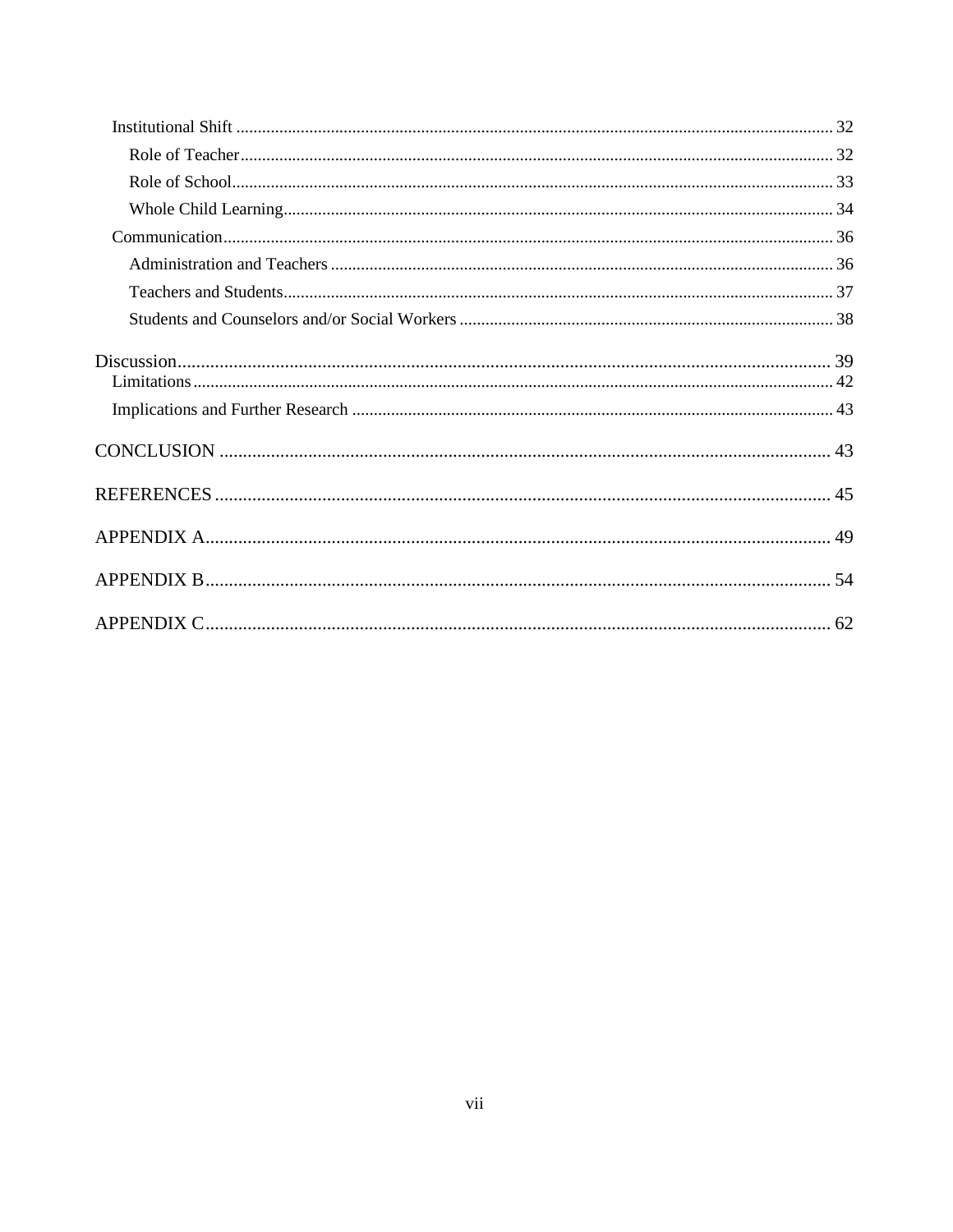Institutional Shift ........................................................................................................................... 32

Role of Teacher ........................................................................................................................... 32

Role of School ............................................................................................................................. 33

Whole Child Learning ................................................................................................................. 34

Communication ............................................................................................................................... 36

Administration and Teachers ...................................................................................................... 36

Teachers and Students ................................................................................................................. 37

Students and Counselors and/or Social Workers ........................................................................ 38

Discussion ............................................................................................................................................. 39

Limitations ..................................................................................................................................... 42

Implications and Further Research ................................................................................................ 43

CONCLUSION ................................................................................................................................... 43

REFERENCES .................................................................................................................................... 45

APPENDIX A ...................................................................................................................................... 49

APPENDIX B ...................................................................................................................................... 54

APPENDIX C ...................................................................................................................................... 62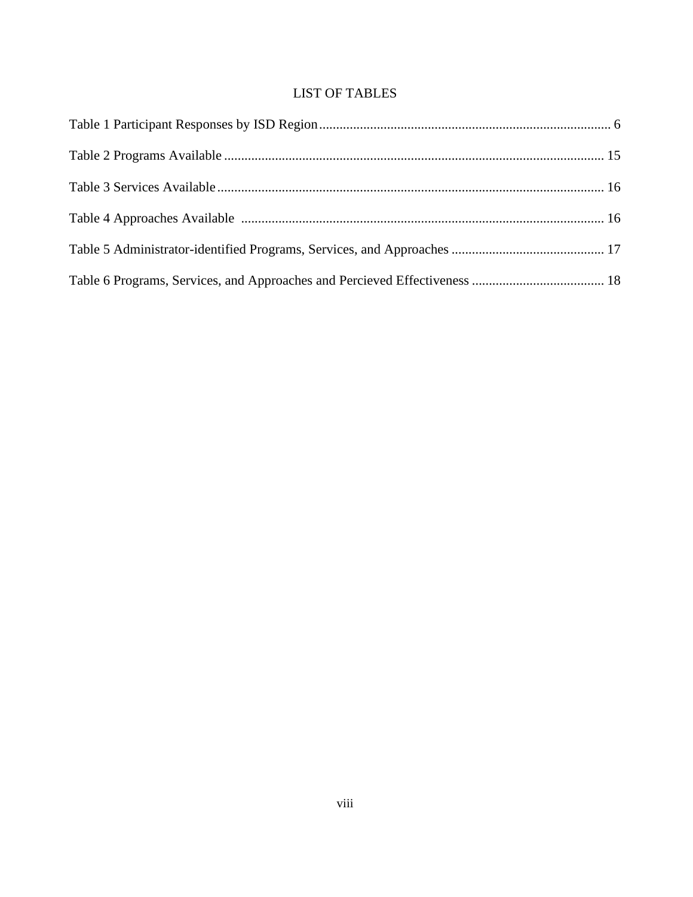# LIST OF TABLES

Table 1 Participant Responses by ISD Region ........................................................................................ 6

Table 2 Programs Available ................................................................................................................ 15

Table 3 Services Available .................................................................................................................. 16

Table 4 Approaches Available ............................................................................................................ 16

Table 5 Administrator-identified Programs, Services, and Approaches ............................................. 17

Table 6 Programs, Services, and Approaches and Percieved Effectiveness ....................................... 18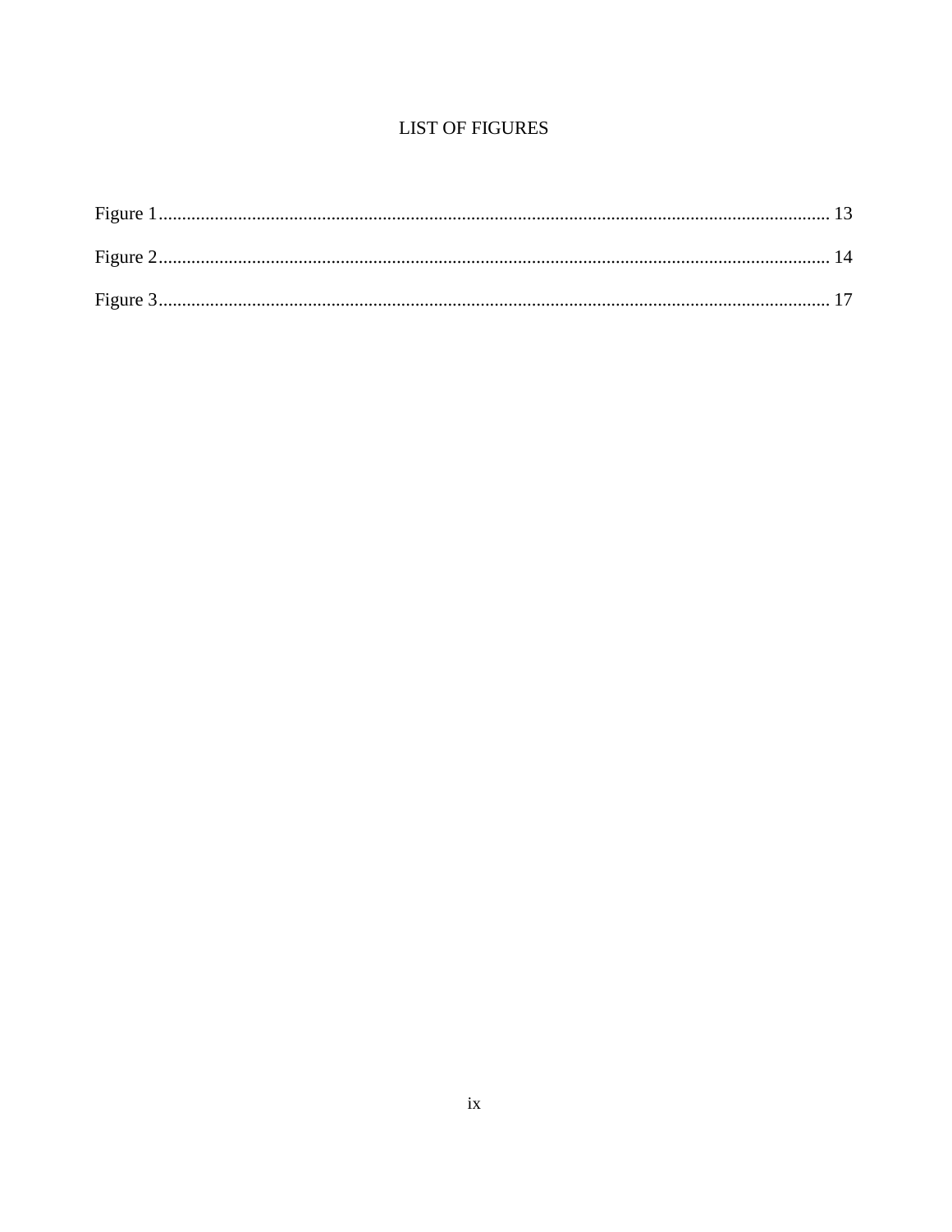# LIST OF FIGURES

Figure 1 .......... 13

Figure 2 .......... 14

Figure 3 .......... 17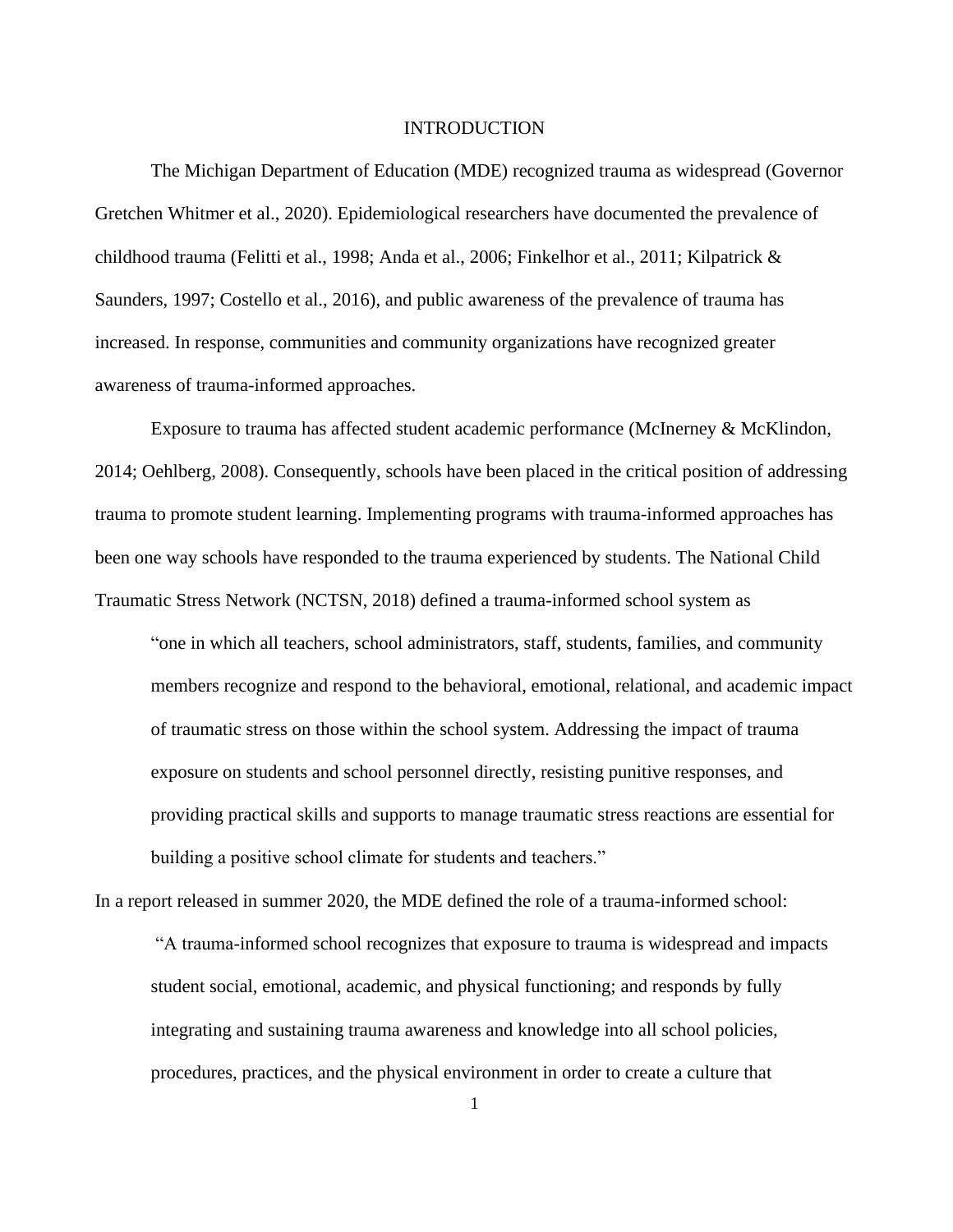# INTRODUCTION

The Michigan Department of Education (MDE) recognized trauma as widespread (Governor Gretchen Whitmer et al., 2020). Epidemiological researchers have documented the prevalence of childhood trauma (Felitti et al., 1998; Anda et al., 2006; Finkelhor et al., 2011; Kilpatrick & Saunders, 1997; Costello et al., 2016), and public awareness of the prevalence of trauma has increased. In response, communities and community organizations have recognized greater awareness of trauma-informed approaches.

Exposure to trauma has affected student academic performance (McInerney & McKlindon, 2014; Oehlberg, 2008). Consequently, schools have been placed in the critical position of addressing trauma to promote student learning. Implementing programs with trauma-informed approaches has been one way schools have responded to the trauma experienced by students. The National Child Traumatic Stress Network (NCTSN, 2018) defined a trauma-informed school system as

> "one in which all teachers, school administrators, staff, students, families, and community members recognize and respond to the behavioral, emotional, relational, and academic impact of traumatic stress on those within the school system. Addressing the impact of trauma exposure on students and school personnel directly, resisting punitive responses, and providing practical skills and supports to manage traumatic stress reactions are essential for building a positive school climate for students and teachers."

In a report released in summer 2020, the MDE defined the role of a trauma-informed school:

> "A trauma-informed school recognizes that exposure to trauma is widespread and impacts student social, emotional, academic, and physical functioning; and responds by fully integrating and sustaining trauma awareness and knowledge into all school policies, procedures, practices, and the physical environment in order to create a culture that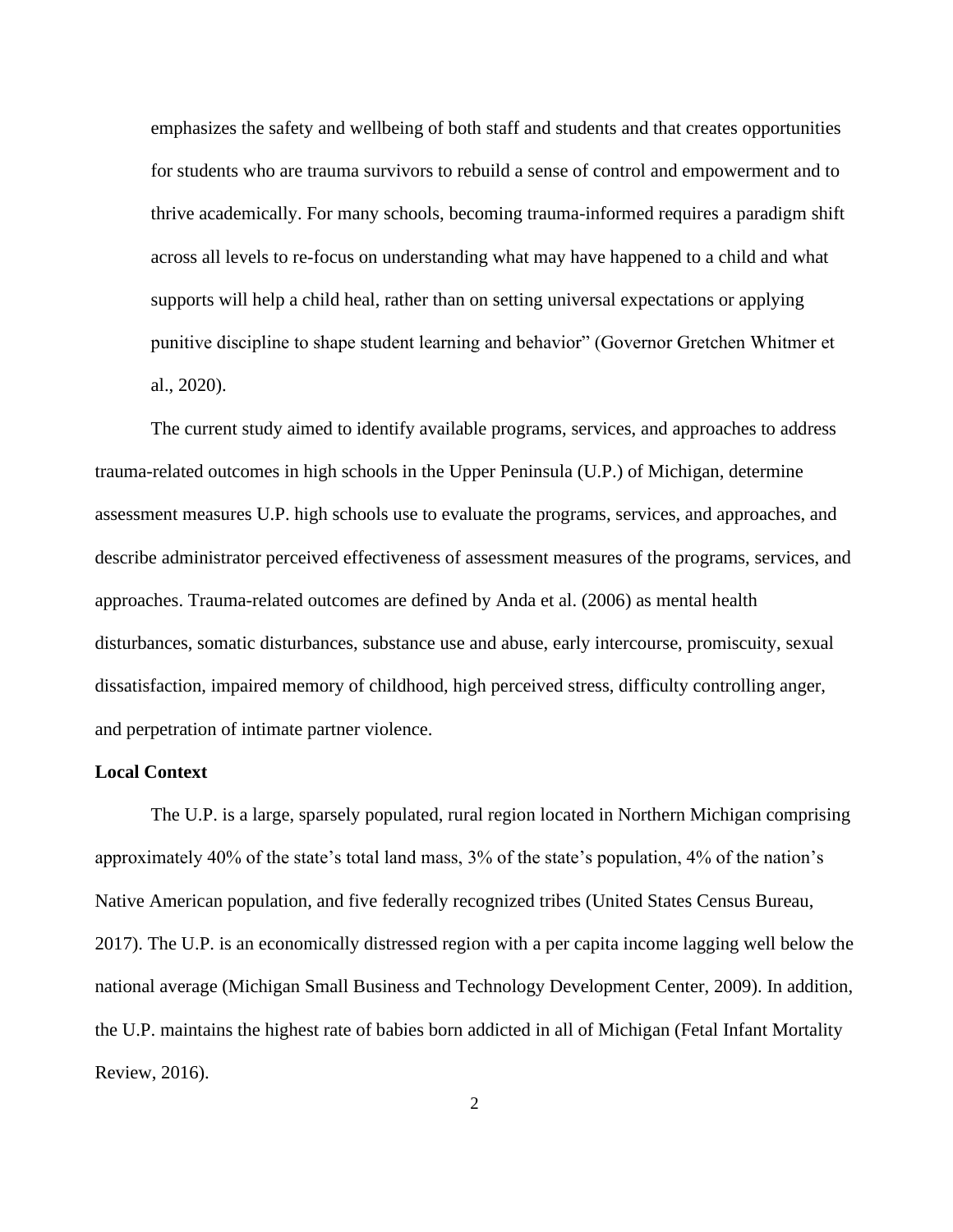> emphasizes the safety and wellbeing of both staff and students and that creates opportunities for students who are trauma survivors to rebuild a sense of control and empowerment and to thrive academically. For many schools, becoming trauma-informed requires a paradigm shift across all levels to re-focus on understanding what may have happened to a child and what supports will help a child heal, rather than on setting universal expectations or applying punitive discipline to shape student learning and behavior" (Governor Gretchen Whitmer et al., 2020).

The current study aimed to identify available programs, services, and approaches to address trauma-related outcomes in high schools in the Upper Peninsula (U.P.) of Michigan, determine assessment measures U.P. high schools use to evaluate the programs, services, and approaches, and describe administrator perceived effectiveness of assessment measures of the programs, services, and approaches. Trauma-related outcomes are defined by Anda et al. (2006) as mental health disturbances, somatic disturbances, substance use and abuse, early intercourse, promiscuity, sexual dissatisfaction, impaired memory of childhood, high perceived stress, difficulty controlling anger, and perpetration of intimate partner violence.

**Local Context**

The U.P. is a large, sparsely populated, rural region located in Northern Michigan comprising approximately 40% of the state's total land mass, 3% of the state's population, 4% of the nation's Native American population, and five federally recognized tribes (United States Census Bureau, 2017). The U.P. is an economically distressed region with a per capita income lagging well below the national average (Michigan Small Business and Technology Development Center, 2009). In addition, the U.P. maintains the highest rate of babies born addicted in all of Michigan (Fetal Infant Mortality Review, 2016).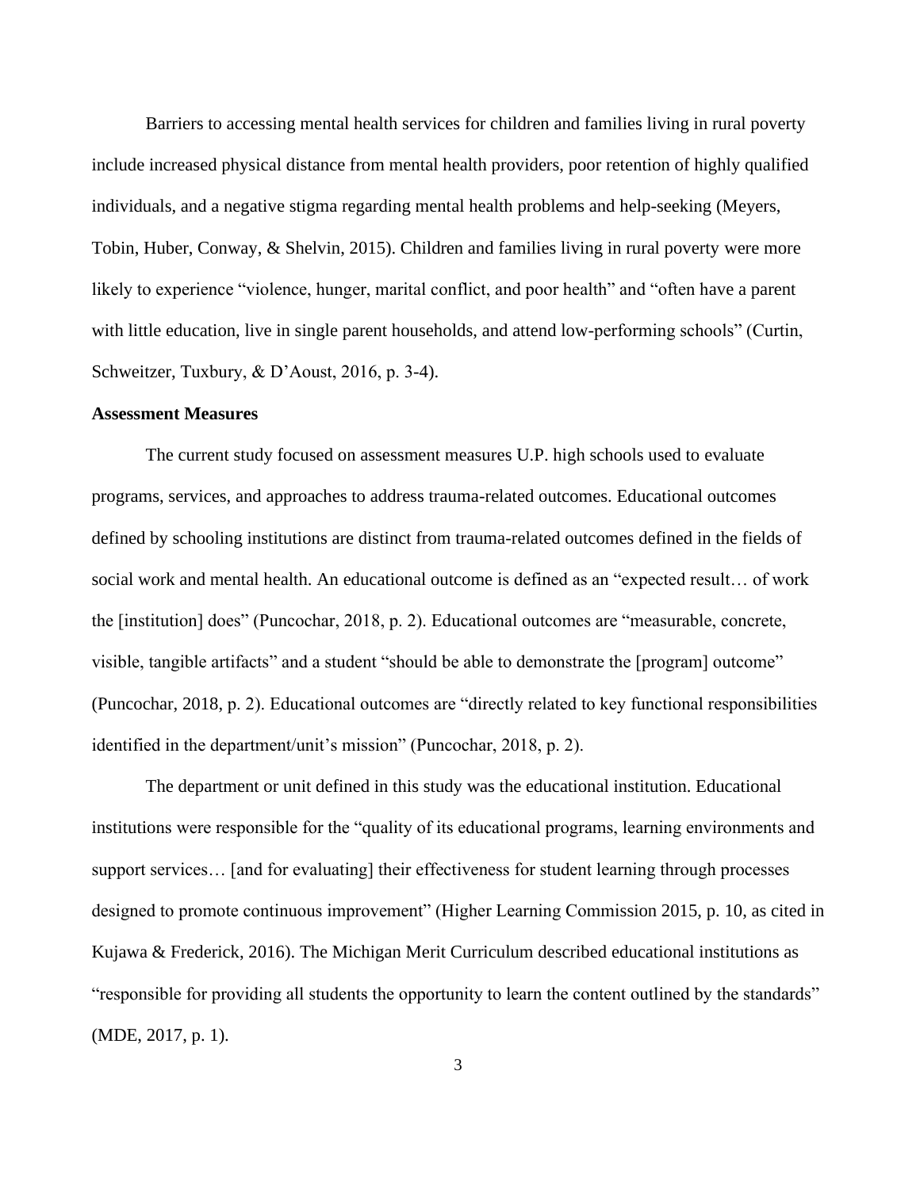Barriers to accessing mental health services for children and families living in rural poverty include increased physical distance from mental health providers, poor retention of highly qualified individuals, and a negative stigma regarding mental health problems and help-seeking (Meyers, Tobin, Huber, Conway, & Shelvin, 2015). Children and families living in rural poverty were more likely to experience "violence, hunger, marital conflict, and poor health" and "often have a parent with little education, live in single parent households, and attend low-performing schools" (Curtin, Schweitzer, Tuxbury, & D'Aoust, 2016, p. 3-4).

**Assessment Measures**

The current study focused on assessment measures U.P. high schools used to evaluate programs, services, and approaches to address trauma-related outcomes. Educational outcomes defined by schooling institutions are distinct from trauma-related outcomes defined in the fields of social work and mental health. An educational outcome is defined as an "expected result… of work the [institution] does" (Puncochar, 2018, p. 2). Educational outcomes are "measurable, concrete, visible, tangible artifacts" and a student "should be able to demonstrate the [program] outcome" (Puncochar, 2018, p. 2). Educational outcomes are "directly related to key functional responsibilities identified in the department/unit's mission" (Puncochar, 2018, p. 2).

The department or unit defined in this study was the educational institution. Educational institutions were responsible for the "quality of its educational programs, learning environments and support services… [and for evaluating] their effectiveness for student learning through processes designed to promote continuous improvement" (Higher Learning Commission 2015, p. 10, as cited in Kujawa & Frederick, 2016). The Michigan Merit Curriculum described educational institutions as "responsible for providing all students the opportunity to learn the content outlined by the standards" (MDE, 2017, p. 1).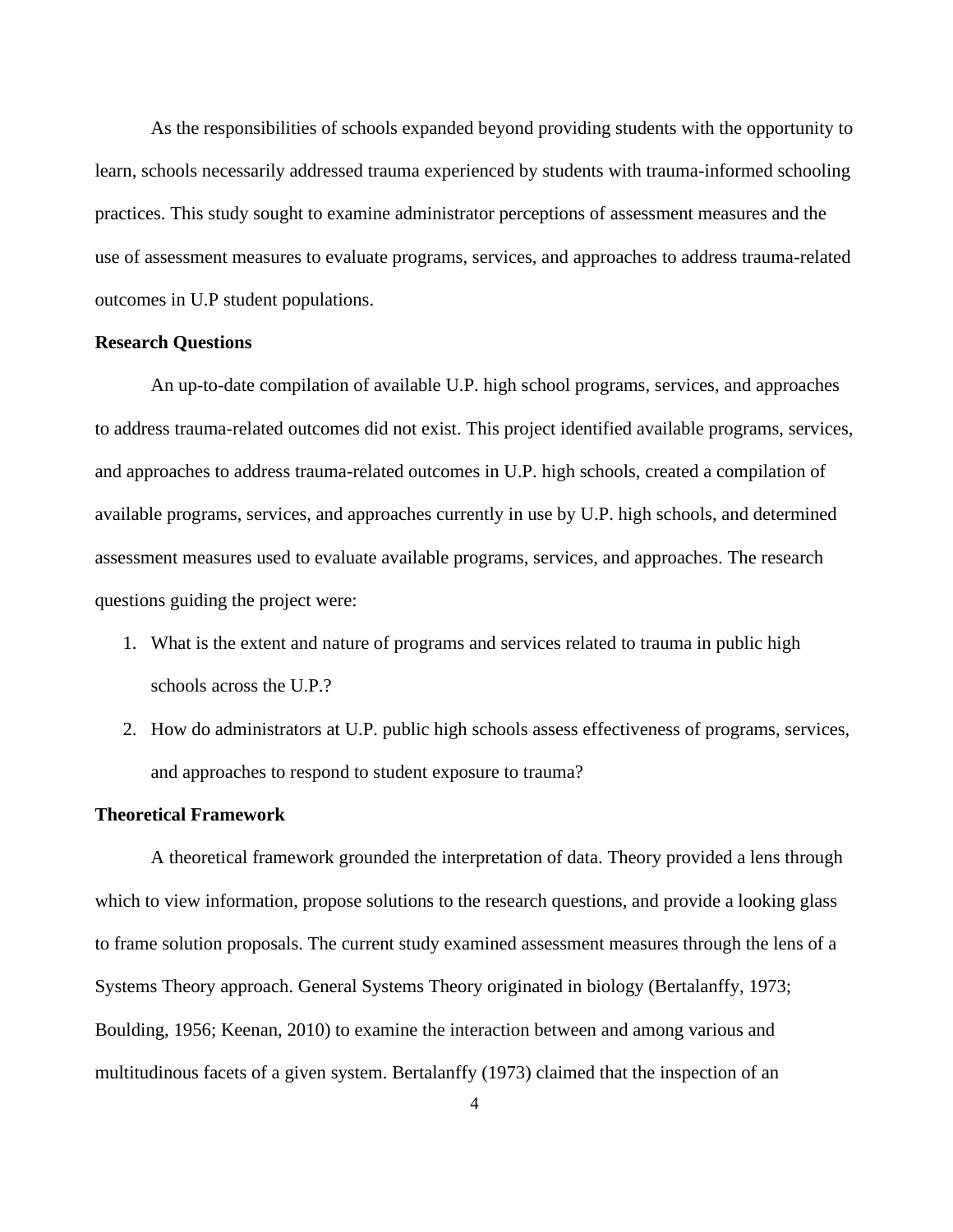As the responsibilities of schools expanded beyond providing students with the opportunity to learn, schools necessarily addressed trauma experienced by students with trauma-informed schooling practices. This study sought to examine administrator perceptions of assessment measures and the use of assessment measures to evaluate programs, services, and approaches to address trauma-related outcomes in U.P student populations.

**Research Questions**

An up-to-date compilation of available U.P. high school programs, services, and approaches to address trauma-related outcomes did not exist. This project identified available programs, services, and approaches to address trauma-related outcomes in U.P. high schools, created a compilation of available programs, services, and approaches currently in use by U.P. high schools, and determined assessment measures used to evaluate available programs, services, and approaches. The research questions guiding the project were:

1. What is the extent and nature of programs and services related to trauma in public high schools across the U.P.?
2. How do administrators at U.P. public high schools assess effectiveness of programs, services, and approaches to respond to student exposure to trauma?

**Theoretical Framework**

A theoretical framework grounded the interpretation of data. Theory provided a lens through which to view information, propose solutions to the research questions, and provide a looking glass to frame solution proposals. The current study examined assessment measures through the lens of a Systems Theory approach. General Systems Theory originated in biology (Bertalanffy, 1973; Boulding, 1956; Keenan, 2010) to examine the interaction between and among various and multitudinous facets of a given system. Bertalanffy (1973) claimed that the inspection of an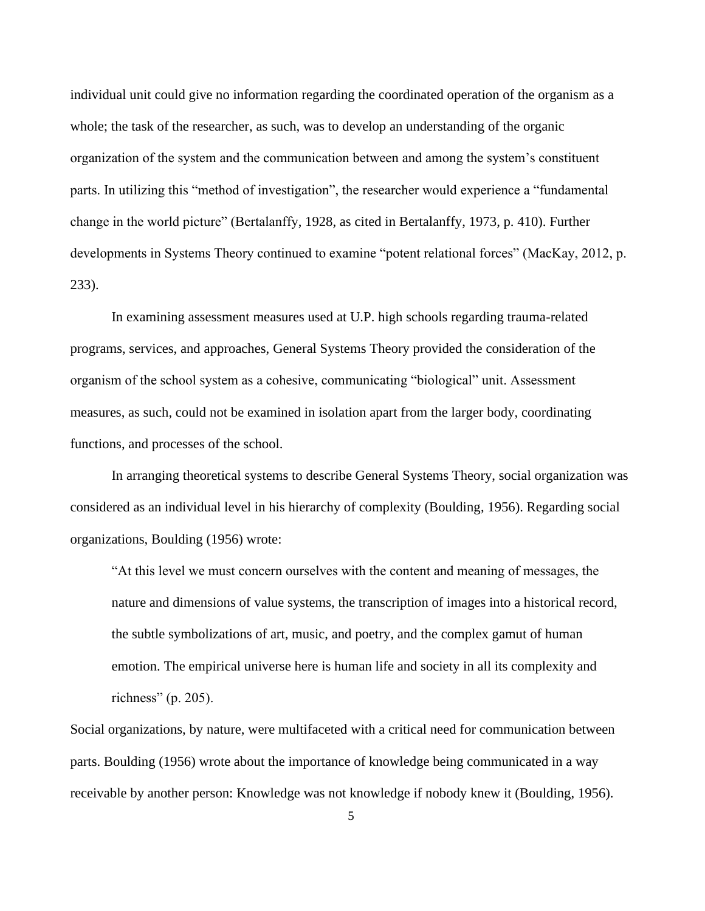individual unit could give no information regarding the coordinated operation of the organism as a whole; the task of the researcher, as such, was to develop an understanding of the organic organization of the system and the communication between and among the system's constituent parts. In utilizing this "method of investigation", the researcher would experience a "fundamental change in the world picture" (Bertalanffy, 1928, as cited in Bertalanffy, 1973, p. 410). Further developments in Systems Theory continued to examine "potent relational forces" (MacKay, 2012, p. 233).

In examining assessment measures used at U.P. high schools regarding trauma-related programs, services, and approaches, General Systems Theory provided the consideration of the organism of the school system as a cohesive, communicating "biological" unit. Assessment measures, as such, could not be examined in isolation apart from the larger body, coordinating functions, and processes of the school.

In arranging theoretical systems to describe General Systems Theory, social organization was considered as an individual level in his hierarchy of complexity (Boulding, 1956). Regarding social organizations, Boulding (1956) wrote:

> "At this level we must concern ourselves with the content and meaning of messages, the nature and dimensions of value systems, the transcription of images into a historical record, the subtle symbolizations of art, music, and poetry, and the complex gamut of human emotion. The empirical universe here is human life and society in all its complexity and richness" (p. 205).

Social organizations, by nature, were multifaceted with a critical need for communication between parts. Boulding (1956) wrote about the importance of knowledge being communicated in a way receivable by another person: Knowledge was not knowledge if nobody knew it (Boulding, 1956).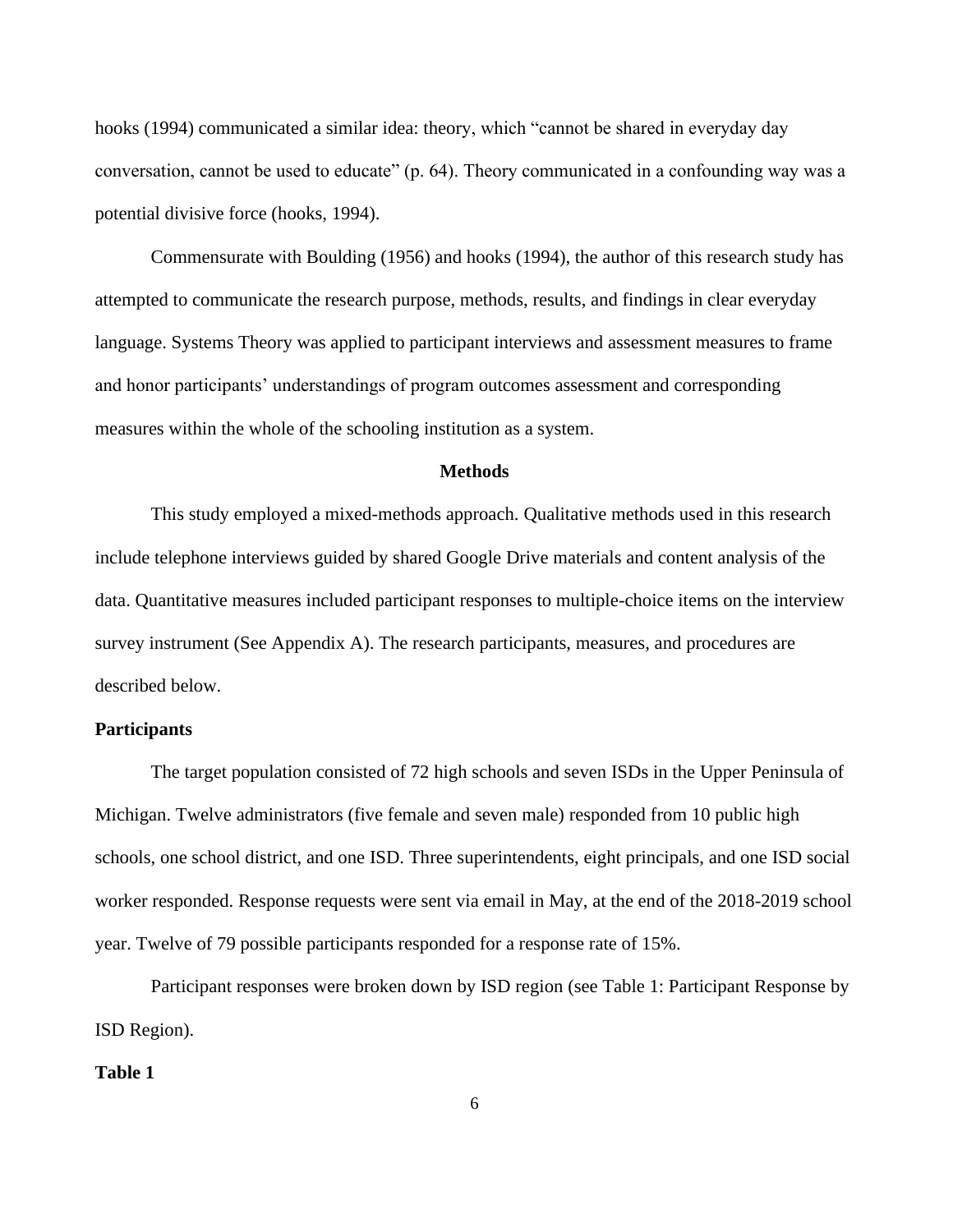hooks (1994) communicated a similar idea: theory, which "cannot be shared in everyday day conversation, cannot be used to educate" (p. 64). Theory communicated in a confounding way was a potential divisive force (hooks, 1994).

Commensurate with Boulding (1956) and hooks (1994), the author of this research study has attempted to communicate the research purpose, methods, results, and findings in clear everyday language. Systems Theory was applied to participant interviews and assessment measures to frame and honor participants' understandings of program outcomes assessment and corresponding measures within the whole of the schooling institution as a system.

## Methods

This study employed a mixed-methods approach. Qualitative methods used in this research include telephone interviews guided by shared Google Drive materials and content analysis of the data. Quantitative measures included participant responses to multiple-choice items on the interview survey instrument (See Appendix A). The research participants, measures, and procedures are described below.

### Participants

The target population consisted of 72 high schools and seven ISDs in the Upper Peninsula of Michigan. Twelve administrators (five female and seven male) responded from 10 public high schools, one school district, and one ISD. Three superintendents, eight principals, and one ISD social worker responded. Response requests were sent via email in May, at the end of the 2018-2019 school year. Twelve of 79 possible participants responded for a response rate of 15%.

Participant responses were broken down by ISD region (see Table 1: Participant Response by ISD Region).

**Table 1**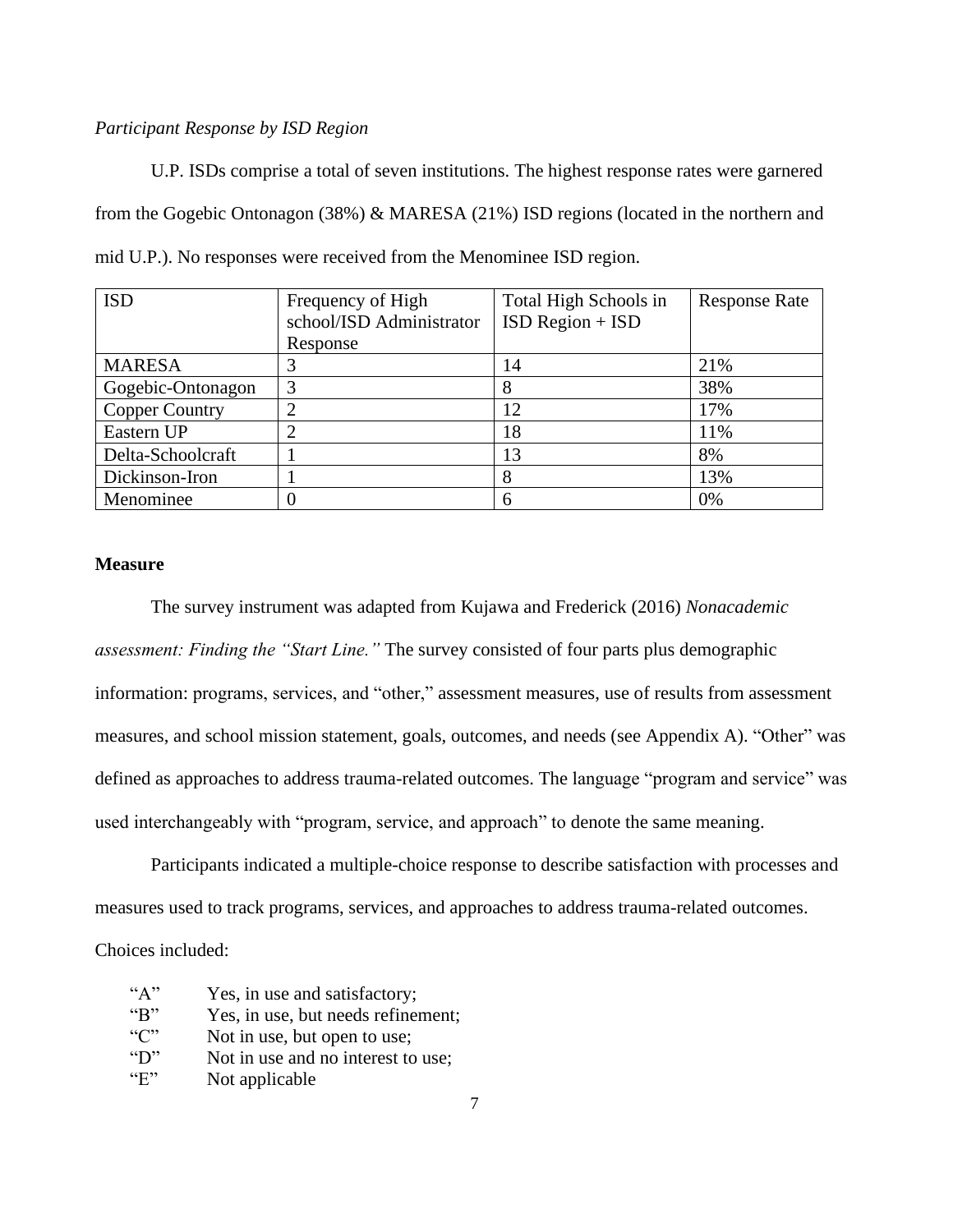*Participant Response by ISD Region*

U.P. ISDs comprise a total of seven institutions. The highest response rates were garnered from the Gogebic Ontonagon (38%) & MARESA (21%) ISD regions (located in the northern and mid U.P.). No responses were received from the Menominee ISD region.

| ISD | Frequency of High school/ISD Administrator Response | Total High Schools in ISD Region + ISD | Response Rate |
|---|---|---|---|
| MARESA | 3 | 14 | 21% |
| Gogebic-Ontonagon | 3 | 8 | 38% |
| Copper Country | 2 | 12 | 17% |
| Eastern UP | 2 | 18 | 11% |
| Delta-Schoolcraft | 1 | 13 | 8% |
| Dickinson-Iron | 1 | 8 | 13% |
| Menominee | 0 | 6 | 0% |

**Measure**

The survey instrument was adapted from Kujawa and Frederick (2016) *Nonacademic assessment: Finding the "Start Line."* The survey consisted of four parts plus demographic information: programs, services, and "other," assessment measures, use of results from assessment measures, and school mission statement, goals, outcomes, and needs (see Appendix A). "Other" was defined as approaches to address trauma-related outcomes. The language "program and service" was used interchangeably with "program, service, and approach" to denote the same meaning.

Participants indicated a multiple-choice response to describe satisfaction with processes and measures used to track programs, services, and approaches to address trauma-related outcomes. Choices included:

"A" Yes, in use and satisfactory;
"B" Yes, in use, but needs refinement;
"C" Not in use, but open to use;
"D" Not in use and no interest to use;
"E" Not applicable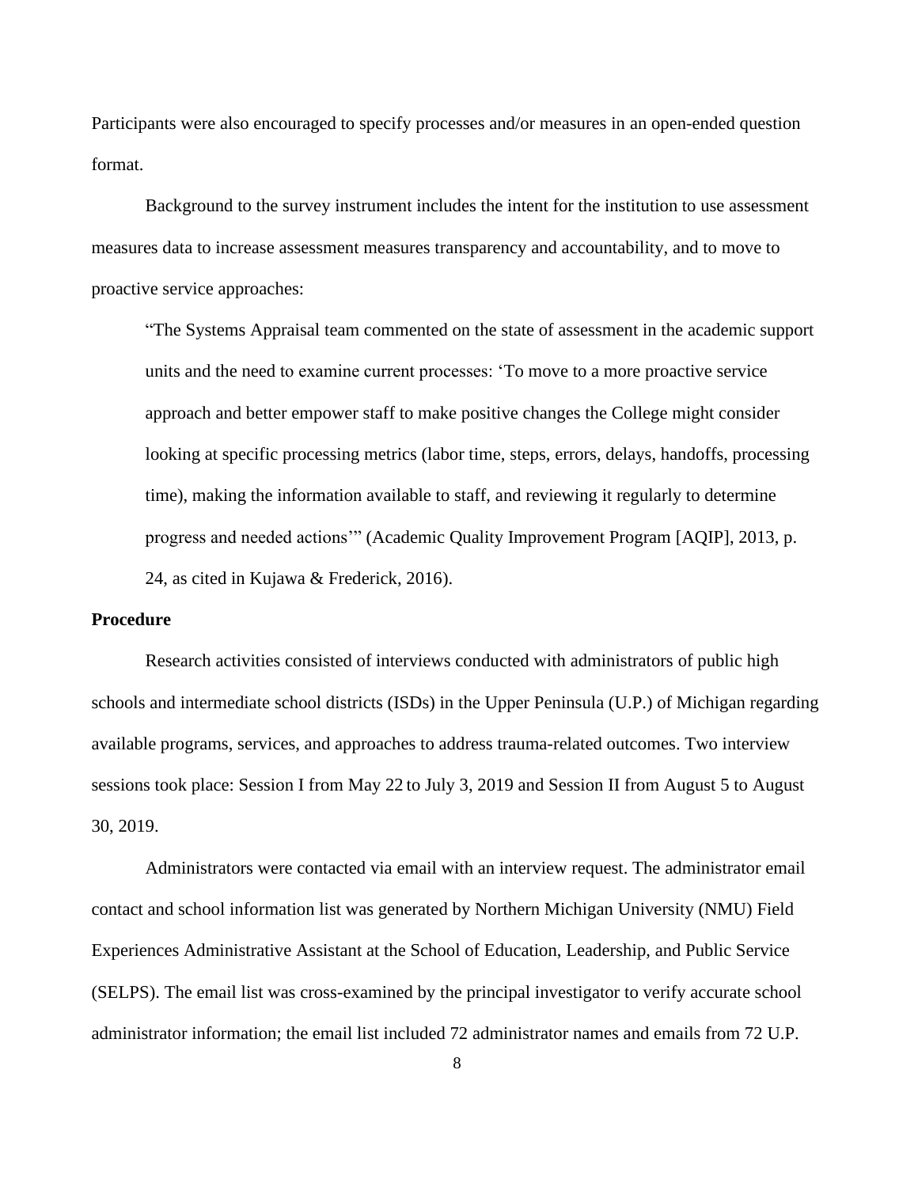Participants were also encouraged to specify processes and/or measures in an open-ended question format.

Background to the survey instrument includes the intent for the institution to use assessment measures data to increase assessment measures transparency and accountability, and to move to proactive service approaches:

> "The Systems Appraisal team commented on the state of assessment in the academic support units and the need to examine current processes: 'To move to a more proactive service approach and better empower staff to make positive changes the College might consider looking at specific processing metrics (labor time, steps, errors, delays, handoffs, processing time), making the information available to staff, and reviewing it regularly to determine progress and needed actions'" (Academic Quality Improvement Program [AQIP], 2013, p. 24, as cited in Kujawa & Frederick, 2016).

**Procedure**

Research activities consisted of interviews conducted with administrators of public high schools and intermediate school districts (ISDs) in the Upper Peninsula (U.P.) of Michigan regarding available programs, services, and approaches to address trauma-related outcomes. Two interview sessions took place: Session I from May 22 to July 3, 2019 and Session II from August 5 to August 30, 2019.

Administrators were contacted via email with an interview request. The administrator email contact and school information list was generated by Northern Michigan University (NMU) Field Experiences Administrative Assistant at the School of Education, Leadership, and Public Service (SELPS). The email list was cross-examined by the principal investigator to verify accurate school administrator information; the email list included 72 administrator names and emails from 72 U.P.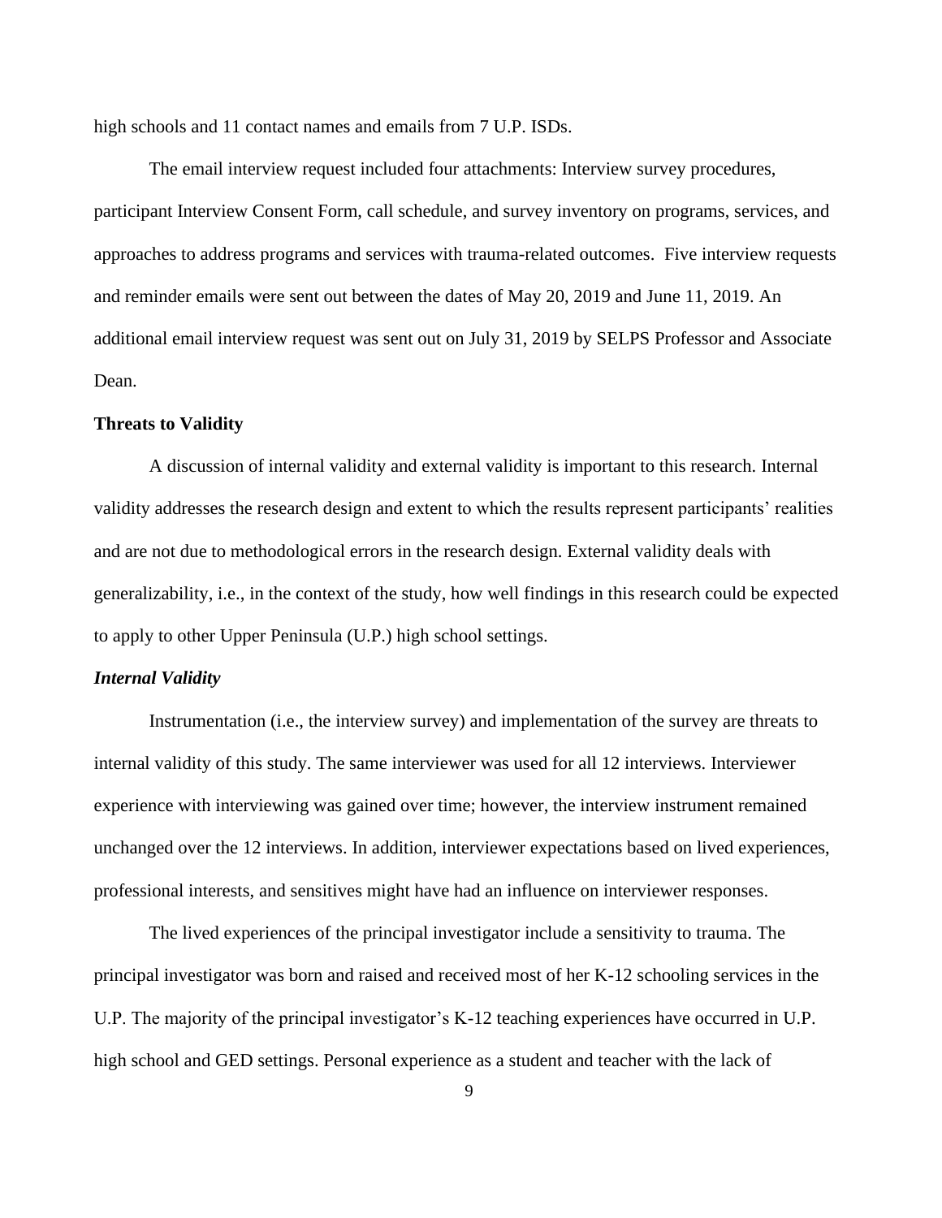high schools and 11 contact names and emails from 7 U.P. ISDs.

The email interview request included four attachments: Interview survey procedures, participant Interview Consent Form, call schedule, and survey inventory on programs, services, and approaches to address programs and services with trauma-related outcomes. Five interview requests and reminder emails were sent out between the dates of May 20, 2019 and June 11, 2019. An additional email interview request was sent out on July 31, 2019 by SELPS Professor and Associate Dean.

**Threats to Validity**

A discussion of internal validity and external validity is important to this research. Internal validity addresses the research design and extent to which the results represent participants' realities and are not due to methodological errors in the research design. External validity deals with generalizability, i.e., in the context of the study, how well findings in this research could be expected to apply to other Upper Peninsula (U.P.) high school settings.

***Internal Validity***

Instrumentation (i.e., the interview survey) and implementation of the survey are threats to internal validity of this study. The same interviewer was used for all 12 interviews. Interviewer experience with interviewing was gained over time; however, the interview instrument remained unchanged over the 12 interviews. In addition, interviewer expectations based on lived experiences, professional interests, and sensitives might have had an influence on interviewer responses.

The lived experiences of the principal investigator include a sensitivity to trauma. The principal investigator was born and raised and received most of her K-12 schooling services in the U.P. The majority of the principal investigator's K-12 teaching experiences have occurred in U.P. high school and GED settings. Personal experience as a student and teacher with the lack of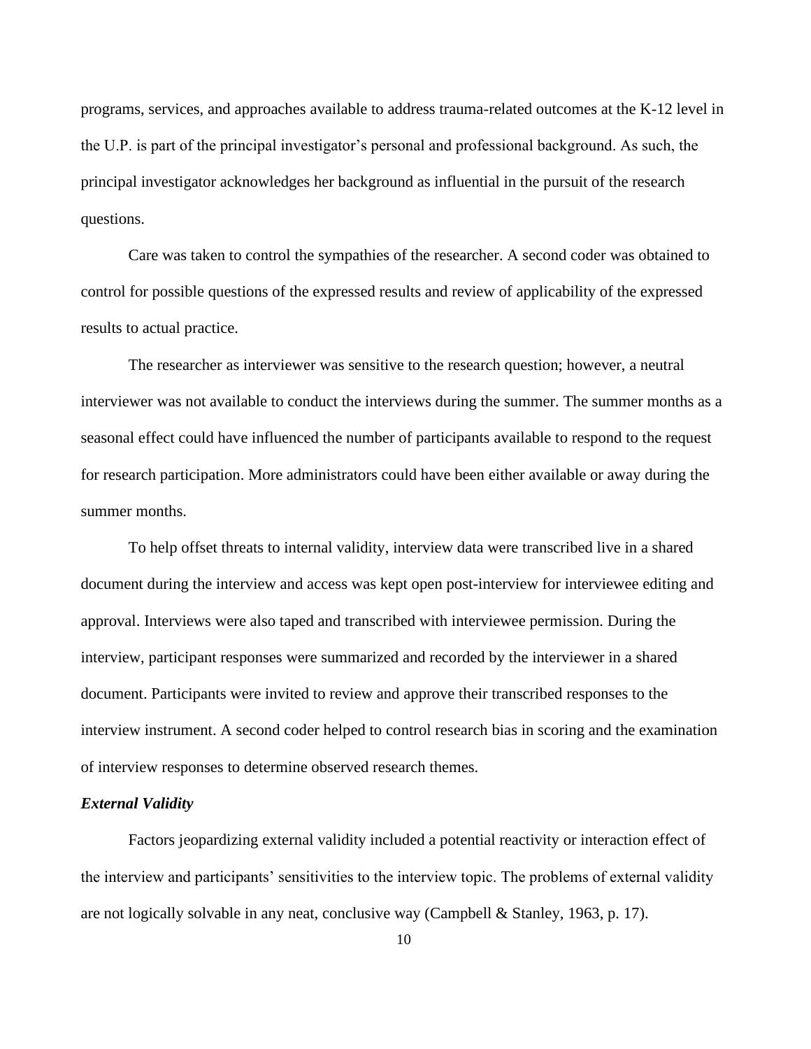programs, services, and approaches available to address trauma-related outcomes at the K-12 level in the U.P. is part of the principal investigator's personal and professional background. As such, the principal investigator acknowledges her background as influential in the pursuit of the research questions.

Care was taken to control the sympathies of the researcher. A second coder was obtained to control for possible questions of the expressed results and review of applicability of the expressed results to actual practice.

The researcher as interviewer was sensitive to the research question; however, a neutral interviewer was not available to conduct the interviews during the summer. The summer months as a seasonal effect could have influenced the number of participants available to respond to the request for research participation. More administrators could have been either available or away during the summer months.

To help offset threats to internal validity, interview data were transcribed live in a shared document during the interview and access was kept open post-interview for interviewee editing and approval. Interviews were also taped and transcribed with interviewee permission. During the interview, participant responses were summarized and recorded by the interviewer in a shared document. Participants were invited to review and approve their transcribed responses to the interview instrument. A second coder helped to control research bias in scoring and the examination of interview responses to determine observed research themes.

### *External Validity*

Factors jeopardizing external validity included a potential reactivity or interaction effect of the interview and participants' sensitivities to the interview topic. The problems of external validity are not logically solvable in any neat, conclusive way (Campbell & Stanley, 1963, p. 17).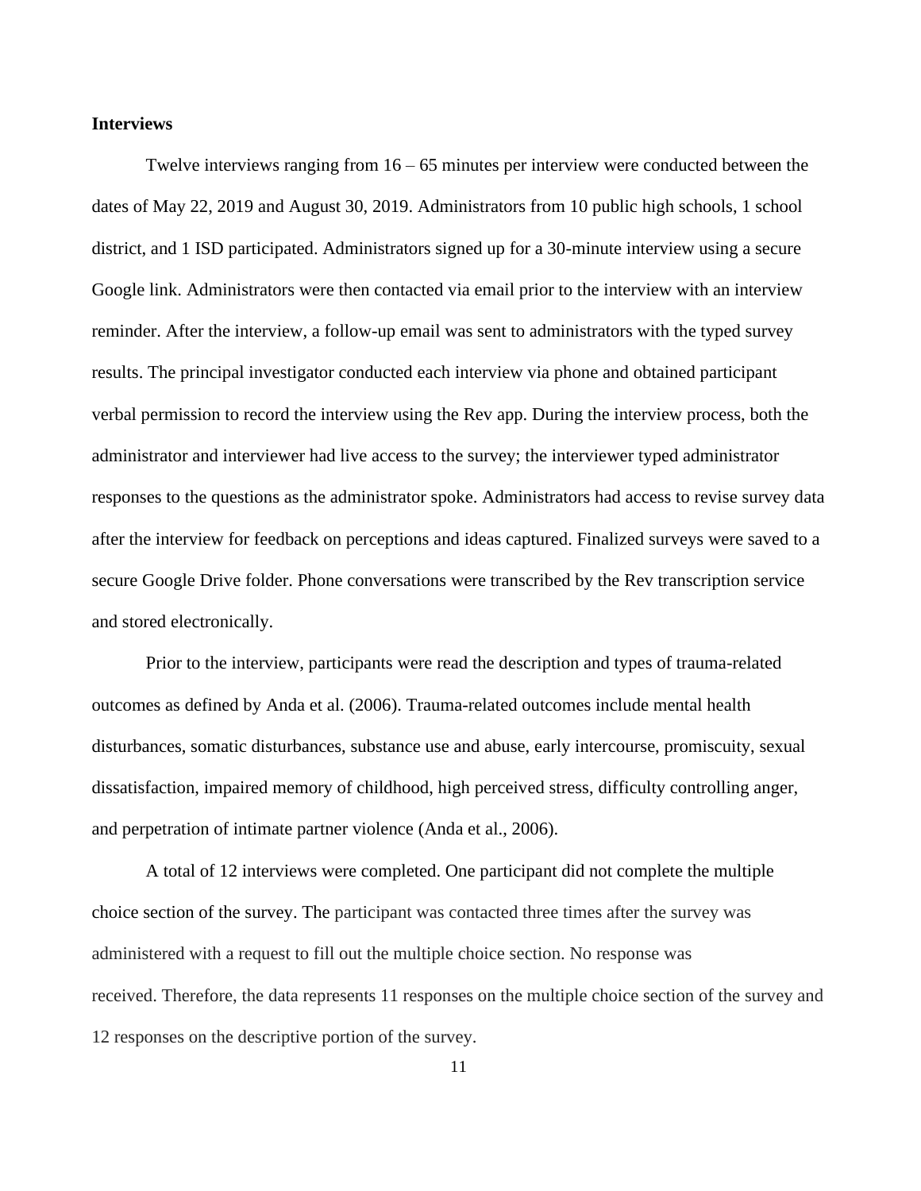**Interviews**

Twelve interviews ranging from 16 – 65 minutes per interview were conducted between the dates of May 22, 2019 and August 30, 2019. Administrators from 10 public high schools, 1 school district, and 1 ISD participated. Administrators signed up for a 30-minute interview using a secure Google link. Administrators were then contacted via email prior to the interview with an interview reminder. After the interview, a follow-up email was sent to administrators with the typed survey results. The principal investigator conducted each interview via phone and obtained participant verbal permission to record the interview using the Rev app. During the interview process, both the administrator and interviewer had live access to the survey; the interviewer typed administrator responses to the questions as the administrator spoke. Administrators had access to revise survey data after the interview for feedback on perceptions and ideas captured. Finalized surveys were saved to a secure Google Drive folder. Phone conversations were transcribed by the Rev transcription service and stored electronically.

Prior to the interview, participants were read the description and types of trauma-related outcomes as defined by Anda et al. (2006). Trauma-related outcomes include mental health disturbances, somatic disturbances, substance use and abuse, early intercourse, promiscuity, sexual dissatisfaction, impaired memory of childhood, high perceived stress, difficulty controlling anger, and perpetration of intimate partner violence (Anda et al., 2006).

A total of 12 interviews were completed. One participant did not complete the multiple choice section of the survey. The participant was contacted three times after the survey was administered with a request to fill out the multiple choice section. No response was received. Therefore, the data represents 11 responses on the multiple choice section of the survey and 12 responses on the descriptive portion of the survey.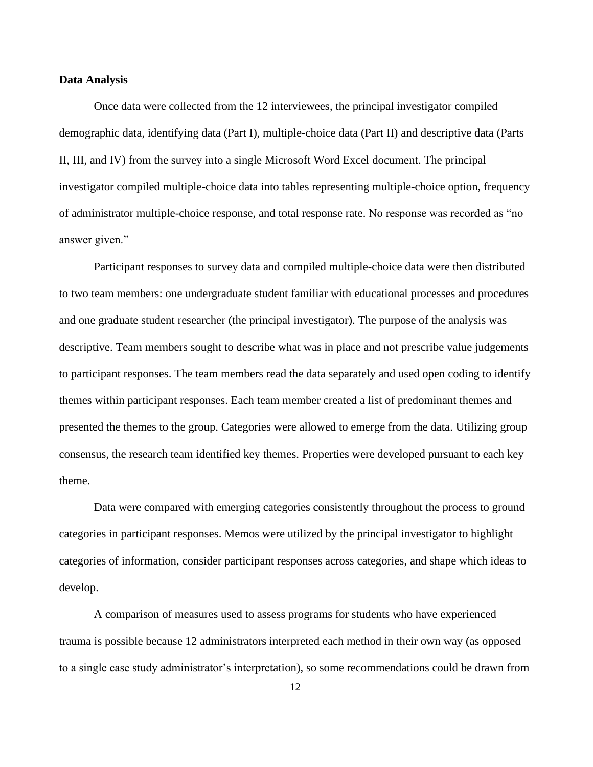**Data Analysis**

Once data were collected from the 12 interviewees, the principal investigator compiled demographic data, identifying data (Part I), multiple-choice data (Part II) and descriptive data (Parts II, III, and IV) from the survey into a single Microsoft Word Excel document. The principal investigator compiled multiple-choice data into tables representing multiple-choice option, frequency of administrator multiple-choice response, and total response rate. No response was recorded as "no answer given."

Participant responses to survey data and compiled multiple-choice data were then distributed to two team members: one undergraduate student familiar with educational processes and procedures and one graduate student researcher (the principal investigator). The purpose of the analysis was descriptive. Team members sought to describe what was in place and not prescribe value judgements to participant responses. The team members read the data separately and used open coding to identify themes within participant responses. Each team member created a list of predominant themes and presented the themes to the group. Categories were allowed to emerge from the data. Utilizing group consensus, the research team identified key themes. Properties were developed pursuant to each key theme.

Data were compared with emerging categories consistently throughout the process to ground categories in participant responses. Memos were utilized by the principal investigator to highlight categories of information, consider participant responses across categories, and shape which ideas to develop.

A comparison of measures used to assess programs for students who have experienced trauma is possible because 12 administrators interpreted each method in their own way (as opposed to a single case study administrator's interpretation), so some recommendations could be drawn from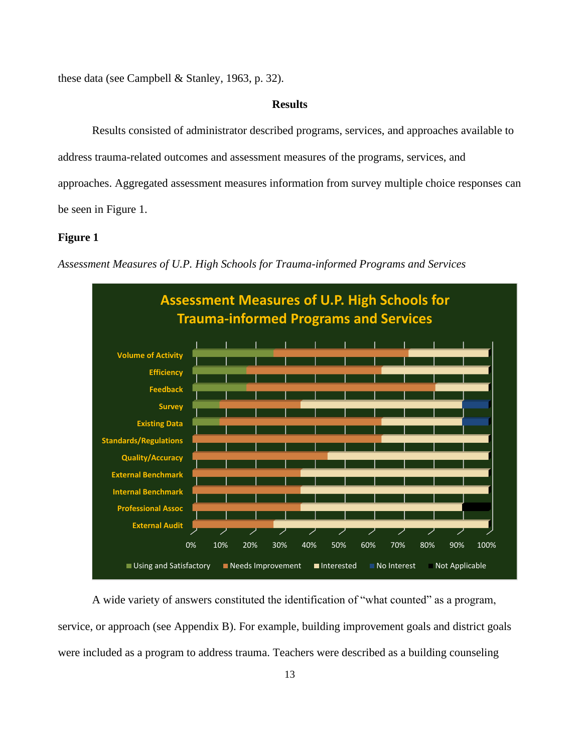these data (see Campbell & Stanley, 1963, p. 32).

## Results

Results consisted of administrator described programs, services, and approaches available to address trauma-related outcomes and assessment measures of the programs, services, and approaches. Aggregated assessment measures information from survey multiple choice responses can be seen in Figure 1.

**Figure 1**

*Assessment Measures of U.P. High Schools for Trauma-informed Programs and Services*

A wide variety of answers constituted the identification of "what counted" as a program, service, or approach (see Appendix B). For example, building improvement goals and district goals were included as a program to address trauma. Teachers were described as a building counseling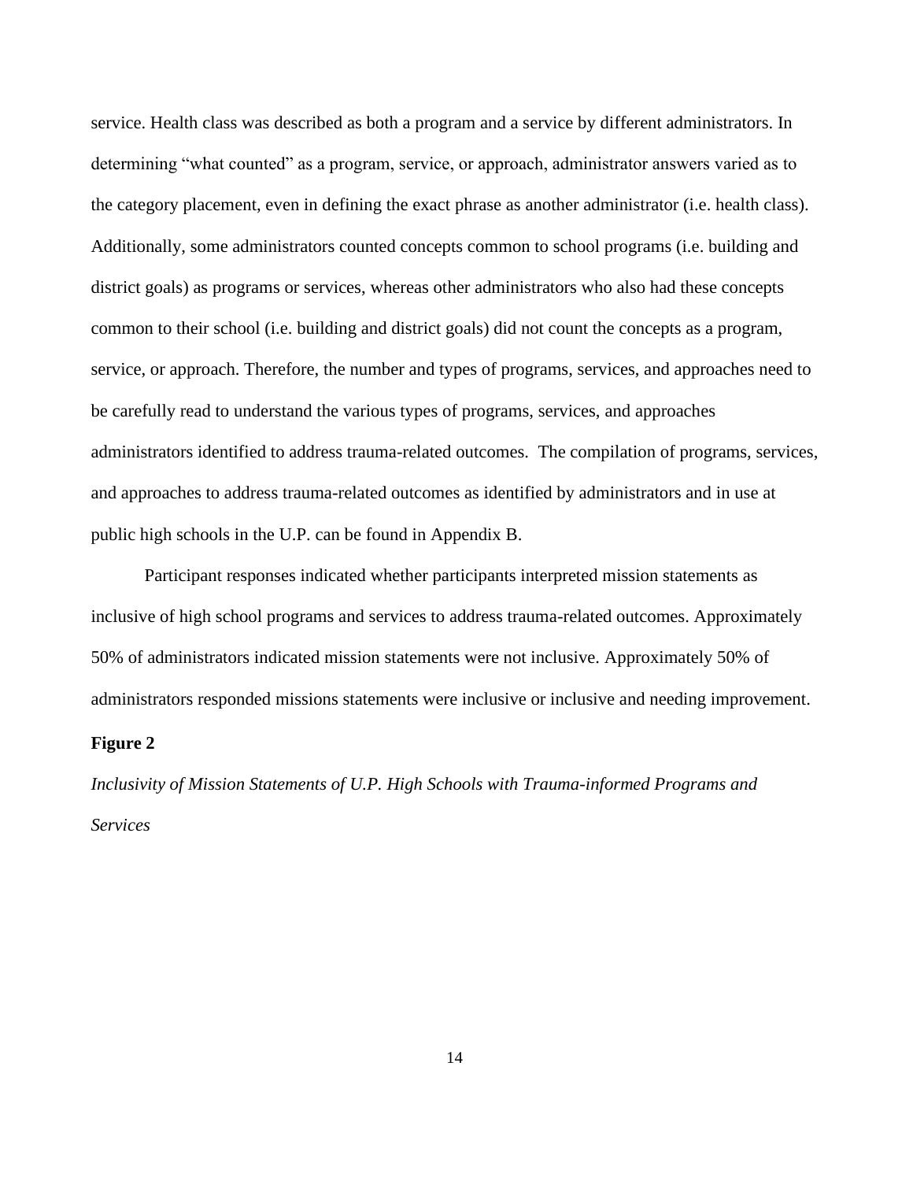service. Health class was described as both a program and a service by different administrators. In determining "what counted" as a program, service, or approach, administrator answers varied as to the category placement, even in defining the exact phrase as another administrator (i.e. health class). Additionally, some administrators counted concepts common to school programs (i.e. building and district goals) as programs or services, whereas other administrators who also had these concepts common to their school (i.e. building and district goals) did not count the concepts as a program, service, or approach. Therefore, the number and types of programs, services, and approaches need to be carefully read to understand the various types of programs, services, and approaches administrators identified to address trauma-related outcomes. The compilation of programs, services, and approaches to address trauma-related outcomes as identified by administrators and in use at public high schools in the U.P. can be found in Appendix B.

Participant responses indicated whether participants interpreted mission statements as inclusive of high school programs and services to address trauma-related outcomes. Approximately 50% of administrators indicated mission statements were not inclusive. Approximately 50% of administrators responded missions statements were inclusive or inclusive and needing improvement.

**Figure 2**

*Inclusivity of Mission Statements of U.P. High Schools with Trauma-informed Programs and Services*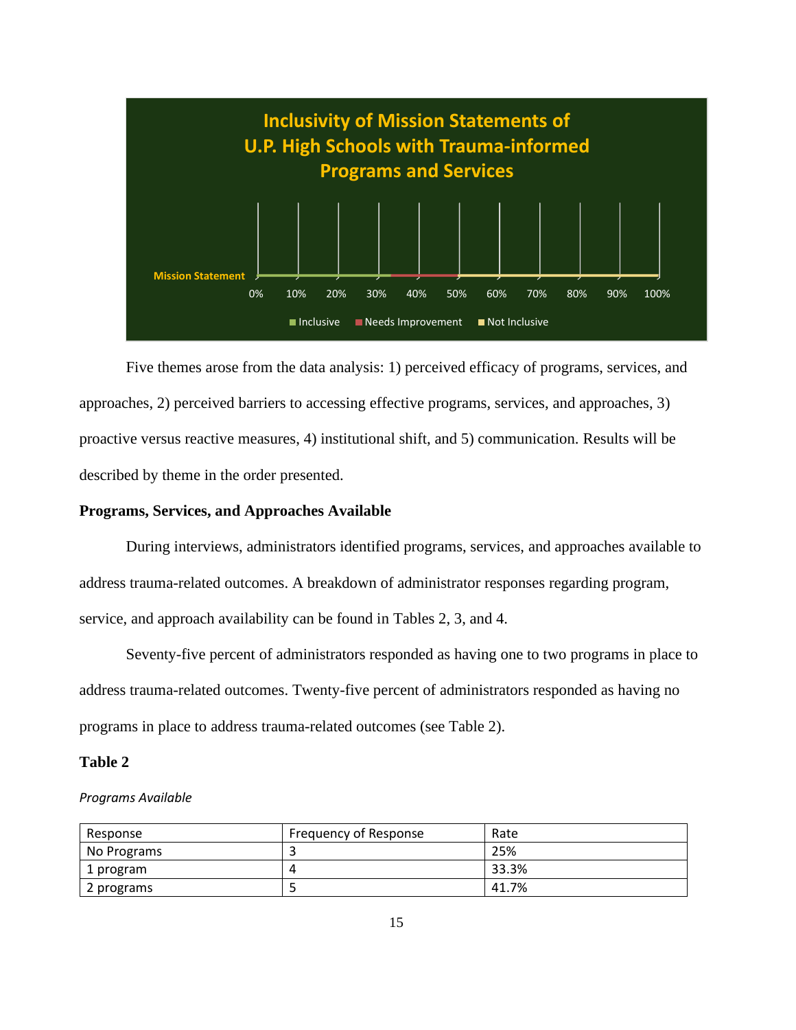**Inclusivity of Mission Statements of U.P. High Schools with Trauma-informed Programs and Services**

Mission Statement

0% 10% 20% 30% 40% 50% 60% 70% 80% 90% 100%

Inclusive | Needs Improvement | Not Inclusive

Five themes arose from the data analysis: 1) perceived efficacy of programs, services, and approaches, 2) perceived barriers to accessing effective programs, services, and approaches, 3) proactive versus reactive measures, 4) institutional shift, and 5) communication. Results will be described by theme in the order presented.

**Programs, Services, and Approaches Available**

During interviews, administrators identified programs, services, and approaches available to address trauma-related outcomes. A breakdown of administrator responses regarding program, service, and approach availability can be found in Tables 2, 3, and 4.

Seventy-five percent of administrators responded as having one to two programs in place to address trauma-related outcomes. Twenty-five percent of administrators responded as having no programs in place to address trauma-related outcomes (see Table 2).

**Table 2**

*Programs Available*

| Response | Frequency of Response | Rate |
|---|---|---|
| No Programs | 3 | 25% |
| 1 program | 4 | 33.3% |
| 2 programs | 5 | 41.7% |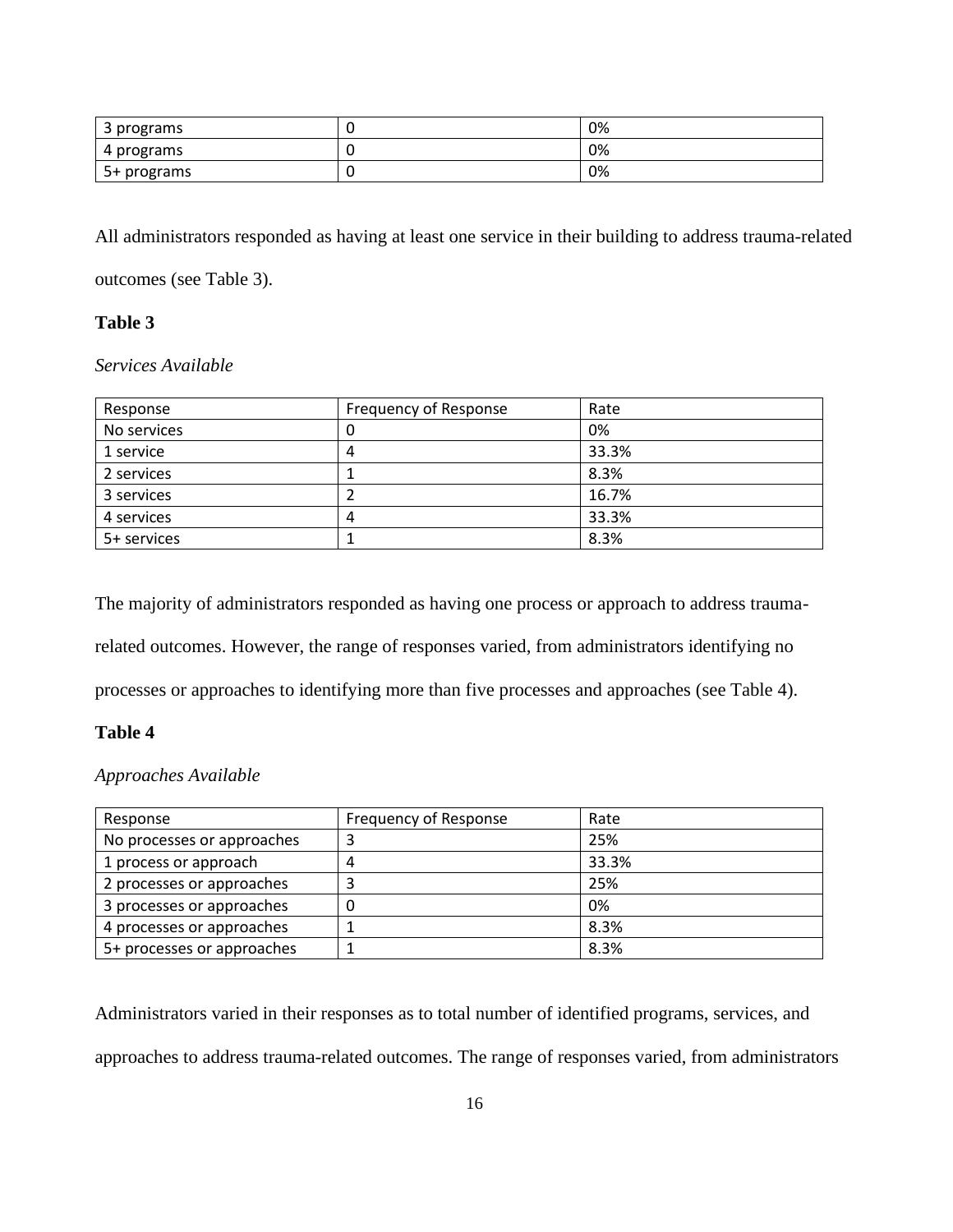| 3 programs | 0 | 0% |
|---|---|---|
| 4 programs | 0 | 0% |
| 5+ programs | 0 | 0% |

All administrators responded as having at least one service in their building to address trauma-related outcomes (see Table 3).

**Table 3**

*Services Available*

| Response | Frequency of Response | Rate |
|---|---|---|
| No services | 0 | 0% |
| 1 service | 4 | 33.3% |
| 2 services | 1 | 8.3% |
| 3 services | 2 | 16.7% |
| 4 services | 4 | 33.3% |
| 5+ services | 1 | 8.3% |

The majority of administrators responded as having one process or approach to address trauma-related outcomes. However, the range of responses varied, from administrators identifying no processes or approaches to identifying more than five processes and approaches (see Table 4).

**Table 4**

*Approaches Available*

| Response | Frequency of Response | Rate |
|---|---|---|
| No processes or approaches | 3 | 25% |
| 1 process or approach | 4 | 33.3% |
| 2 processes or approaches | 3 | 25% |
| 3 processes or approaches | 0 | 0% |
| 4 processes or approaches | 1 | 8.3% |
| 5+ processes or approaches | 1 | 8.3% |

Administrators varied in their responses as to total number of identified programs, services, and approaches to address trauma-related outcomes. The range of responses varied, from administrators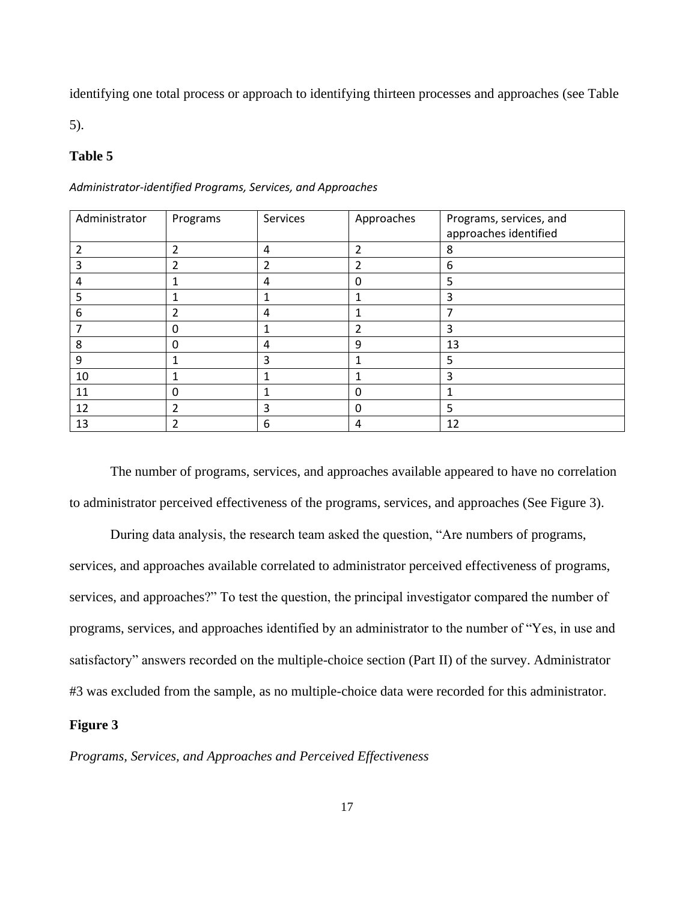identifying one total process or approach to identifying thirteen processes and approaches (see Table 5).

**Table 5**

*Administrator-identified Programs, Services, and Approaches*

| Administrator | Programs | Services | Approaches | Programs, services, and approaches identified |
|---|---|---|---|---|
| 2 | 2 | 4 | 2 | 8 |
| 3 | 2 | 2 | 2 | 6 |
| 4 | 1 | 4 | 0 | 5 |
| 5 | 1 | 1 | 1 | 3 |
| 6 | 2 | 4 | 1 | 7 |
| 7 | 0 | 1 | 2 | 3 |
| 8 | 0 | 4 | 9 | 13 |
| 9 | 1 | 3 | 1 | 5 |
| 10 | 1 | 1 | 1 | 3 |
| 11 | 0 | 1 | 0 | 1 |
| 12 | 2 | 3 | 0 | 5 |
| 13 | 2 | 6 | 4 | 12 |

The number of programs, services, and approaches available appeared to have no correlation to administrator perceived effectiveness of the programs, services, and approaches (See Figure 3).

During data analysis, the research team asked the question, "Are numbers of programs, services, and approaches available correlated to administrator perceived effectiveness of programs, services, and approaches?" To test the question, the principal investigator compared the number of programs, services, and approaches identified by an administrator to the number of "Yes, in use and satisfactory" answers recorded on the multiple-choice section (Part II) of the survey. Administrator #3 was excluded from the sample, as no multiple-choice data were recorded for this administrator.

**Figure 3**

*Programs, Services, and Approaches and Perceived Effectiveness*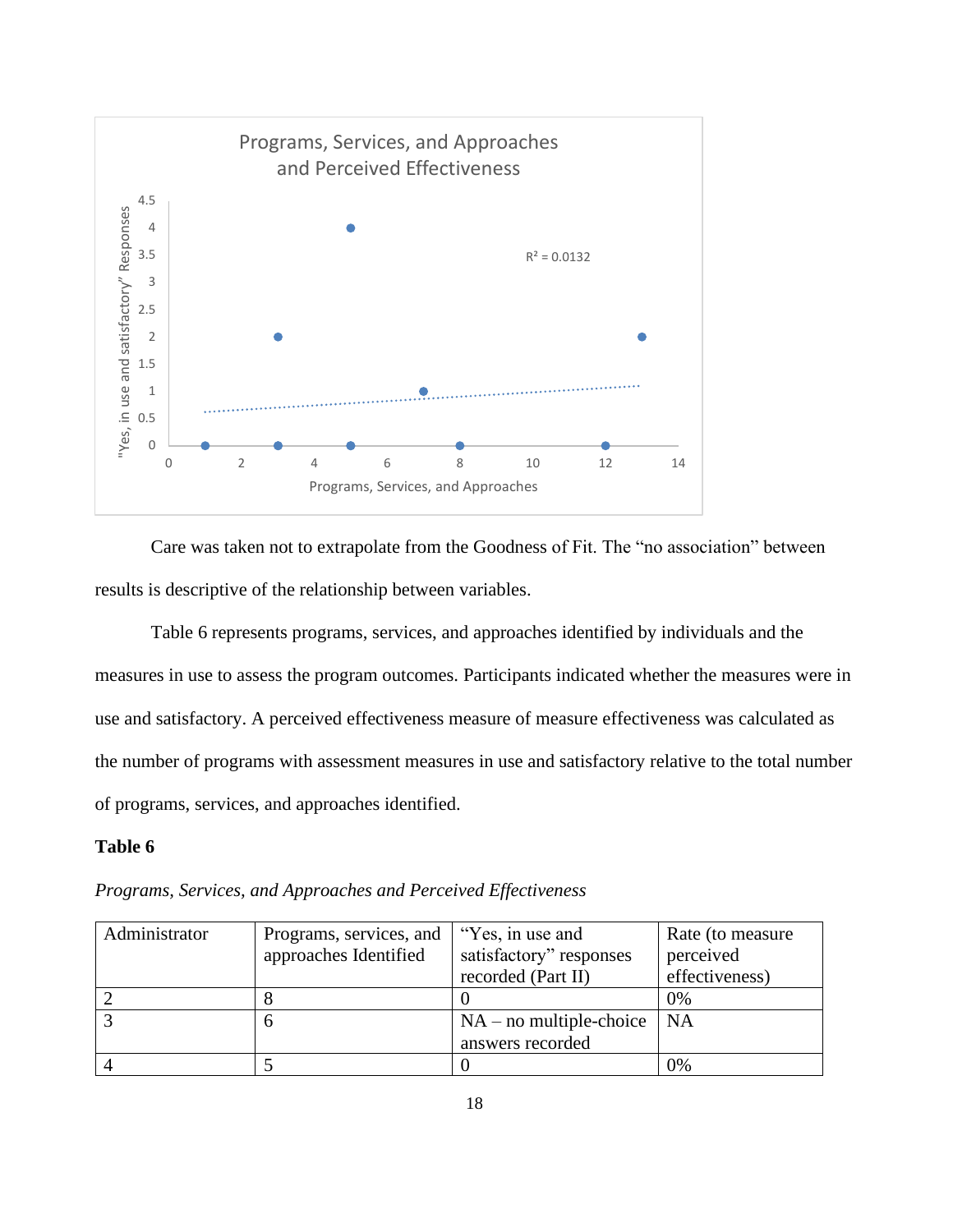Care was taken not to extrapolate from the Goodness of Fit. The "no association" between results is descriptive of the relationship between variables.

Table 6 represents programs, services, and approaches identified by individuals and the measures in use to assess the program outcomes. Participants indicated whether the measures were in use and satisfactory. A perceived effectiveness measure of measure effectiveness was calculated as the number of programs with assessment measures in use and satisfactory relative to the total number of programs, services, and approaches identified.

**Table 6**

*Programs, Services, and Approaches and Perceived Effectiveness*

| Administrator | Programs, services, and approaches Identified | "Yes, in use and satisfactory" responses recorded (Part II) | Rate (to measure perceived effectiveness) |
|---|---|---|---|
| 2 | 8 | 0 | 0% |
| 3 | 6 | NA – no multiple-choice answers recorded | NA |
| 4 | 5 | 0 | 0% |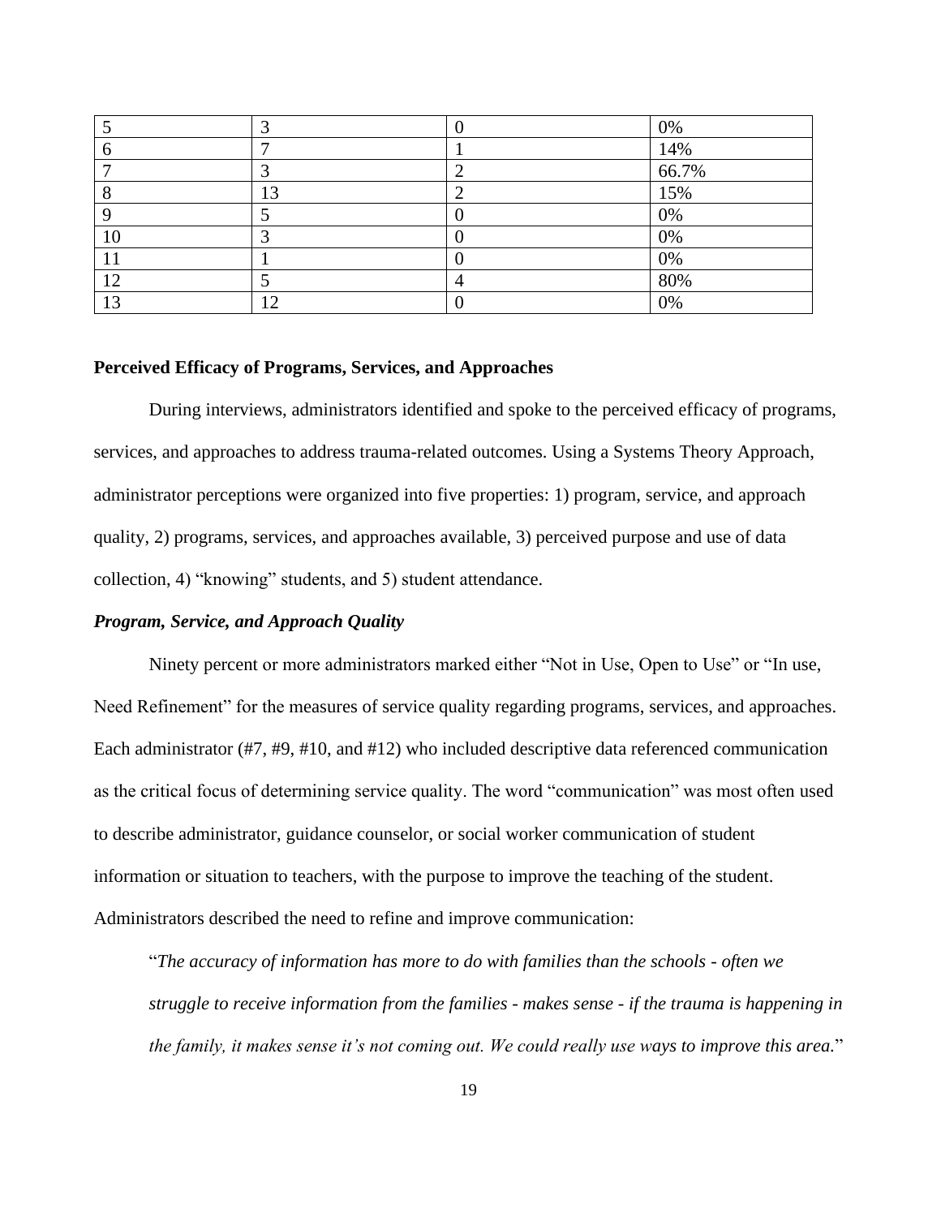| | | | |
|---|---|---|---|
| 5 | 3 | 0 | 0% |
| 6 | 7 | 1 | 14% |
| 7 | 3 | 2 | 66.7% |
| 8 | 13 | 2 | 15% |
| 9 | 5 | 0 | 0% |
| 10 | 3 | 0 | 0% |
| 11 | 1 | 0 | 0% |
| 12 | 5 | 4 | 80% |
| 13 | 12 | 0 | 0% |

**Perceived Efficacy of Programs, Services, and Approaches**

During interviews, administrators identified and spoke to the perceived efficacy of programs, services, and approaches to address trauma-related outcomes. Using a Systems Theory Approach, administrator perceptions were organized into five properties: 1) program, service, and approach quality, 2) programs, services, and approaches available, 3) perceived purpose and use of data collection, 4) "knowing" students, and 5) student attendance.

***Program, Service, and Approach Quality***

Ninety percent or more administrators marked either "Not in Use, Open to Use" or "In use, Need Refinement" for the measures of service quality regarding programs, services, and approaches. Each administrator (#7, #9, #10, and #12) who included descriptive data referenced communication as the critical focus of determining service quality. The word "communication" was most often used to describe administrator, guidance counselor, or social worker communication of student information or situation to teachers, with the purpose to improve the teaching of the student. Administrators described the need to refine and improve communication:

> "*The accuracy of information has more to do with families than the schools - often we struggle to receive information from the families - makes sense - if the trauma is happening in the family, it makes sense it's not coming out. We could really use ways to improve this area.*"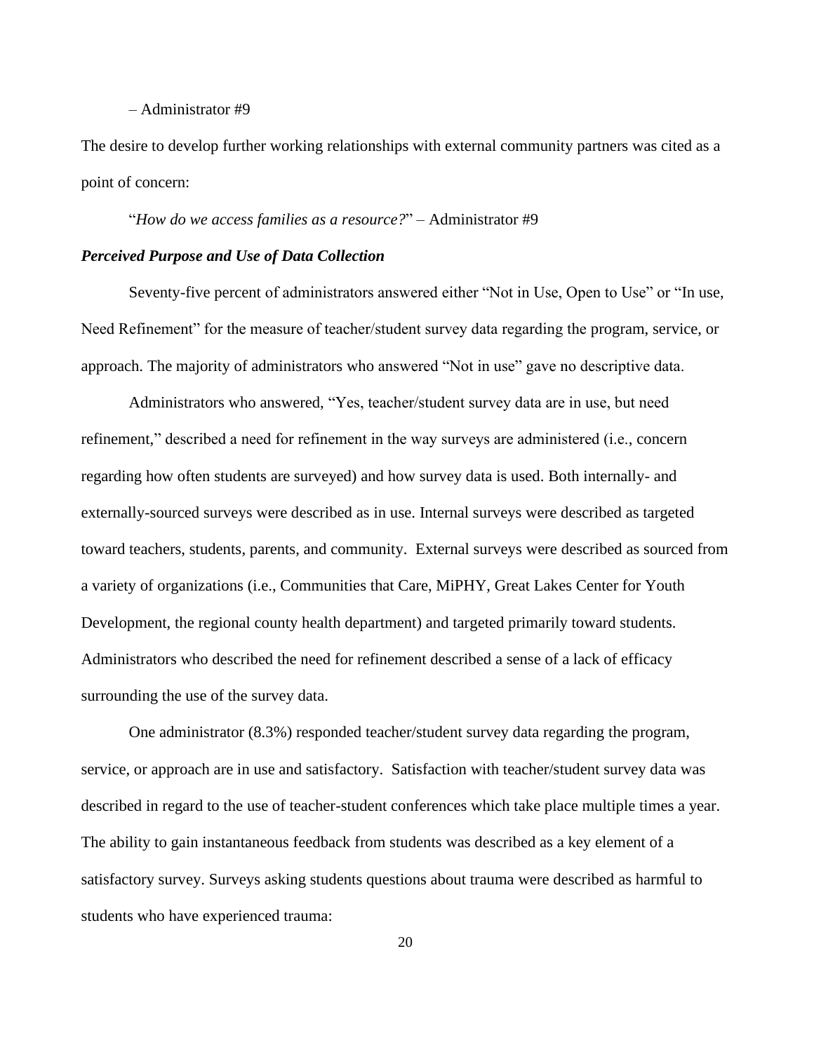– Administrator #9

The desire to develop further working relationships with external community partners was cited as a point of concern:

"*How do we access families as a resource?*" – Administrator #9

### *Perceived Purpose and Use of Data Collection*

Seventy-five percent of administrators answered either "Not in Use, Open to Use" or "In use, Need Refinement" for the measure of teacher/student survey data regarding the program, service, or approach. The majority of administrators who answered "Not in use" gave no descriptive data.

Administrators who answered, "Yes, teacher/student survey data are in use, but need refinement," described a need for refinement in the way surveys are administered (i.e., concern regarding how often students are surveyed) and how survey data is used. Both internally- and externally-sourced surveys were described as in use. Internal surveys were described as targeted toward teachers, students, parents, and community. External surveys were described as sourced from a variety of organizations (i.e., Communities that Care, MiPHY, Great Lakes Center for Youth Development, the regional county health department) and targeted primarily toward students. Administrators who described the need for refinement described a sense of a lack of efficacy surrounding the use of the survey data.

One administrator (8.3%) responded teacher/student survey data regarding the program, service, or approach are in use and satisfactory. Satisfaction with teacher/student survey data was described in regard to the use of teacher-student conferences which take place multiple times a year. The ability to gain instantaneous feedback from students was described as a key element of a satisfactory survey. Surveys asking students questions about trauma were described as harmful to students who have experienced trauma: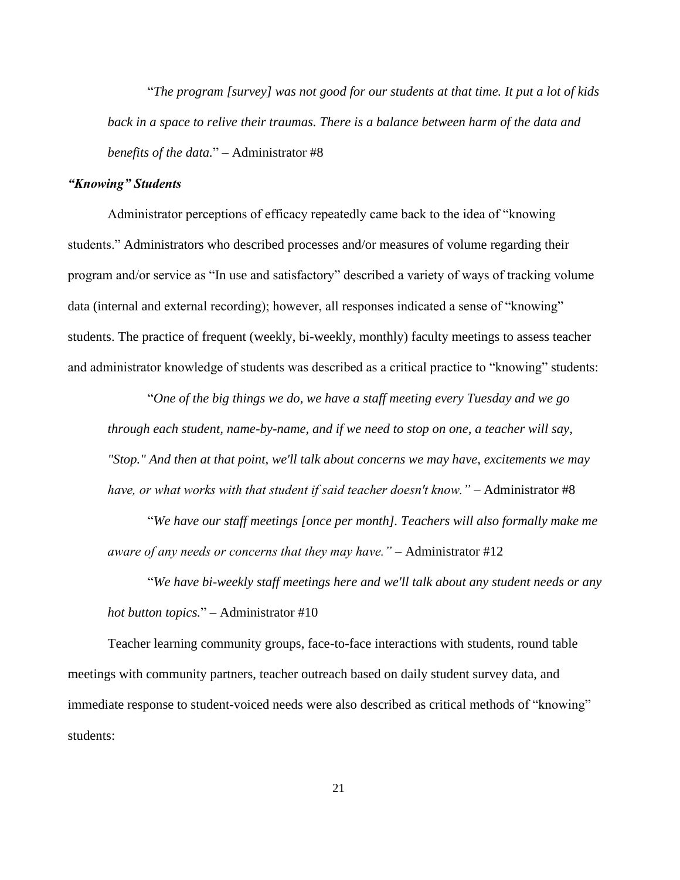> "*The program [survey] was not good for our students at that time. It put a lot of kids back in a space to relive their traumas. There is a balance between harm of the data and benefits of the data.*" – Administrator #8

### *"Knowing" Students*

Administrator perceptions of efficacy repeatedly came back to the idea of "knowing students." Administrators who described processes and/or measures of volume regarding their program and/or service as "In use and satisfactory" described a variety of ways of tracking volume data (internal and external recording); however, all responses indicated a sense of "knowing" students. The practice of frequent (weekly, bi-weekly, monthly) faculty meetings to assess teacher and administrator knowledge of students was described as a critical practice to "knowing" students:

> "*One of the big things we do, we have a staff meeting every Tuesday and we go through each student, name-by-name, and if we need to stop on one, a teacher will say, "Stop." And then at that point, we'll talk about concerns we may have, excitements we may have, or what works with that student if said teacher doesn't know."* – Administrator #8
>
> "*We have our staff meetings [once per month]. Teachers will also formally make me aware of any needs or concerns that they may have."* – Administrator #12
>
> "*We have bi-weekly staff meetings here and we'll talk about any student needs or any hot button topics.*" – Administrator #10

Teacher learning community groups, face-to-face interactions with students, round table meetings with community partners, teacher outreach based on daily student survey data, and immediate response to student-voiced needs were also described as critical methods of "knowing" students: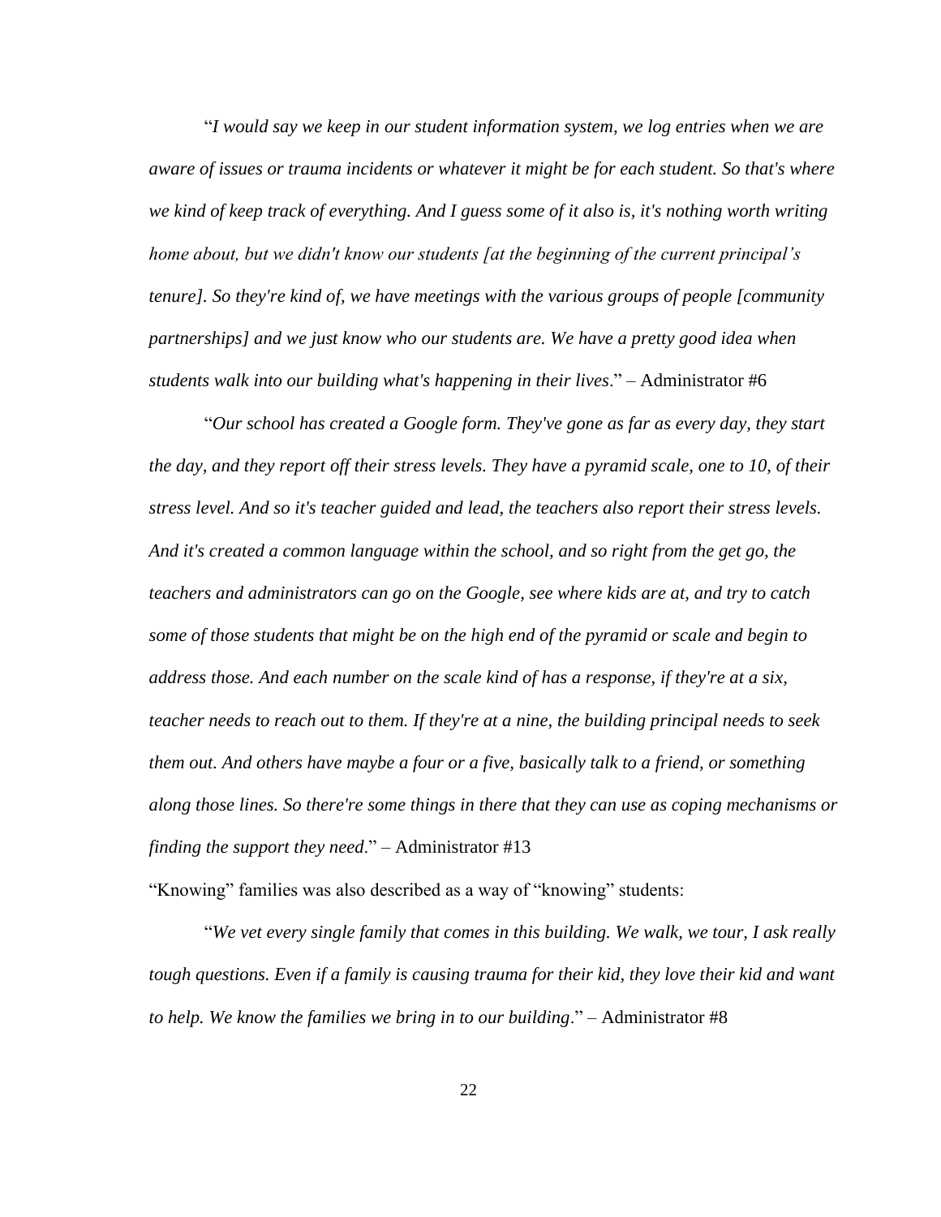"*I would say we keep in our student information system, we log entries when we are aware of issues or trauma incidents or whatever it might be for each student. So that's where we kind of keep track of everything. And I guess some of it also is, it's nothing worth writing home about, but we didn't know our students [at the beginning of the current principal's tenure]. So they're kind of, we have meetings with the various groups of people [community partnerships] and we just know who our students are. We have a pretty good idea when students walk into our building what's happening in their lives*." – Administrator #6

"*Our school has created a Google form. They've gone as far as every day, they start the day, and they report off their stress levels. They have a pyramid scale, one to 10, of their stress level. And so it's teacher guided and lead, the teachers also report their stress levels. And it's created a common language within the school, and so right from the get go, the teachers and administrators can go on the Google, see where kids are at, and try to catch some of those students that might be on the high end of the pyramid or scale and begin to address those. And each number on the scale kind of has a response, if they're at a six, teacher needs to reach out to them. If they're at a nine, the building principal needs to seek them out. And others have maybe a four or a five, basically talk to a friend, or something along those lines. So there're some things in there that they can use as coping mechanisms or finding the support they need*." – Administrator #13

"Knowing" families was also described as a way of "knowing" students:

"*We vet every single family that comes in this building. We walk, we tour, I ask really tough questions. Even if a family is causing trauma for their kid, they love their kid and want to help. We know the families we bring in to our building*." – Administrator #8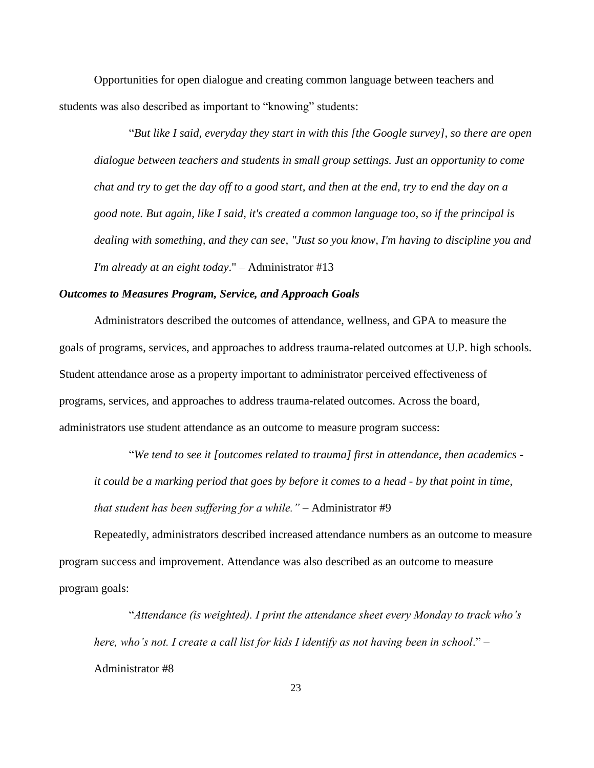Opportunities for open dialogue and creating common language between teachers and students was also described as important to "knowing" students:

> "*But like I said, everyday they start in with this [the Google survey], so there are open dialogue between teachers and students in small group settings. Just an opportunity to come chat and try to get the day off to a good start, and then at the end, try to end the day on a good note. But again, like I said, it's created a common language too, so if the principal is dealing with something, and they can see, "Just so you know, I'm having to discipline you and I'm already at an eight today*." – Administrator #13

### *Outcomes to Measures Program, Service, and Approach Goals*

Administrators described the outcomes of attendance, wellness, and GPA to measure the goals of programs, services, and approaches to address trauma-related outcomes at U.P. high schools. Student attendance arose as a property important to administrator perceived effectiveness of programs, services, and approaches to address trauma-related outcomes. Across the board, administrators use student attendance as an outcome to measure program success:

> "*We tend to see it [outcomes related to trauma] first in attendance, then academics - it could be a marking period that goes by before it comes to a head - by that point in time, that student has been suffering for a while."* – Administrator #9

Repeatedly, administrators described increased attendance numbers as an outcome to measure program success and improvement. Attendance was also described as an outcome to measure program goals:

> "*Attendance (is weighted). I print the attendance sheet every Monday to track who's here, who's not. I create a call list for kids I identify as not having been in school*." – Administrator #8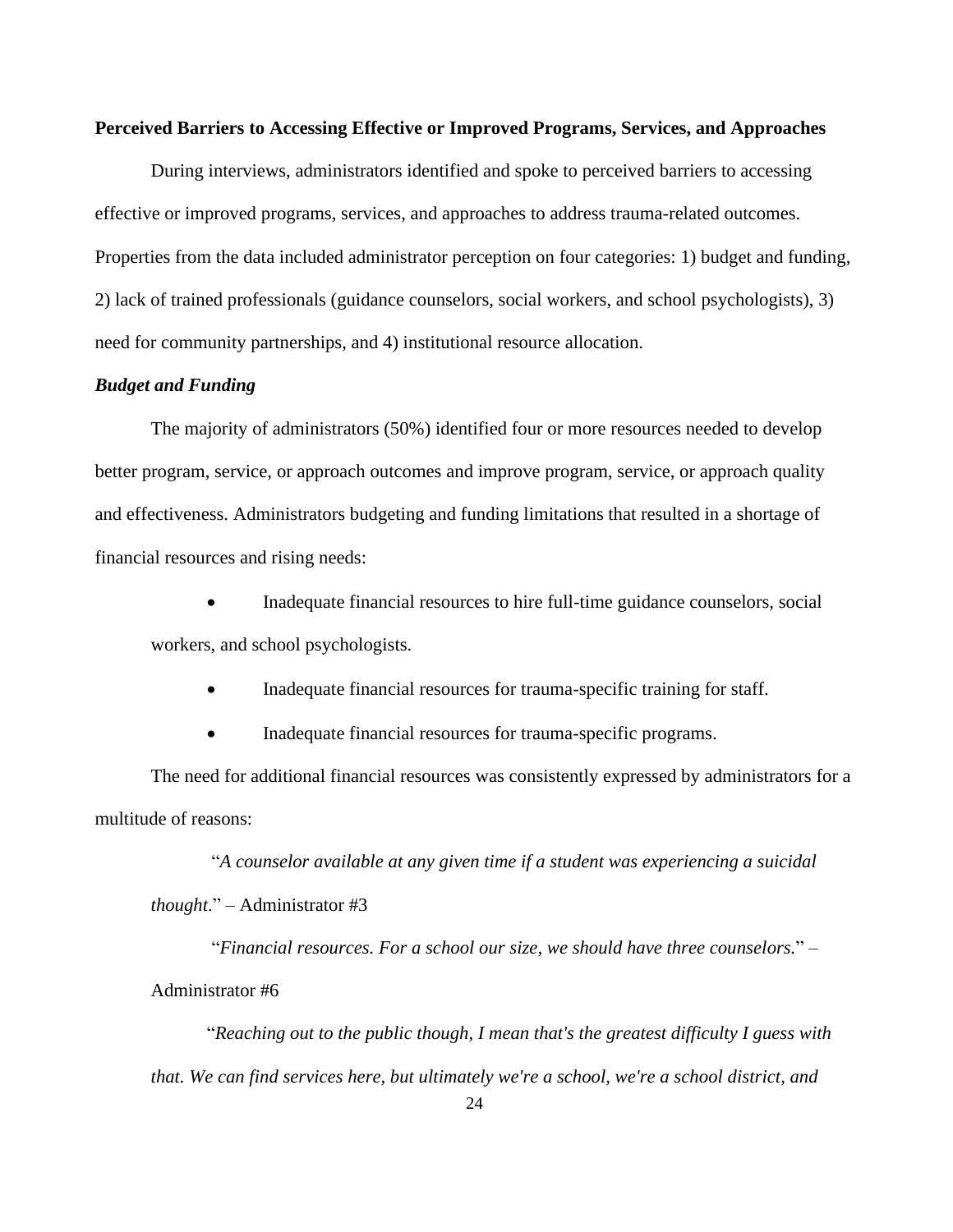**Perceived Barriers to Accessing Effective or Improved Programs, Services, and Approaches**

During interviews, administrators identified and spoke to perceived barriers to accessing effective or improved programs, services, and approaches to address trauma-related outcomes. Properties from the data included administrator perception on four categories: 1) budget and funding, 2) lack of trained professionals (guidance counselors, social workers, and school psychologists), 3) need for community partnerships, and 4) institutional resource allocation.

***Budget and Funding***

The majority of administrators (50%) identified four or more resources needed to develop better program, service, or approach outcomes and improve program, service, or approach quality and effectiveness. Administrators budgeting and funding limitations that resulted in a shortage of financial resources and rising needs:

- Inadequate financial resources to hire full-time guidance counselors, social workers, and school psychologists.
- Inadequate financial resources for trauma-specific training for staff.
- Inadequate financial resources for trauma-specific programs.

The need for additional financial resources was consistently expressed by administrators for a multitude of reasons:

> "*A counselor available at any given time if a student was experiencing a suicidal thought*." – Administrator #3

> "*Financial resources. For a school our size, we should have three counselors.*" – Administrator #6

> "*Reaching out to the public though, I mean that's the greatest difficulty I guess with that. We can find services here, but ultimately we're a school, we're a school district, and*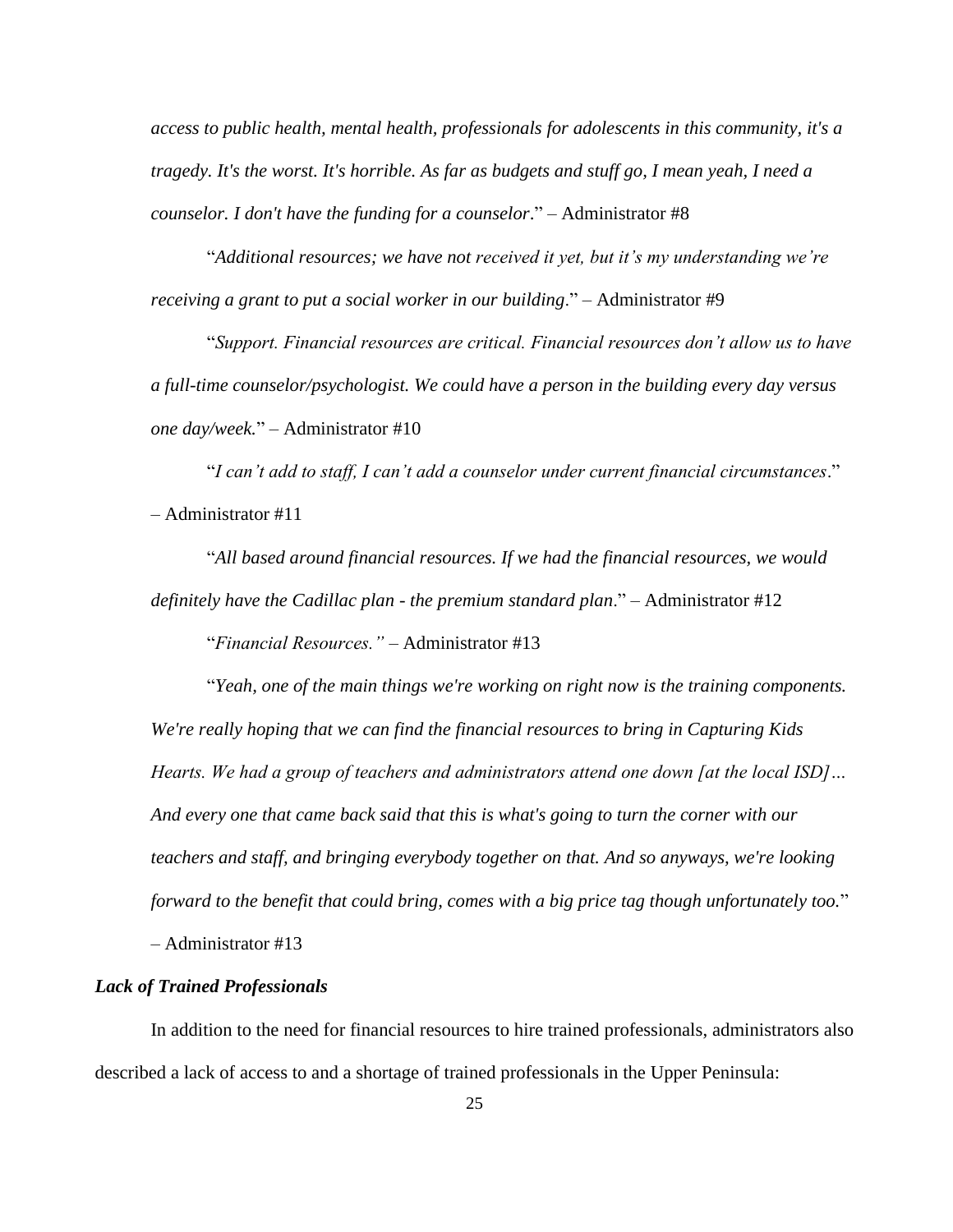*access to public health, mental health, professionals for adolescents in this community, it's a tragedy. It's the worst. It's horrible. As far as budgets and stuff go, I mean yeah, I need a counselor. I don't have the funding for a counselor*." – Administrator #8

"*Additional resources; we have not received it yet, but it's my understanding we're receiving a grant to put a social worker in our building*." – Administrator #9

"*Support. Financial resources are critical. Financial resources don't allow us to have a full-time counselor/psychologist. We could have a person in the building every day versus one day/week.*" – Administrator #10

"*I can't add to staff, I can't add a counselor under current financial circumstances*." – Administrator #11

"*All based around financial resources. If we had the financial resources, we would definitely have the Cadillac plan - the premium standard plan*." – Administrator #12

"*Financial Resources."* – Administrator #13

"*Yeah, one of the main things we're working on right now is the training components. We're really hoping that we can find the financial resources to bring in Capturing Kids Hearts. We had a group of teachers and administrators attend one down [at the local ISD]… And every one that came back said that this is what's going to turn the corner with our teachers and staff, and bringing everybody together on that. And so anyways, we're looking forward to the benefit that could bring, comes with a big price tag though unfortunately too.*" – Administrator #13

### *Lack of Trained Professionals*

In addition to the need for financial resources to hire trained professionals, administrators also described a lack of access to and a shortage of trained professionals in the Upper Peninsula: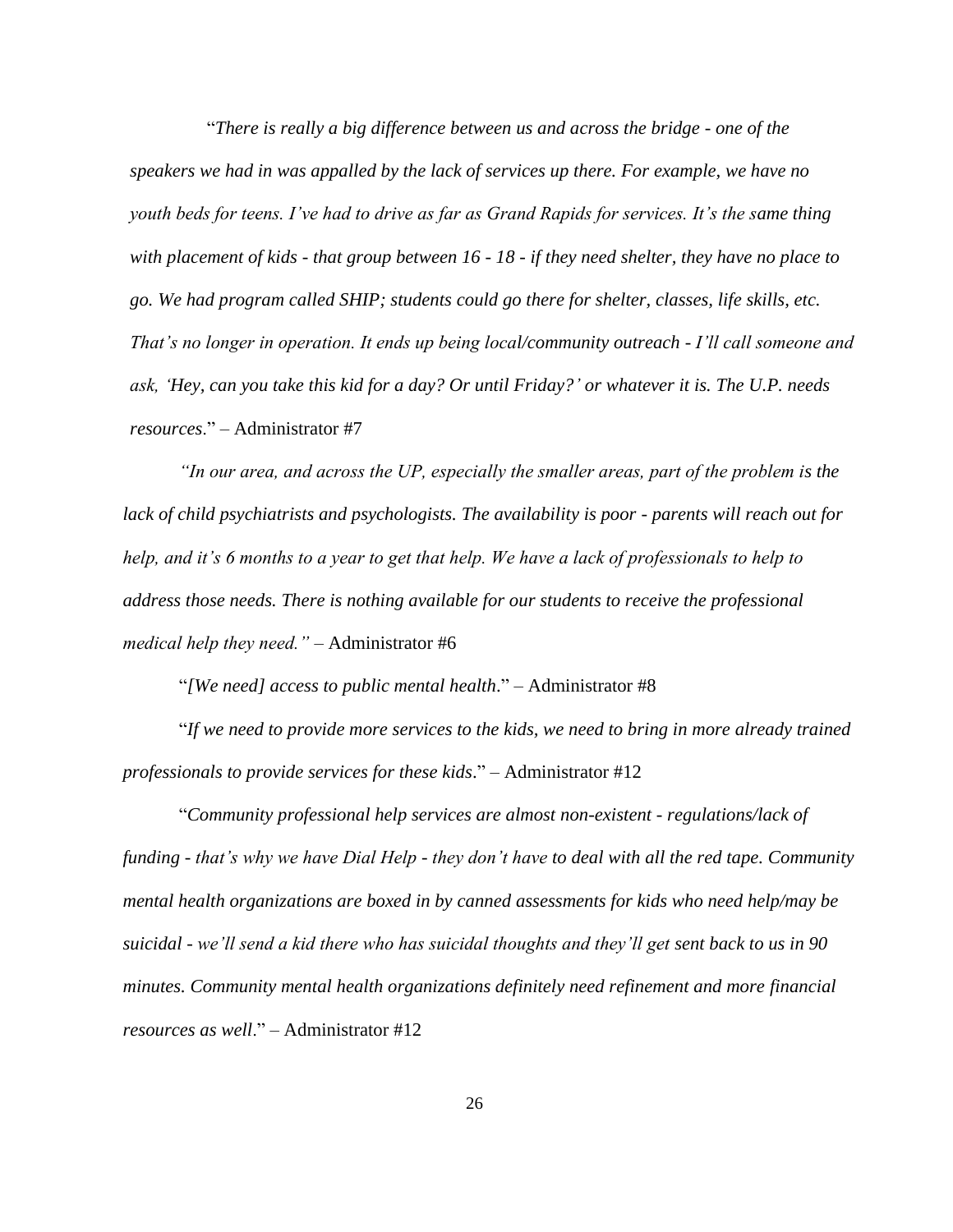"*There is really a big difference between us and across the bridge - one of the speakers we had in was appalled by the lack of services up there. For example, we have no youth beds for teens. I've had to drive as far as Grand Rapids for services. It's the same thing with placement of kids - that group between 16 - 18 - if they need shelter, they have no place to go. We had program called SHIP; students could go there for shelter, classes, life skills, etc. That's no longer in operation. It ends up being local/community outreach - I'll call someone and ask, 'Hey, can you take this kid for a day? Or until Friday?' or whatever it is. The U.P. needs resources*." – Administrator #7

*"In our area, and across the UP, especially the smaller areas, part of the problem is the lack of child psychiatrists and psychologists. The availability is poor - parents will reach out for help, and it's 6 months to a year to get that help. We have a lack of professionals to help to address those needs. There is nothing available for our students to receive the professional medical help they need."* – Administrator #6

"*[We need] access to public mental health*." – Administrator #8

"*If we need to provide more services to the kids, we need to bring in more already trained professionals to provide services for these kids*." – Administrator #12

"*Community professional help services are almost non-existent - regulations/lack of funding - that's why we have Dial Help - they don't have to deal with all the red tape. Community mental health organizations are boxed in by canned assessments for kids who need help/may be suicidal - we'll send a kid there who has suicidal thoughts and they'll get sent back to us in 90 minutes. Community mental health organizations definitely need refinement and more financial resources as well*." – Administrator #12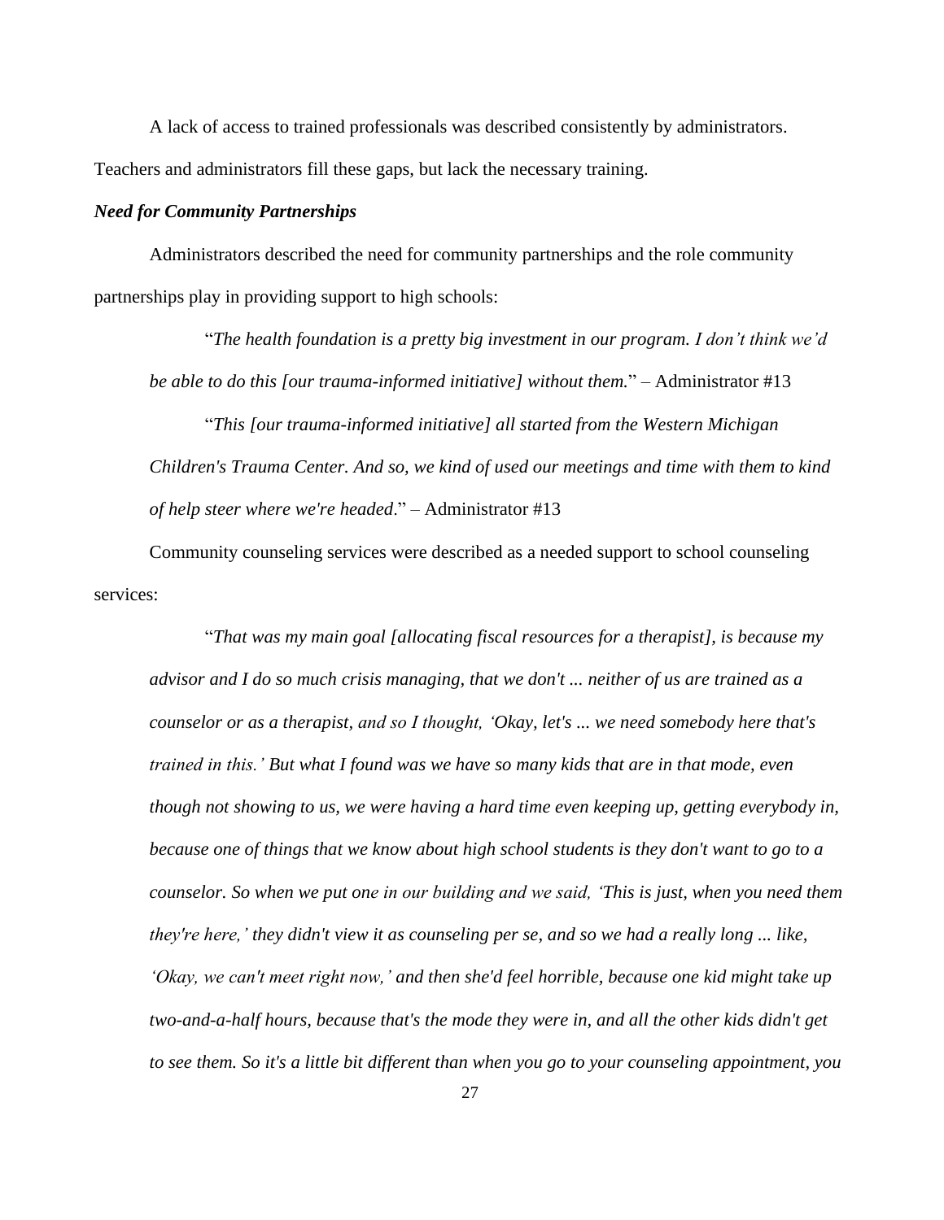A lack of access to trained professionals was described consistently by administrators. Teachers and administrators fill these gaps, but lack the necessary training.

### *Need for Community Partnerships*

Administrators described the need for community partnerships and the role community partnerships play in providing support to high schools:

> "*The health foundation is a pretty big investment in our program. I don't think we'd be able to do this [our trauma-informed initiative] without them.*" – Administrator #13

> "*This [our trauma-informed initiative] all started from the Western Michigan Children's Trauma Center. And so, we kind of used our meetings and time with them to kind of help steer where we're headed*." – Administrator #13

Community counseling services were described as a needed support to school counseling services:

> "*That was my main goal [allocating fiscal resources for a therapist], is because my advisor and I do so much crisis managing, that we don't ... neither of us are trained as a counselor or as a therapist, and so I thought, 'Okay, let's ... we need somebody here that's trained in this.' But what I found was we have so many kids that are in that mode, even though not showing to us, we were having a hard time even keeping up, getting everybody in, because one of things that we know about high school students is they don't want to go to a counselor. So when we put one in our building and we said, 'This is just, when you need them they're here,' they didn't view it as counseling per se, and so we had a really long ... like, 'Okay, we can't meet right now,' and then she'd feel horrible, because one kid might take up two-and-a-half hours, because that's the mode they were in, and all the other kids didn't get to see them. So it's a little bit different than when you go to your counseling appointment, you*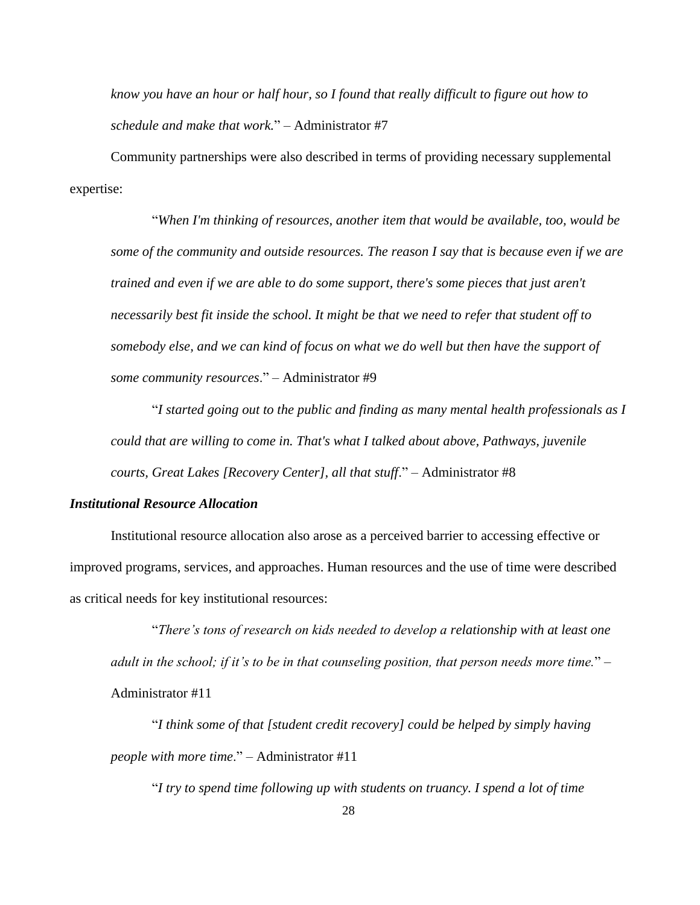*know you have an hour or half hour, so I found that really difficult to figure out how to schedule and make that work.*" – Administrator #7

Community partnerships were also described in terms of providing necessary supplemental expertise:

"*When I'm thinking of resources, another item that would be available, too, would be some of the community and outside resources. The reason I say that is because even if we are trained and even if we are able to do some support, there's some pieces that just aren't necessarily best fit inside the school. It might be that we need to refer that student off to somebody else, and we can kind of focus on what we do well but then have the support of some community resources*." – Administrator #9

"*I started going out to the public and finding as many mental health professionals as I could that are willing to come in. That's what I talked about above, Pathways, juvenile courts, Great Lakes [Recovery Center], all that stuff*." – Administrator #8

### *Institutional Resource Allocation*

Institutional resource allocation also arose as a perceived barrier to accessing effective or improved programs, services, and approaches. Human resources and the use of time were described as critical needs for key institutional resources:

"*There's tons of research on kids needed to develop a relationship with at least one adult in the school; if it's to be in that counseling position, that person needs more time.*" – Administrator #11

"*I think some of that [student credit recovery] could be helped by simply having people with more time*." – Administrator #11

"*I try to spend time following up with students on truancy. I spend a lot of time*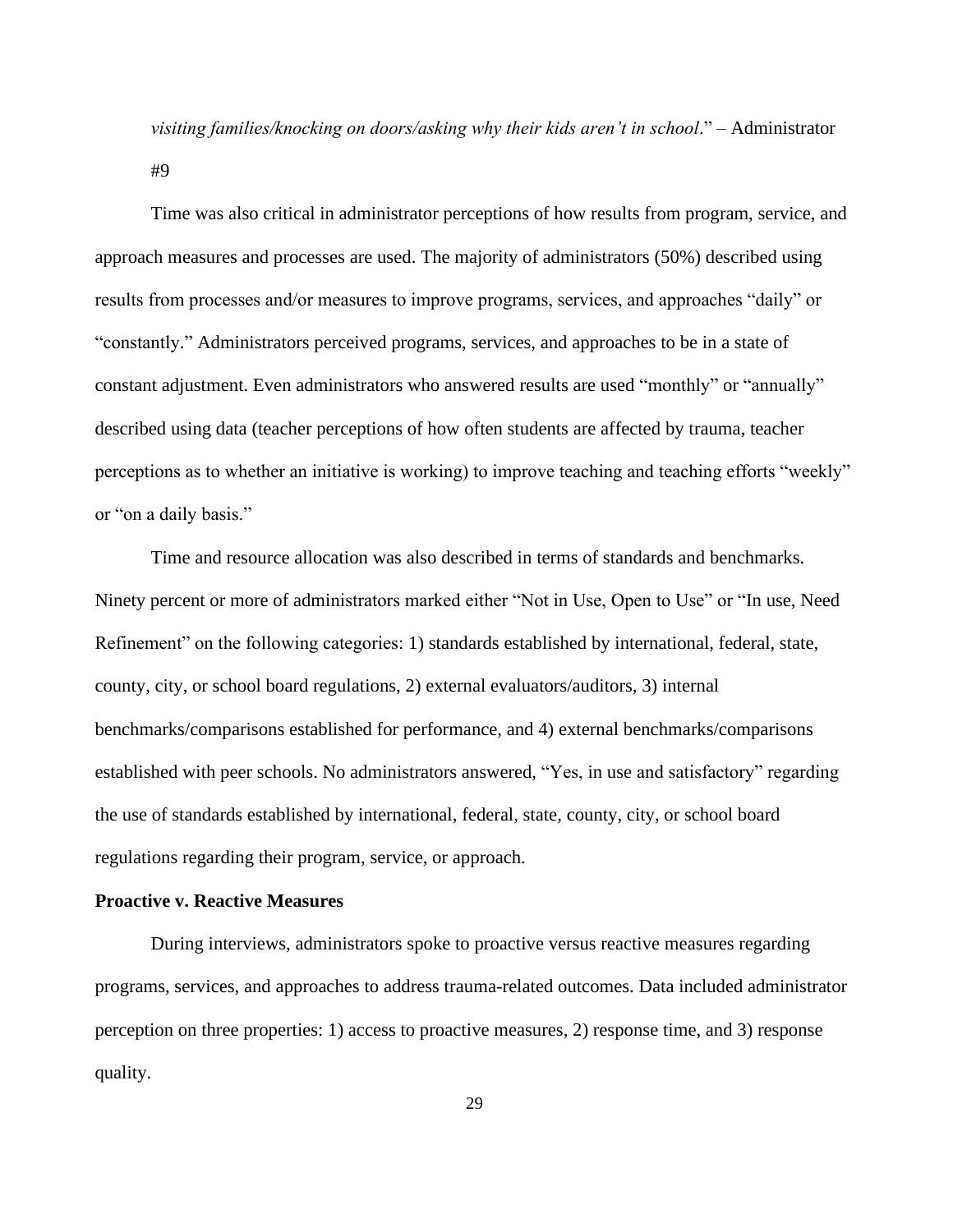*visiting families/knocking on doors/asking why their kids aren't in school*." – Administrator #9

Time was also critical in administrator perceptions of how results from program, service, and approach measures and processes are used. The majority of administrators (50%) described using results from processes and/or measures to improve programs, services, and approaches "daily" or "constantly." Administrators perceived programs, services, and approaches to be in a state of constant adjustment. Even administrators who answered results are used "monthly" or "annually" described using data (teacher perceptions of how often students are affected by trauma, teacher perceptions as to whether an initiative is working) to improve teaching and teaching efforts "weekly" or "on a daily basis."

Time and resource allocation was also described in terms of standards and benchmarks. Ninety percent or more of administrators marked either "Not in Use, Open to Use" or "In use, Need Refinement" on the following categories: 1) standards established by international, federal, state, county, city, or school board regulations, 2) external evaluators/auditors, 3) internal benchmarks/comparisons established for performance, and 4) external benchmarks/comparisons established with peer schools. No administrators answered, "Yes, in use and satisfactory" regarding the use of standards established by international, federal, state, county, city, or school board regulations regarding their program, service, or approach.

**Proactive v. Reactive Measures**

During interviews, administrators spoke to proactive versus reactive measures regarding programs, services, and approaches to address trauma-related outcomes. Data included administrator perception on three properties: 1) access to proactive measures, 2) response time, and 3) response quality.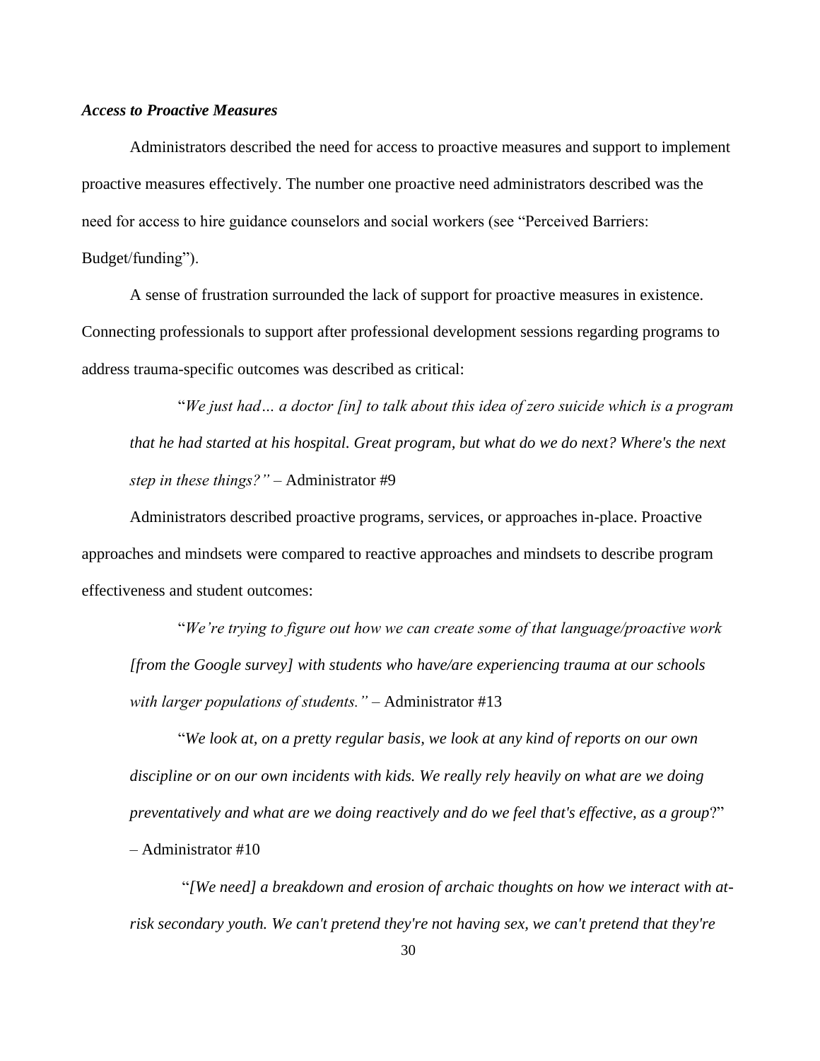### *Access to Proactive Measures*

Administrators described the need for access to proactive measures and support to implement proactive measures effectively. The number one proactive need administrators described was the need for access to hire guidance counselors and social workers (see "Perceived Barriers: Budget/funding").

A sense of frustration surrounded the lack of support for proactive measures in existence. Connecting professionals to support after professional development sessions regarding programs to address trauma-specific outcomes was described as critical:

> "*We just had… a doctor [in] to talk about this idea of zero suicide which is a program that he had started at his hospital. Great program, but what do we do next? Where's the next step in these things?"* – Administrator #9

Administrators described proactive programs, services, or approaches in-place. Proactive approaches and mindsets were compared to reactive approaches and mindsets to describe program effectiveness and student outcomes:

> "*We're trying to figure out how we can create some of that language/proactive work [from the Google survey] with students who have/are experiencing trauma at our schools with larger populations of students."* – Administrator #13

> "*We look at, on a pretty regular basis, we look at any kind of reports on our own discipline or on our own incidents with kids. We really rely heavily on what are we doing preventatively and what are we doing reactively and do we feel that's effective, as a group*?" – Administrator #10

> "*[We need] a breakdown and erosion of archaic thoughts on how we interact with at-risk secondary youth. We can't pretend they're not having sex, we can't pretend that they're*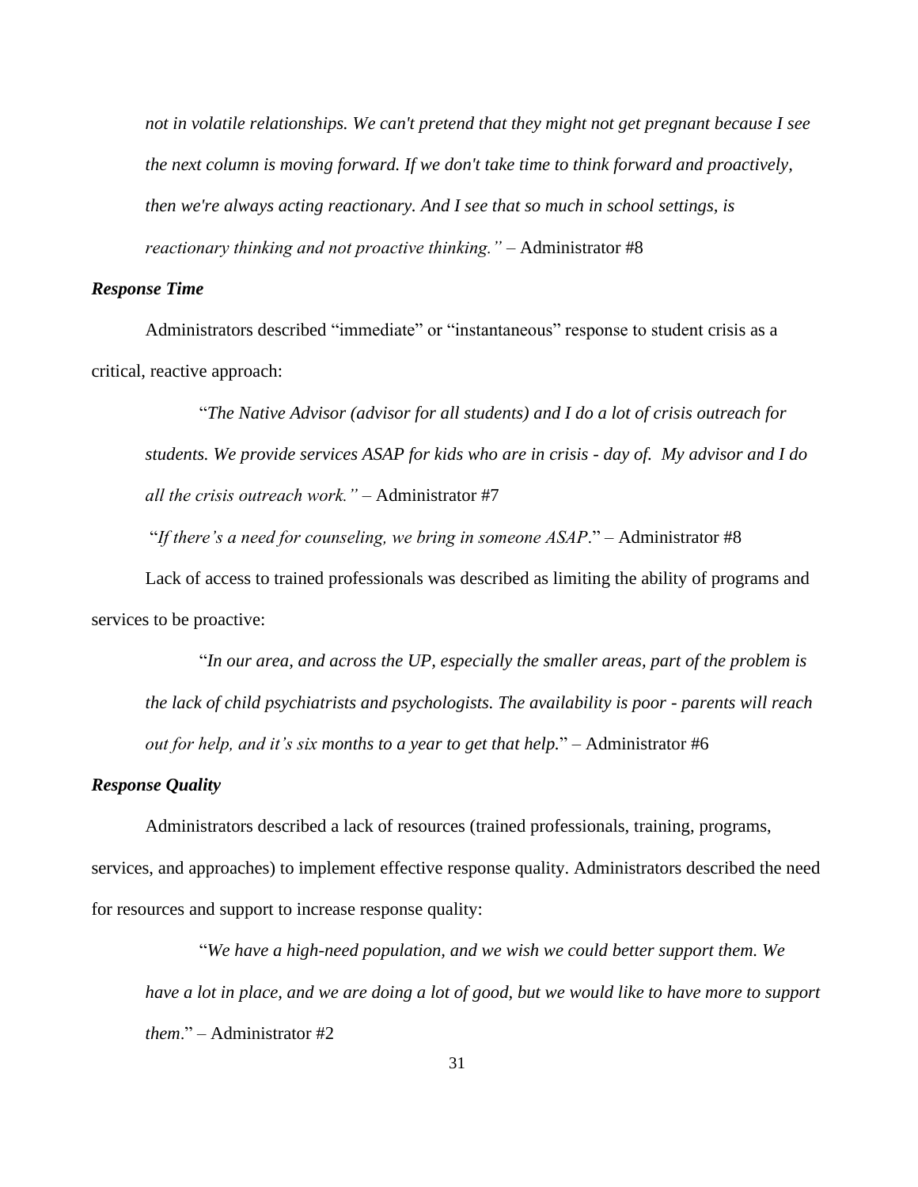*not in volatile relationships. We can't pretend that they might not get pregnant because I see the next column is moving forward. If we don't take time to think forward and proactively, then we're always acting reactionary. And I see that so much in school settings, is reactionary thinking and not proactive thinking."* – Administrator #8

### *Response Time*

Administrators described "immediate" or "instantaneous" response to student crisis as a critical, reactive approach:

> "*The Native Advisor (advisor for all students) and I do a lot of crisis outreach for students. We provide services ASAP for kids who are in crisis - day of. My advisor and I do all the crisis outreach work."* – Administrator #7

"*If there's a need for counseling, we bring in someone ASAP*." – Administrator #8

Lack of access to trained professionals was described as limiting the ability of programs and services to be proactive:

> "*In our area, and across the UP, especially the smaller areas, part of the problem is the lack of child psychiatrists and psychologists. The availability is poor - parents will reach out for help, and it's six months to a year to get that help.*" – Administrator #6

### *Response Quality*

Administrators described a lack of resources (trained professionals, training, programs, services, and approaches) to implement effective response quality. Administrators described the need for resources and support to increase response quality:

> "*We have a high-need population, and we wish we could better support them. We have a lot in place, and we are doing a lot of good, but we would like to have more to support them*." – Administrator #2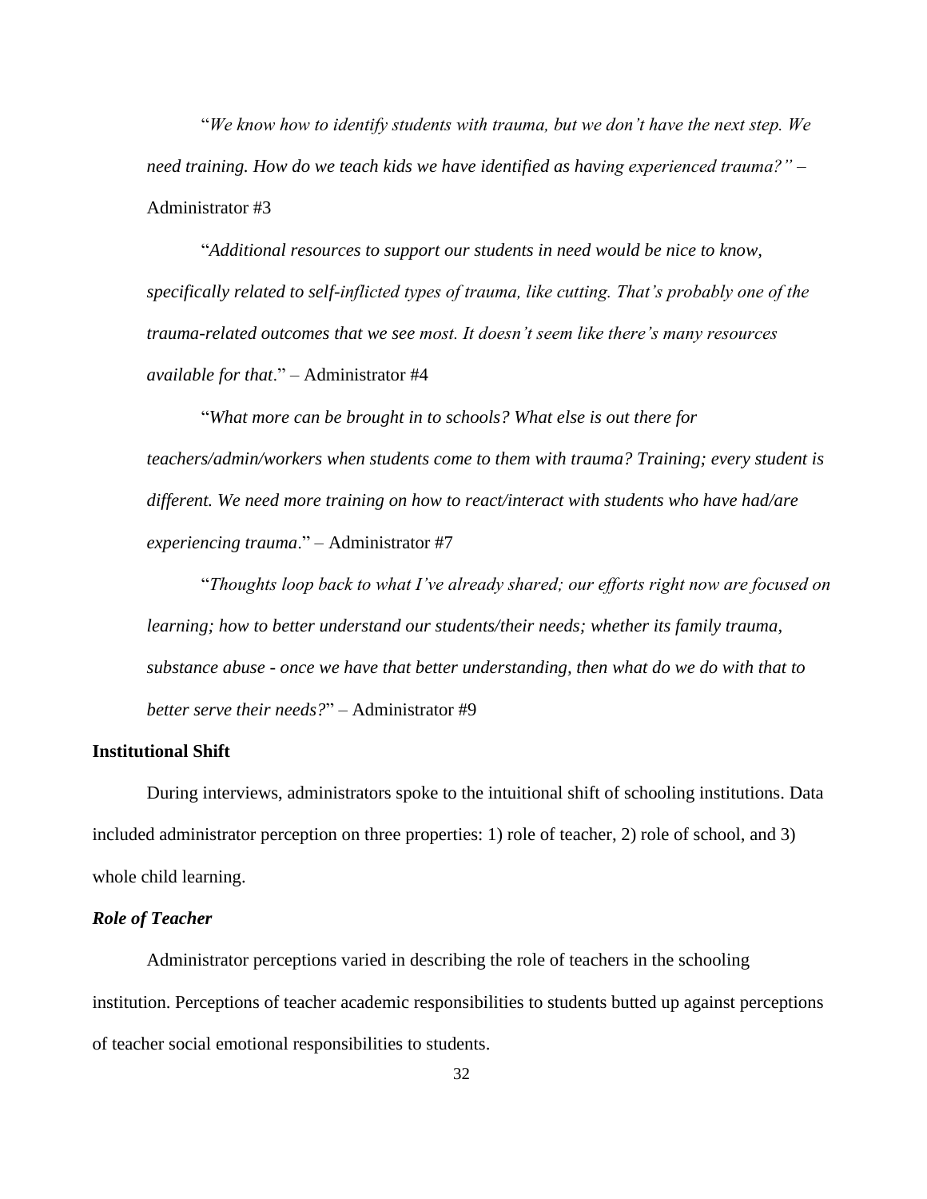"*We know how to identify students with trauma, but we don't have the next step. We need training. How do we teach kids we have identified as having experienced trauma?"* – Administrator #3

"*Additional resources to support our students in need would be nice to know, specifically related to self-inflicted types of trauma, like cutting. That's probably one of the trauma-related outcomes that we see most. It doesn't seem like there's many resources available for that*." – Administrator #4

"*What more can be brought in to schools? What else is out there for teachers/admin/workers when students come to them with trauma? Training; every student is different. We need more training on how to react/interact with students who have had/are experiencing trauma*." – Administrator #7

"*Thoughts loop back to what I've already shared; our efforts right now are focused on learning; how to better understand our students/their needs; whether its family trauma, substance abuse - once we have that better understanding, then what do we do with that to better serve their needs?*" – Administrator #9

**Institutional Shift**

During interviews, administrators spoke to the intuitional shift of schooling institutions. Data included administrator perception on three properties: 1) role of teacher, 2) role of school, and 3) whole child learning.

***Role of Teacher***

Administrator perceptions varied in describing the role of teachers in the schooling institution. Perceptions of teacher academic responsibilities to students butted up against perceptions of teacher social emotional responsibilities to students.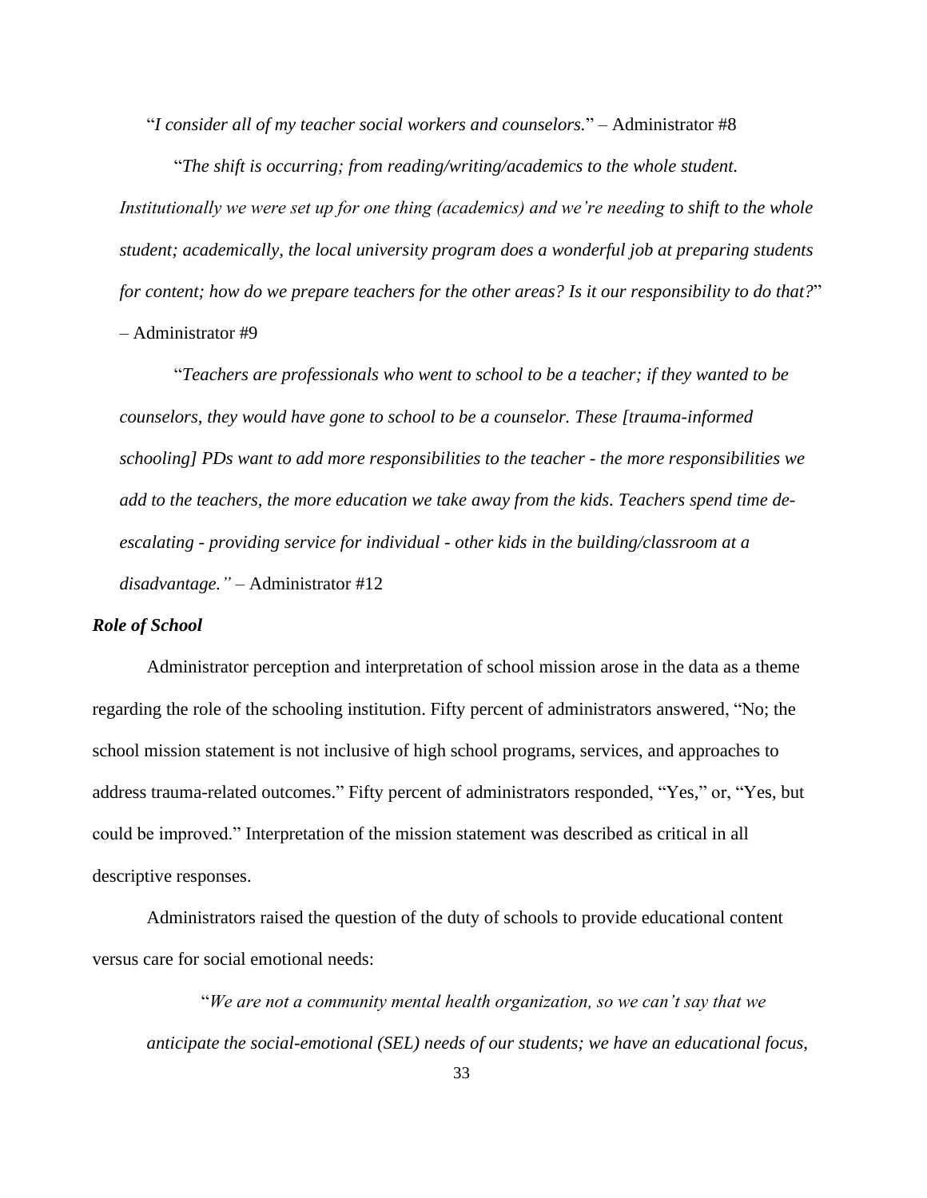"*I consider all of my teacher social workers and counselors.*" – Administrator #8

"*The shift is occurring; from reading/writing/academics to the whole student. Institutionally we were set up for one thing (academics) and we're needing to shift to the whole student; academically, the local university program does a wonderful job at preparing students for content; how do we prepare teachers for the other areas? Is it our responsibility to do that?*" – Administrator #9

"*Teachers are professionals who went to school to be a teacher; if they wanted to be counselors, they would have gone to school to be a counselor. These [trauma-informed schooling] PDs want to add more responsibilities to the teacher - the more responsibilities we add to the teachers, the more education we take away from the kids. Teachers spend time de-escalating - providing service for individual - other kids in the building/classroom at a disadvantage."* – Administrator #12

### *Role of School*

Administrator perception and interpretation of school mission arose in the data as a theme regarding the role of the schooling institution. Fifty percent of administrators answered, "No; the school mission statement is not inclusive of high school programs, services, and approaches to address trauma-related outcomes." Fifty percent of administrators responded, "Yes," or, "Yes, but could be improved." Interpretation of the mission statement was described as critical in all descriptive responses.

Administrators raised the question of the duty of schools to provide educational content versus care for social emotional needs:

"*We are not a community mental health organization, so we can't say that we anticipate the social-emotional (SEL) needs of our students; we have an educational focus,*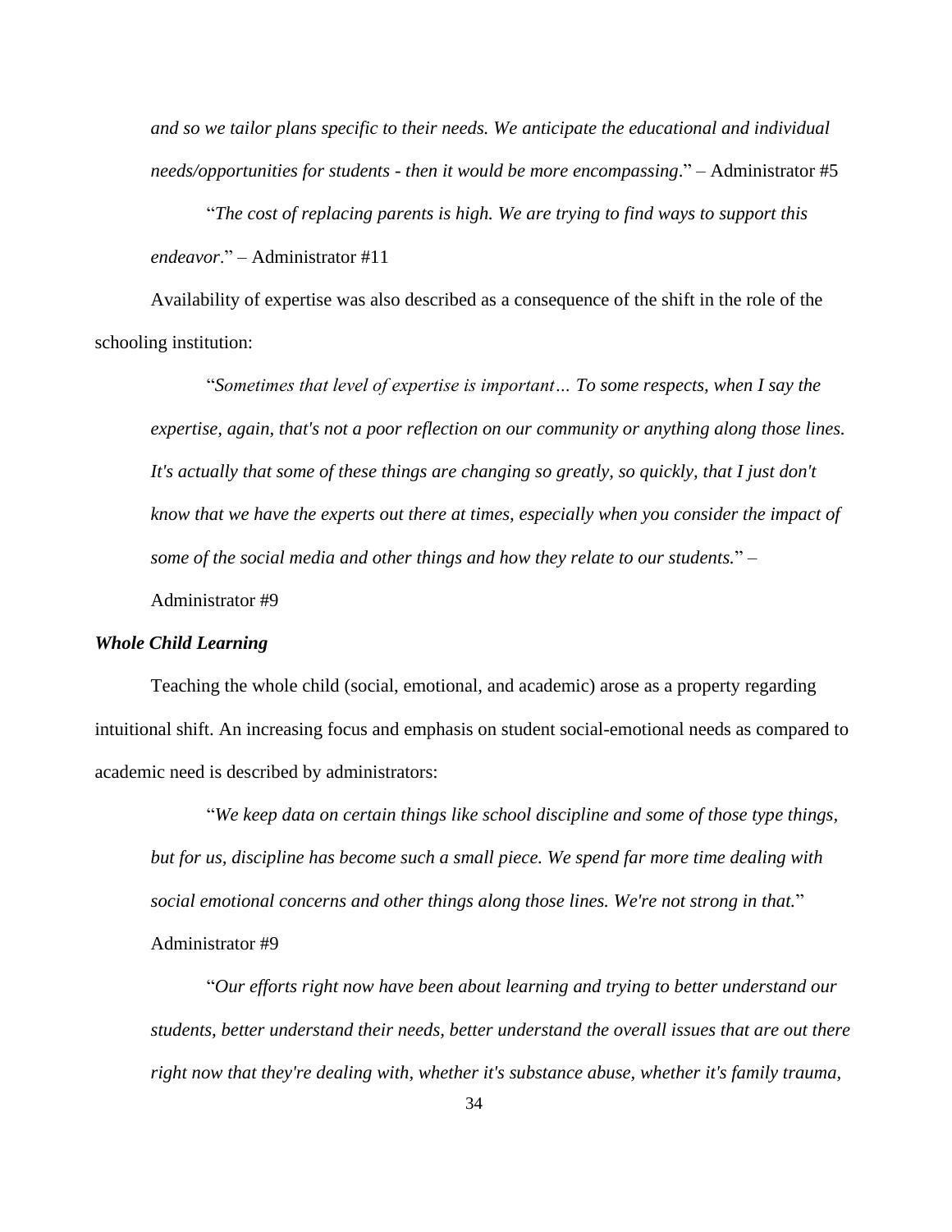*and so we tailor plans specific to their needs. We anticipate the educational and individual needs/opportunities for students - then it would be more encompassing*." – Administrator #5

"*The cost of replacing parents is high. We are trying to find ways to support this endeavor.*" – Administrator #11

Availability of expertise was also described as a consequence of the shift in the role of the schooling institution:

"*Sometimes that level of expertise is important… To some respects, when I say the expertise, again, that's not a poor reflection on our community or anything along those lines. It's actually that some of these things are changing so greatly, so quickly, that I just don't know that we have the experts out there at times, especially when you consider the impact of some of the social media and other things and how they relate to our students.*" – Administrator #9

### *Whole Child Learning*

Teaching the whole child (social, emotional, and academic) arose as a property regarding intuitional shift. An increasing focus and emphasis on student social-emotional needs as compared to academic need is described by administrators:

"*We keep data on certain things like school discipline and some of those type things, but for us, discipline has become such a small piece. We spend far more time dealing with social emotional concerns and other things along those lines. We're not strong in that.*" Administrator #9

"*Our efforts right now have been about learning and trying to better understand our students, better understand their needs, better understand the overall issues that are out there right now that they're dealing with, whether it's substance abuse, whether it's family trauma,*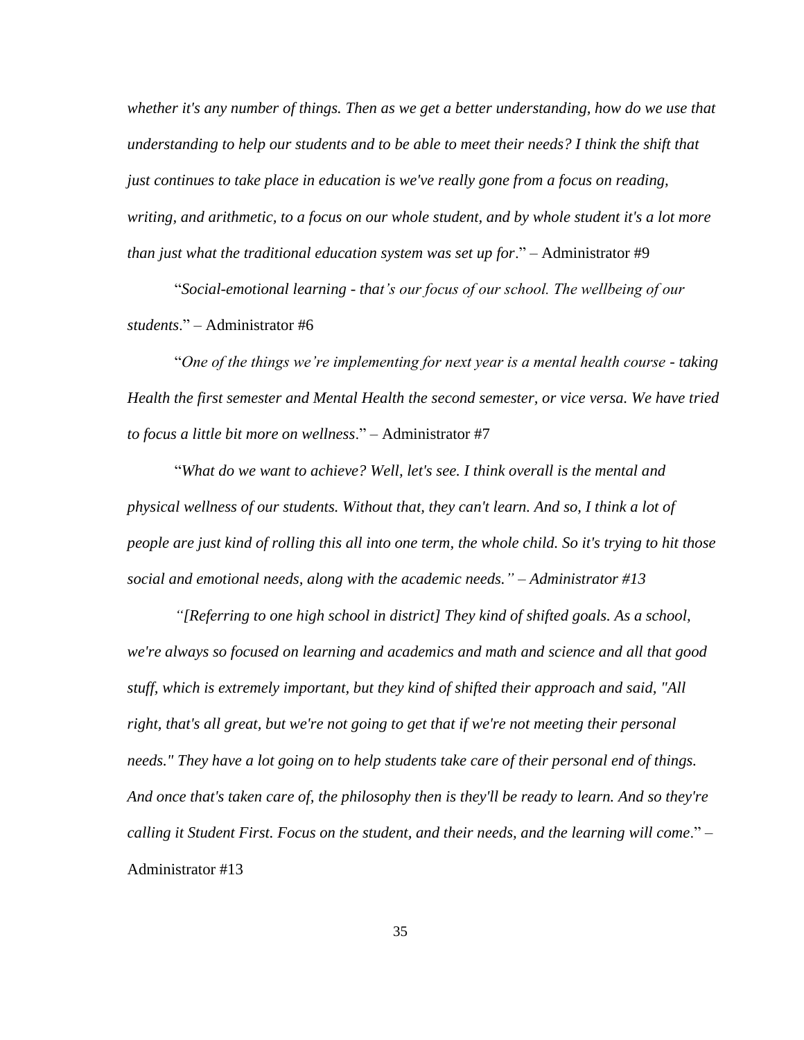*whether it's any number of things. Then as we get a better understanding, how do we use that understanding to help our students and to be able to meet their needs? I think the shift that just continues to take place in education is we've really gone from a focus on reading, writing, and arithmetic, to a focus on our whole student, and by whole student it's a lot more than just what the traditional education system was set up for*." – Administrator #9

"*Social-emotional learning - that's our focus of our school. The wellbeing of our students*." – Administrator #6

"*One of the things we're implementing for next year is a mental health course - taking Health the first semester and Mental Health the second semester, or vice versa. We have tried to focus a little bit more on wellness*." – Administrator #7

"*What do we want to achieve? Well, let's see. I think overall is the mental and physical wellness of our students. Without that, they can't learn. And so, I think a lot of people are just kind of rolling this all into one term, the whole child. So it's trying to hit those social and emotional needs, along with the academic needs." – Administrator #13*

*"[Referring to one high school in district] They kind of shifted goals. As a school, we're always so focused on learning and academics and math and science and all that good stuff, which is extremely important, but they kind of shifted their approach and said, "All right, that's all great, but we're not going to get that if we're not meeting their personal needs." They have a lot going on to help students take care of their personal end of things. And once that's taken care of, the philosophy then is they'll be ready to learn. And so they're calling it Student First. Focus on the student, and their needs, and the learning will come*." – Administrator #13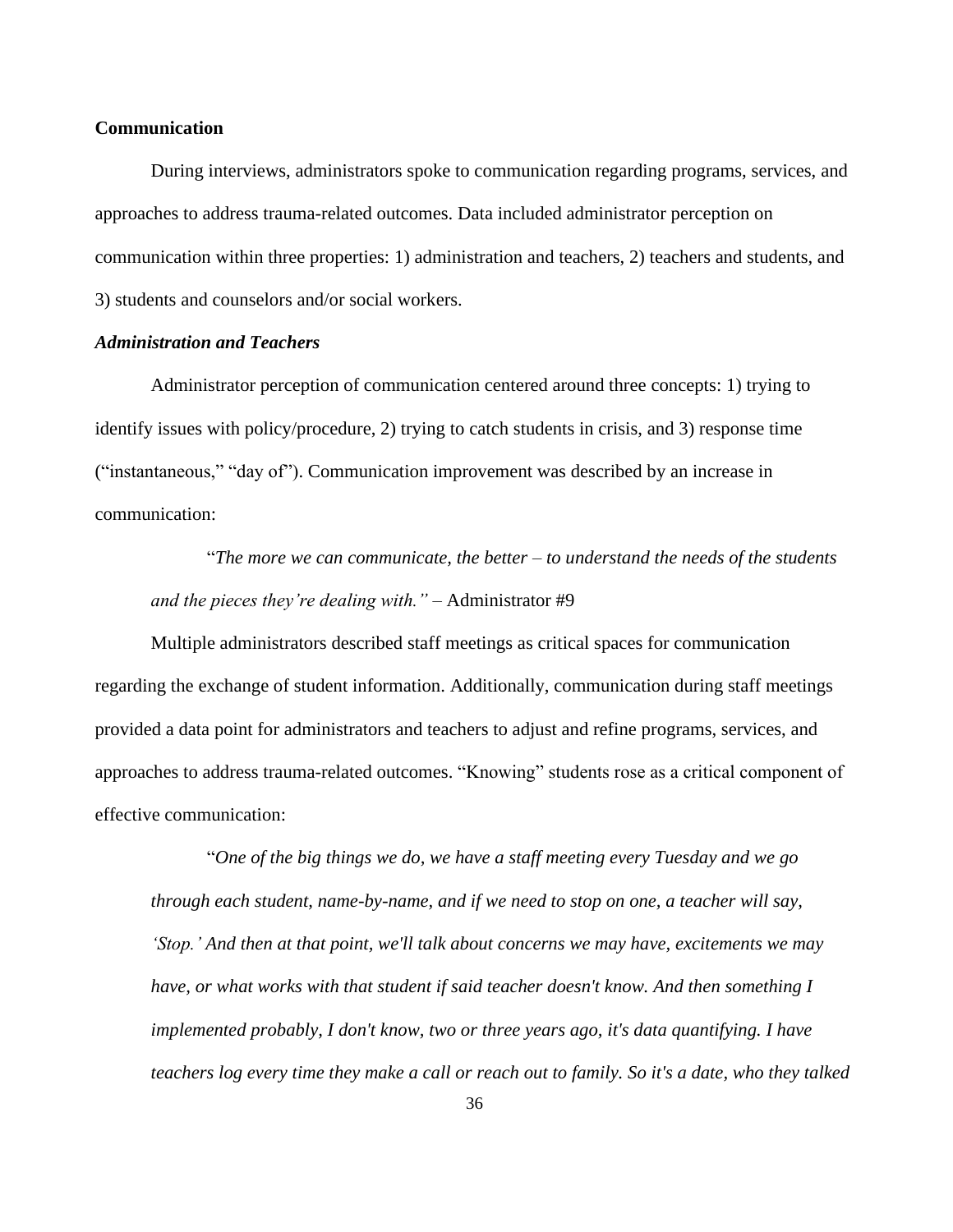**Communication**

During interviews, administrators spoke to communication regarding programs, services, and approaches to address trauma-related outcomes. Data included administrator perception on communication within three properties: 1) administration and teachers, 2) teachers and students, and 3) students and counselors and/or social workers.

***Administration and Teachers***

Administrator perception of communication centered around three concepts: 1) trying to identify issues with policy/procedure, 2) trying to catch students in crisis, and 3) response time ("instantaneous," "day of"). Communication improvement was described by an increase in communication:

> "*The more we can communicate, the better – to understand the needs of the students and the pieces they're dealing with."* – Administrator #9

Multiple administrators described staff meetings as critical spaces for communication regarding the exchange of student information. Additionally, communication during staff meetings provided a data point for administrators and teachers to adjust and refine programs, services, and approaches to address trauma-related outcomes. "Knowing" students rose as a critical component of effective communication:

> "*One of the big things we do, we have a staff meeting every Tuesday and we go through each student, name-by-name, and if we need to stop on one, a teacher will say, 'Stop.' And then at that point, we'll talk about concerns we may have, excitements we may have, or what works with that student if said teacher doesn't know. And then something I implemented probably, I don't know, two or three years ago, it's data quantifying. I have teachers log every time they make a call or reach out to family. So it's a date, who they talked*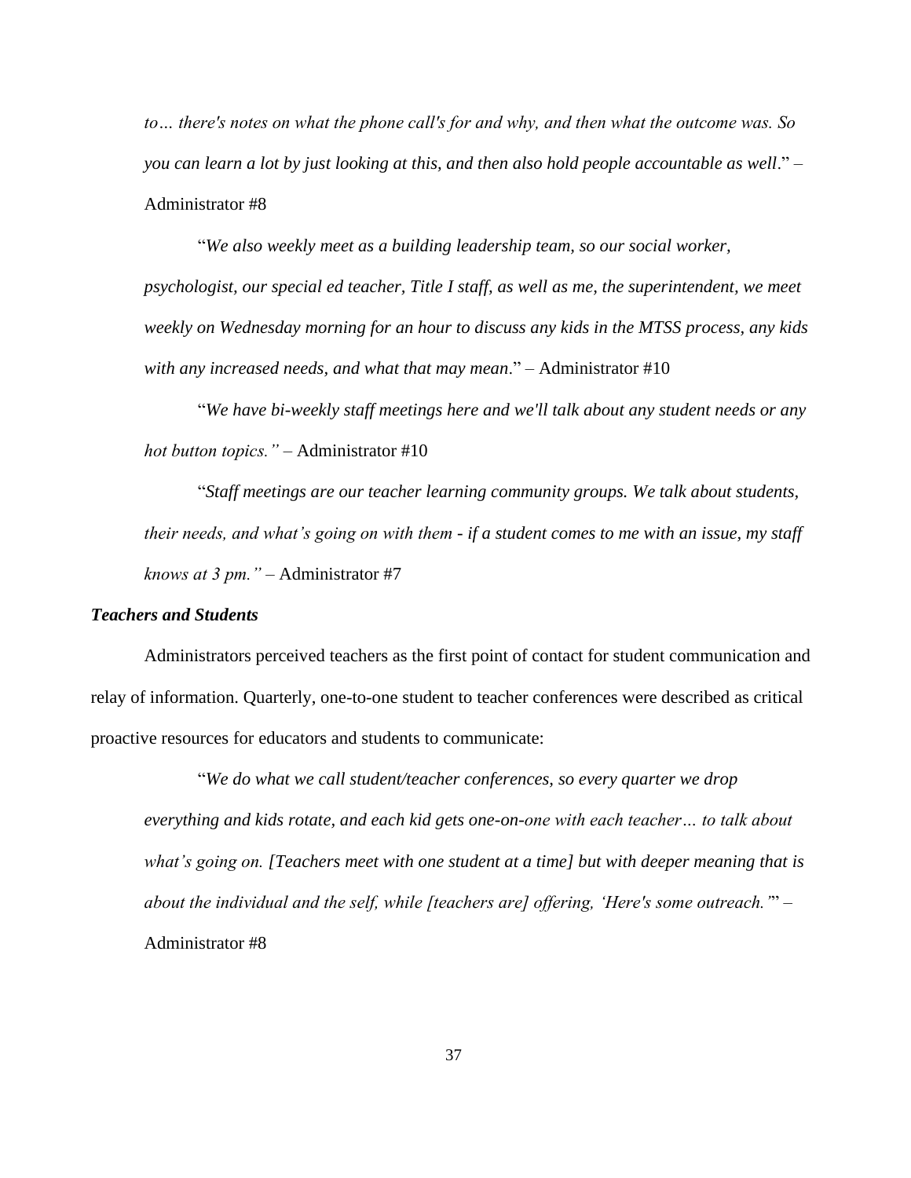*to… there's notes on what the phone call's for and why, and then what the outcome was. So you can learn a lot by just looking at this, and then also hold people accountable as well*." – Administrator #8

"*We also weekly meet as a building leadership team, so our social worker, psychologist, our special ed teacher, Title I staff, as well as me, the superintendent, we meet weekly on Wednesday morning for an hour to discuss any kids in the MTSS process, any kids with any increased needs, and what that may mean*." – Administrator #10

"*We have bi-weekly staff meetings here and we'll talk about any student needs or any hot button topics."* – Administrator #10

"*Staff meetings are our teacher learning community groups. We talk about students, their needs, and what's going on with them - if a student comes to me with an issue, my staff knows at 3 pm."* – Administrator #7

### *Teachers and Students*

Administrators perceived teachers as the first point of contact for student communication and relay of information. Quarterly, one-to-one student to teacher conferences were described as critical proactive resources for educators and students to communicate:

"*We do what we call student/teacher conferences, so every quarter we drop everything and kids rotate, and each kid gets one-on-one with each teacher… to talk about what's going on. [Teachers meet with one student at a time] but with deeper meaning that is about the individual and the self, while [teachers are] offering, 'Here's some outreach.'*" – Administrator #8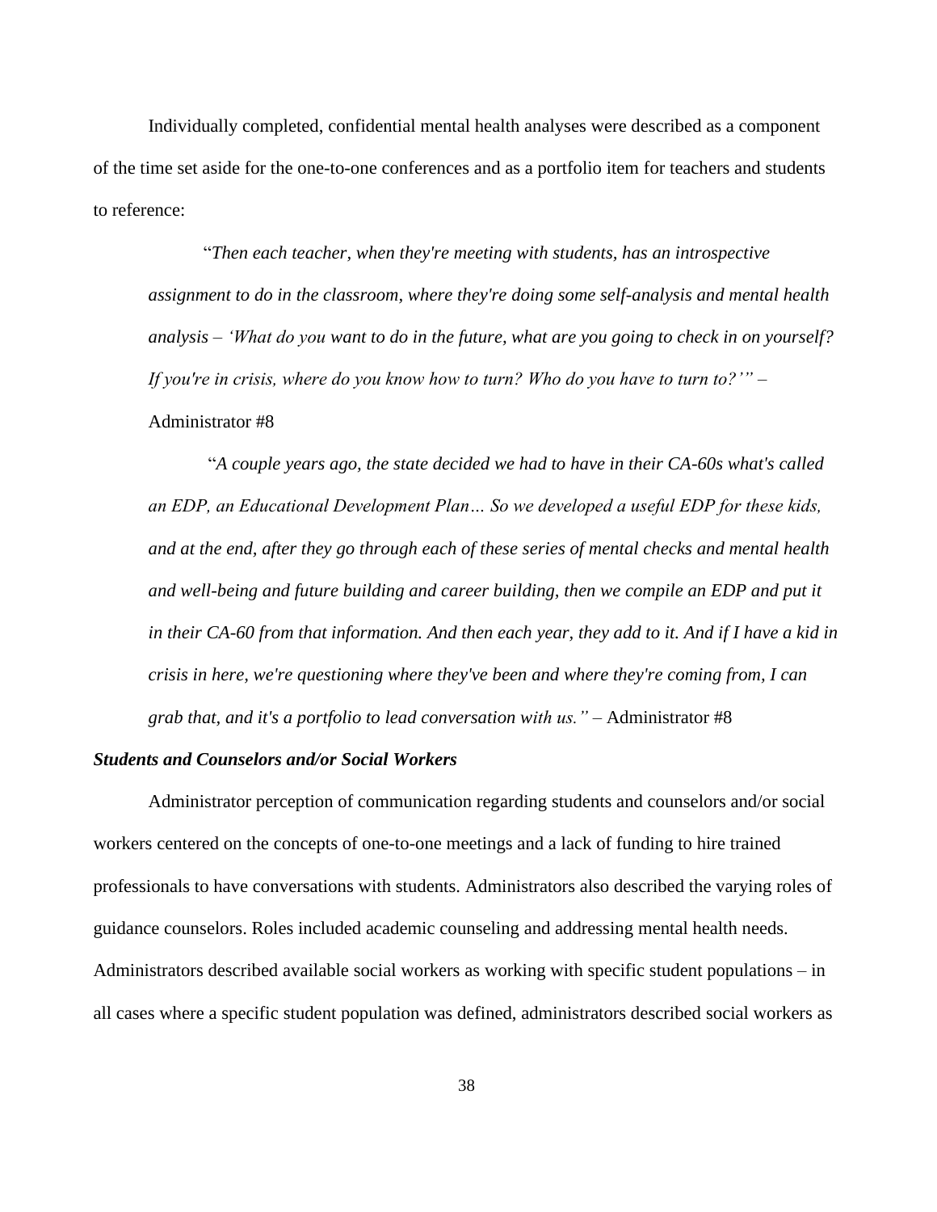Individually completed, confidential mental health analyses were described as a component of the time set aside for the one-to-one conferences and as a portfolio item for teachers and students to reference:

> "*Then each teacher, when they're meeting with students, has an introspective assignment to do in the classroom, where they're doing some self-analysis and mental health analysis – 'What do you want to do in the future, what are you going to check in on yourself? If you're in crisis, where do you know how to turn? Who do you have to turn to?'" –* Administrator #8

> "*A couple years ago, the state decided we had to have in their CA-60s what's called an EDP, an Educational Development Plan… So we developed a useful EDP for these kids, and at the end, after they go through each of these series of mental checks and mental health and well-being and future building and career building, then we compile an EDP and put it in their CA-60 from that information. And then each year, they add to it. And if I have a kid in crisis in here, we're questioning where they've been and where they're coming from, I can grab that, and it's a portfolio to lead conversation with us."* – Administrator #8

***Students and Counselors and/or Social Workers***

Administrator perception of communication regarding students and counselors and/or social workers centered on the concepts of one-to-one meetings and a lack of funding to hire trained professionals to have conversations with students. Administrators also described the varying roles of guidance counselors. Roles included academic counseling and addressing mental health needs. Administrators described available social workers as working with specific student populations – in all cases where a specific student population was defined, administrators described social workers as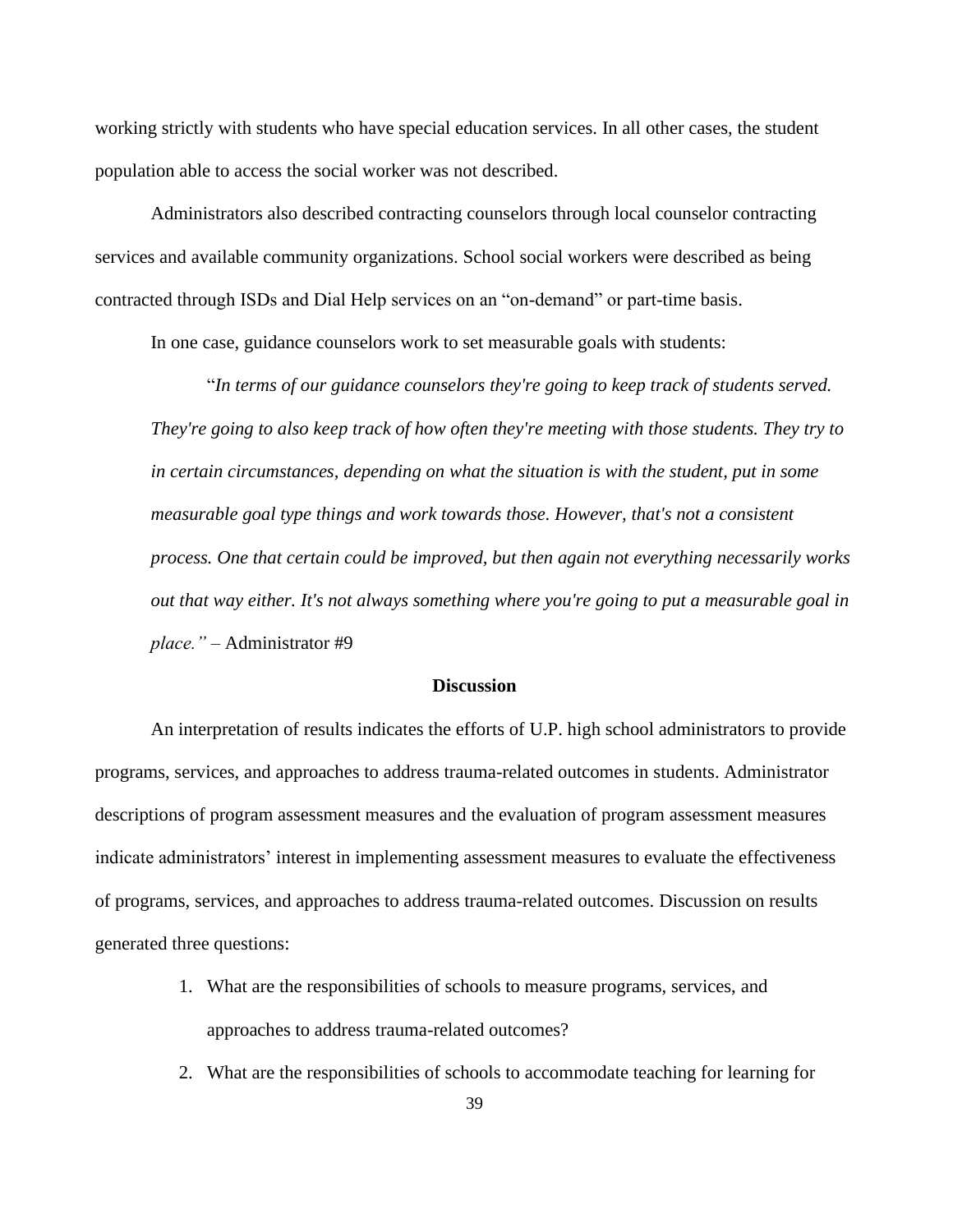working strictly with students who have special education services. In all other cases, the student population able to access the social worker was not described.

Administrators also described contracting counselors through local counselor contracting services and available community organizations. School social workers were described as being contracted through ISDs and Dial Help services on an "on-demand" or part-time basis.

In one case, guidance counselors work to set measurable goals with students:

> "*In terms of our guidance counselors they're going to keep track of students served. They're going to also keep track of how often they're meeting with those students. They try to in certain circumstances, depending on what the situation is with the student, put in some measurable goal type things and work towards those. However, that's not a consistent process. One that certain could be improved, but then again not everything necessarily works out that way either. It's not always something where you're going to put a measurable goal in place."* – Administrator #9

## Discussion

An interpretation of results indicates the efforts of U.P. high school administrators to provide programs, services, and approaches to address trauma-related outcomes in students. Administrator descriptions of program assessment measures and the evaluation of program assessment measures indicate administrators' interest in implementing assessment measures to evaluate the effectiveness of programs, services, and approaches to address trauma-related outcomes. Discussion on results generated three questions:

1. What are the responsibilities of schools to measure programs, services, and approaches to address trauma-related outcomes?
2. What are the responsibilities of schools to accommodate teaching for learning for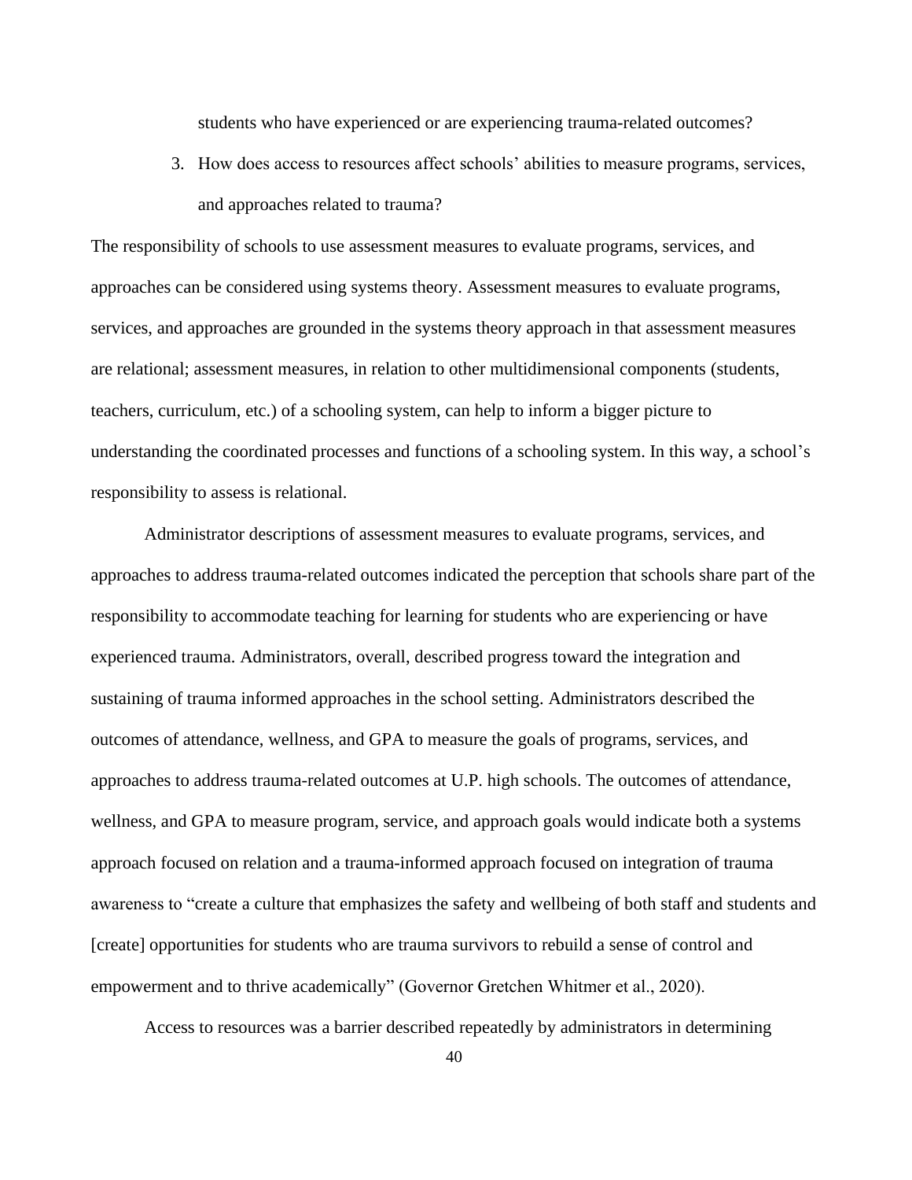students who have experienced or are experiencing trauma-related outcomes?

3. How does access to resources affect schools' abilities to measure programs, services, and approaches related to trauma?

The responsibility of schools to use assessment measures to evaluate programs, services, and approaches can be considered using systems theory. Assessment measures to evaluate programs, services, and approaches are grounded in the systems theory approach in that assessment measures are relational; assessment measures, in relation to other multidimensional components (students, teachers, curriculum, etc.) of a schooling system, can help to inform a bigger picture to understanding the coordinated processes and functions of a schooling system. In this way, a school's responsibility to assess is relational.

Administrator descriptions of assessment measures to evaluate programs, services, and approaches to address trauma-related outcomes indicated the perception that schools share part of the responsibility to accommodate teaching for learning for students who are experiencing or have experienced trauma. Administrators, overall, described progress toward the integration and sustaining of trauma informed approaches in the school setting. Administrators described the outcomes of attendance, wellness, and GPA to measure the goals of programs, services, and approaches to address trauma-related outcomes at U.P. high schools. The outcomes of attendance, wellness, and GPA to measure program, service, and approach goals would indicate both a systems approach focused on relation and a trauma-informed approach focused on integration of trauma awareness to "create a culture that emphasizes the safety and wellbeing of both staff and students and [create] opportunities for students who are trauma survivors to rebuild a sense of control and empowerment and to thrive academically" (Governor Gretchen Whitmer et al., 2020).

Access to resources was a barrier described repeatedly by administrators in determining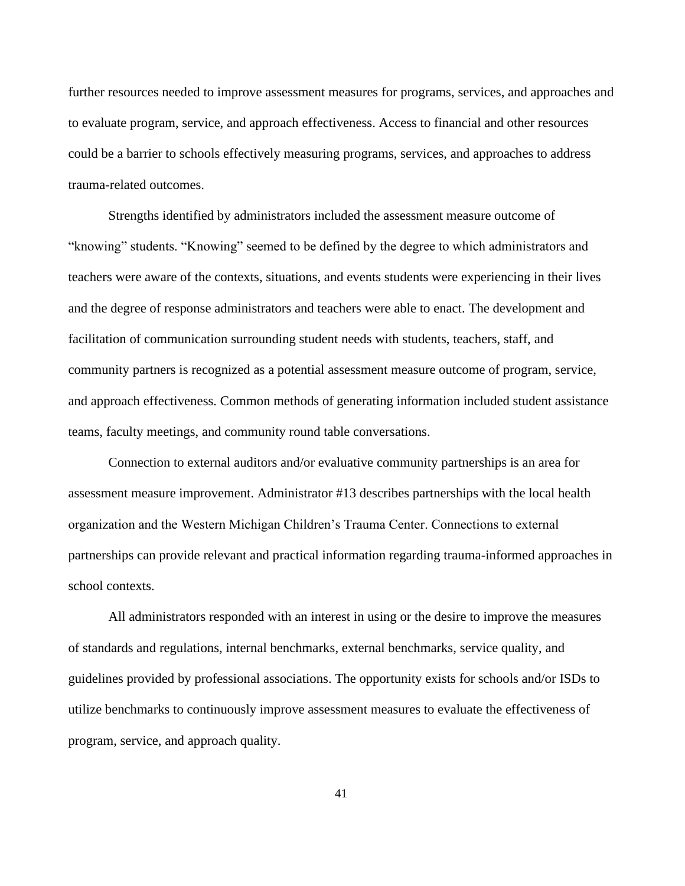further resources needed to improve assessment measures for programs, services, and approaches and to evaluate program, service, and approach effectiveness. Access to financial and other resources could be a barrier to schools effectively measuring programs, services, and approaches to address trauma-related outcomes.

Strengths identified by administrators included the assessment measure outcome of "knowing" students. "Knowing" seemed to be defined by the degree to which administrators and teachers were aware of the contexts, situations, and events students were experiencing in their lives and the degree of response administrators and teachers were able to enact. The development and facilitation of communication surrounding student needs with students, teachers, staff, and community partners is recognized as a potential assessment measure outcome of program, service, and approach effectiveness. Common methods of generating information included student assistance teams, faculty meetings, and community round table conversations.

Connection to external auditors and/or evaluative community partnerships is an area for assessment measure improvement. Administrator #13 describes partnerships with the local health organization and the Western Michigan Children's Trauma Center. Connections to external partnerships can provide relevant and practical information regarding trauma-informed approaches in school contexts.

All administrators responded with an interest in using or the desire to improve the measures of standards and regulations, internal benchmarks, external benchmarks, service quality, and guidelines provided by professional associations. The opportunity exists for schools and/or ISDs to utilize benchmarks to continuously improve assessment measures to evaluate the effectiveness of program, service, and approach quality.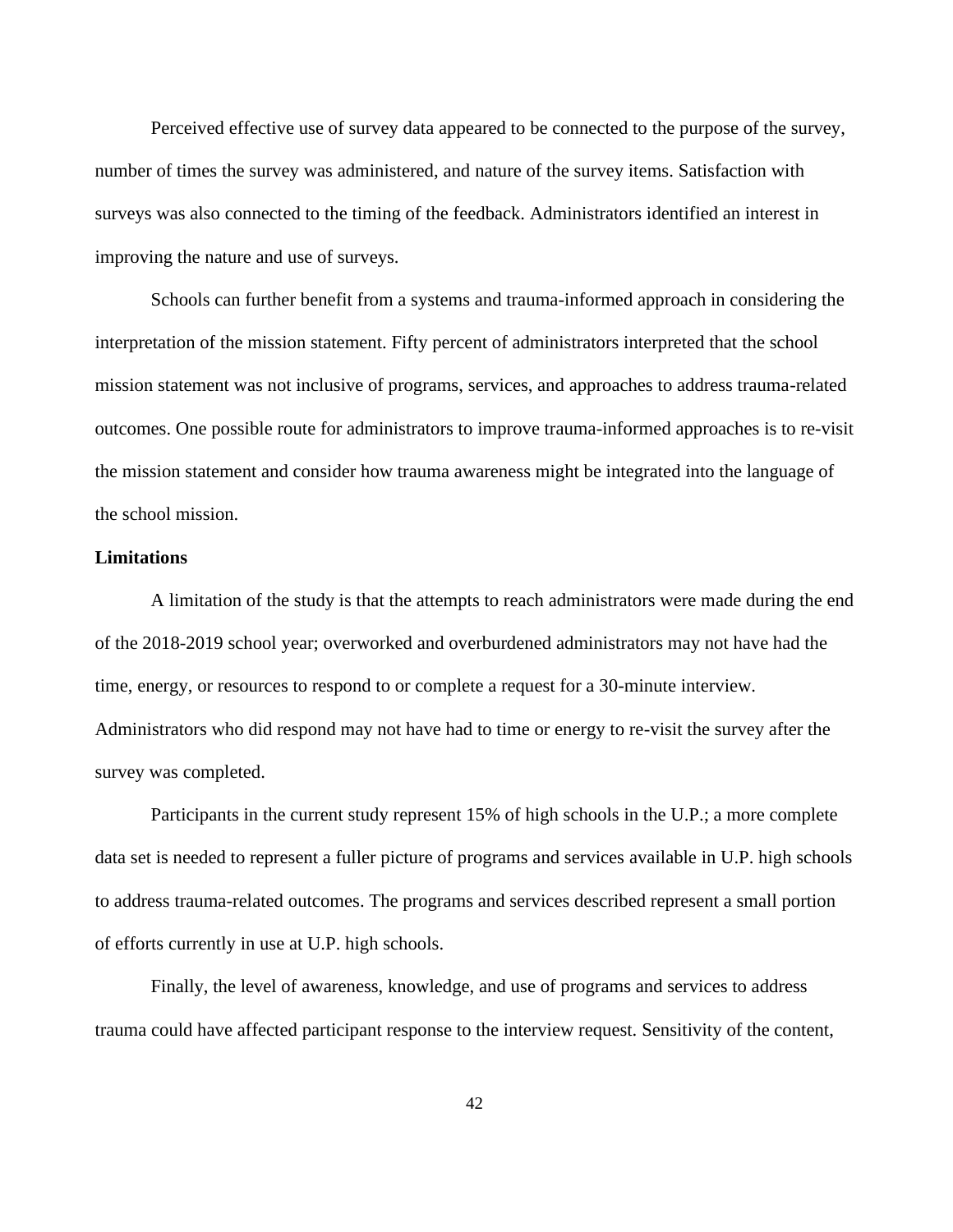Perceived effective use of survey data appeared to be connected to the purpose of the survey, number of times the survey was administered, and nature of the survey items. Satisfaction with surveys was also connected to the timing of the feedback. Administrators identified an interest in improving the nature and use of surveys.

Schools can further benefit from a systems and trauma-informed approach in considering the interpretation of the mission statement. Fifty percent of administrators interpreted that the school mission statement was not inclusive of programs, services, and approaches to address trauma-related outcomes. One possible route for administrators to improve trauma-informed approaches is to re-visit the mission statement and consider how trauma awareness might be integrated into the language of the school mission.

**Limitations**

A limitation of the study is that the attempts to reach administrators were made during the end of the 2018-2019 school year; overworked and overburdened administrators may not have had the time, energy, or resources to respond to or complete a request for a 30-minute interview. Administrators who did respond may not have had to time or energy to re-visit the survey after the survey was completed.

Participants in the current study represent 15% of high schools in the U.P.; a more complete data set is needed to represent a fuller picture of programs and services available in U.P. high schools to address trauma-related outcomes. The programs and services described represent a small portion of efforts currently in use at U.P. high schools.

Finally, the level of awareness, knowledge, and use of programs and services to address trauma could have affected participant response to the interview request. Sensitivity of the content,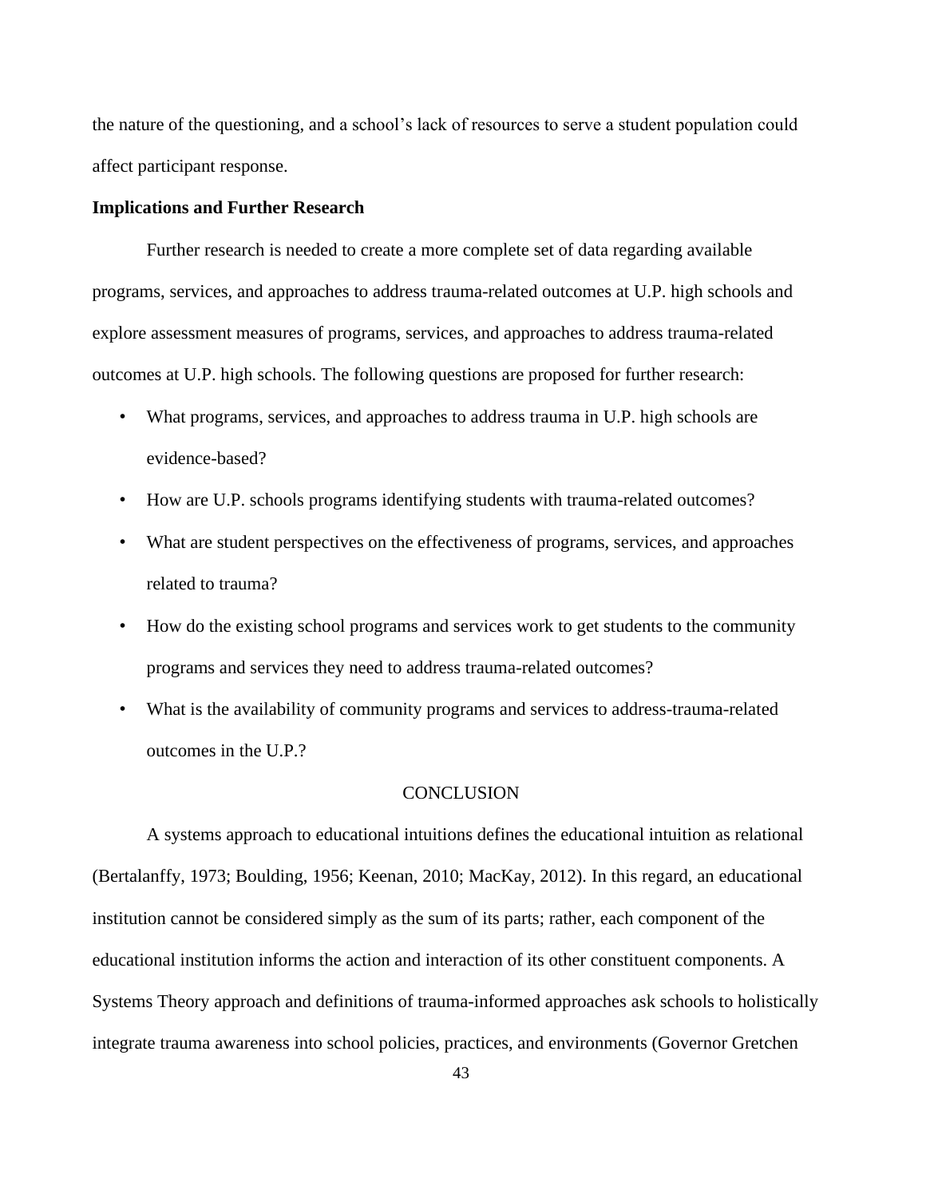the nature of the questioning, and a school's lack of resources to serve a student population could affect participant response.

**Implications and Further Research**

Further research is needed to create a more complete set of data regarding available programs, services, and approaches to address trauma-related outcomes at U.P. high schools and explore assessment measures of programs, services, and approaches to address trauma-related outcomes at U.P. high schools. The following questions are proposed for further research:

- What programs, services, and approaches to address trauma in U.P. high schools are evidence-based?
- How are U.P. schools programs identifying students with trauma-related outcomes?
- What are student perspectives on the effectiveness of programs, services, and approaches related to trauma?
- How do the existing school programs and services work to get students to the community programs and services they need to address trauma-related outcomes?
- What is the availability of community programs and services to address-trauma-related outcomes in the U.P.?

## CONCLUSION

A systems approach to educational intuitions defines the educational intuition as relational (Bertalanffy, 1973; Boulding, 1956; Keenan, 2010; MacKay, 2012). In this regard, an educational institution cannot be considered simply as the sum of its parts; rather, each component of the educational institution informs the action and interaction of its other constituent components. A Systems Theory approach and definitions of trauma-informed approaches ask schools to holistically integrate trauma awareness into school policies, practices, and environments (Governor Gretchen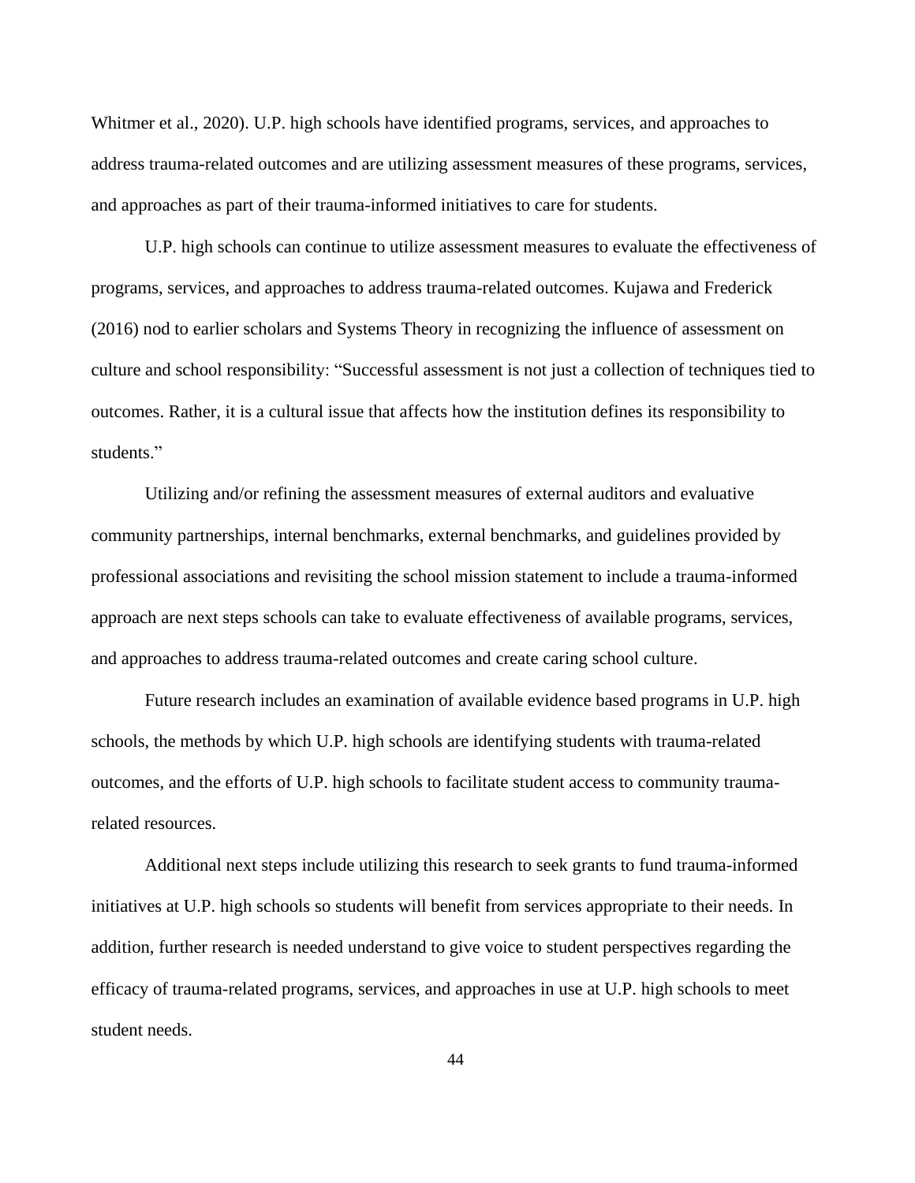Whitmer et al., 2020). U.P. high schools have identified programs, services, and approaches to address trauma-related outcomes and are utilizing assessment measures of these programs, services, and approaches as part of their trauma-informed initiatives to care for students.

U.P. high schools can continue to utilize assessment measures to evaluate the effectiveness of programs, services, and approaches to address trauma-related outcomes. Kujawa and Frederick (2016) nod to earlier scholars and Systems Theory in recognizing the influence of assessment on culture and school responsibility: "Successful assessment is not just a collection of techniques tied to outcomes. Rather, it is a cultural issue that affects how the institution defines its responsibility to students."

Utilizing and/or refining the assessment measures of external auditors and evaluative community partnerships, internal benchmarks, external benchmarks, and guidelines provided by professional associations and revisiting the school mission statement to include a trauma-informed approach are next steps schools can take to evaluate effectiveness of available programs, services, and approaches to address trauma-related outcomes and create caring school culture.

Future research includes an examination of available evidence based programs in U.P. high schools, the methods by which U.P. high schools are identifying students with trauma-related outcomes, and the efforts of U.P. high schools to facilitate student access to community trauma-related resources.

Additional next steps include utilizing this research to seek grants to fund trauma-informed initiatives at U.P. high schools so students will benefit from services appropriate to their needs. In addition, further research is needed understand to give voice to student perspectives regarding the efficacy of trauma-related programs, services, and approaches in use at U.P. high schools to meet student needs.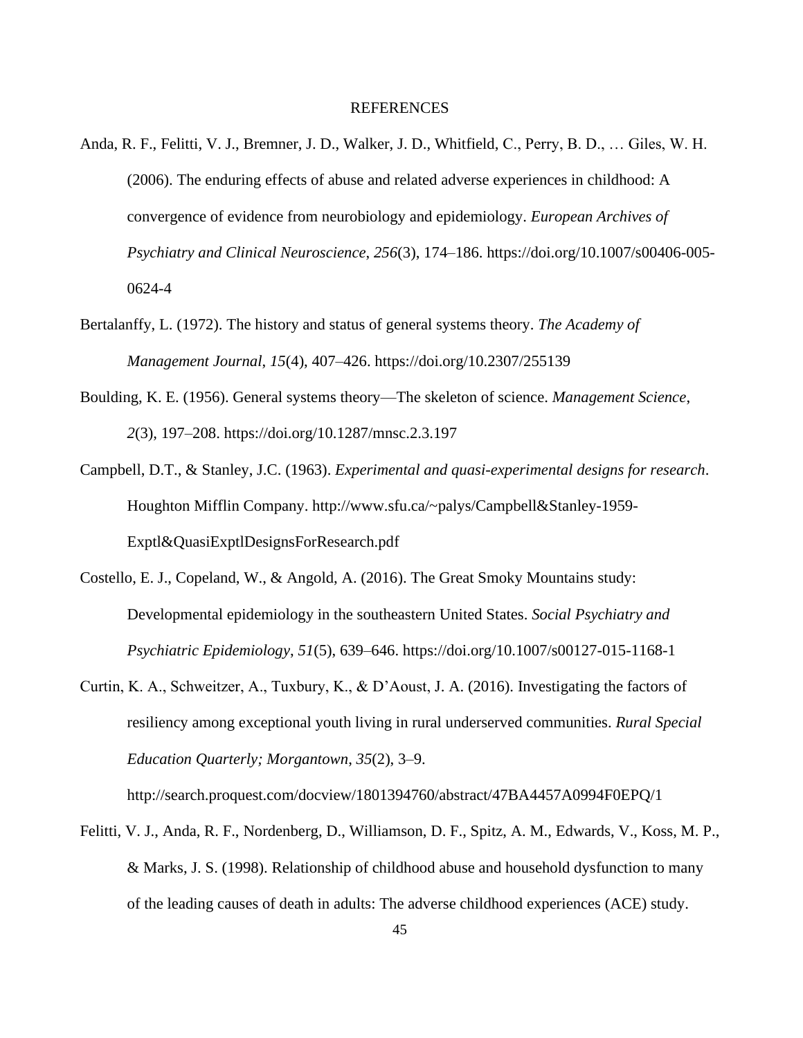# REFERENCES

Anda, R. F., Felitti, V. J., Bremner, J. D., Walker, J. D., Whitfield, C., Perry, B. D., … Giles, W. H. (2006). The enduring effects of abuse and related adverse experiences in childhood: A convergence of evidence from neurobiology and epidemiology. *European Archives of Psychiatry and Clinical Neuroscience*, *256*(3), 174–186. https://doi.org/10.1007/s00406-005-0624-4

Bertalanffy, L. (1972). The history and status of general systems theory. *The Academy of Management Journal*, *15*(4), 407–426. https://doi.org/10.2307/255139

Boulding, K. E. (1956). General systems theory—The skeleton of science. *Management Science*, *2*(3), 197–208. https://doi.org/10.1287/mnsc.2.3.197

Campbell, D.T., & Stanley, J.C. (1963). *Experimental and quasi-experimental designs for research*. Houghton Mifflin Company. http://www.sfu.ca/~palys/Campbell&Stanley-1959-Exptl&QuasiExptlDesignsForResearch.pdf

Costello, E. J., Copeland, W., & Angold, A. (2016). The Great Smoky Mountains study: Developmental epidemiology in the southeastern United States. *Social Psychiatry and Psychiatric Epidemiology*, *51*(5), 639–646. https://doi.org/10.1007/s00127-015-1168-1

Curtin, K. A., Schweitzer, A., Tuxbury, K., & D'Aoust, J. A. (2016). Investigating the factors of resiliency among exceptional youth living in rural underserved communities. *Rural Special Education Quarterly; Morgantown*, *35*(2), 3–9. http://search.proquest.com/docview/1801394760/abstract/47BA4457A0994F0EPQ/1

Felitti, V. J., Anda, R. F., Nordenberg, D., Williamson, D. F., Spitz, A. M., Edwards, V., Koss, M. P., & Marks, J. S. (1998). Relationship of childhood abuse and household dysfunction to many of the leading causes of death in adults: The adverse childhood experiences (ACE) study.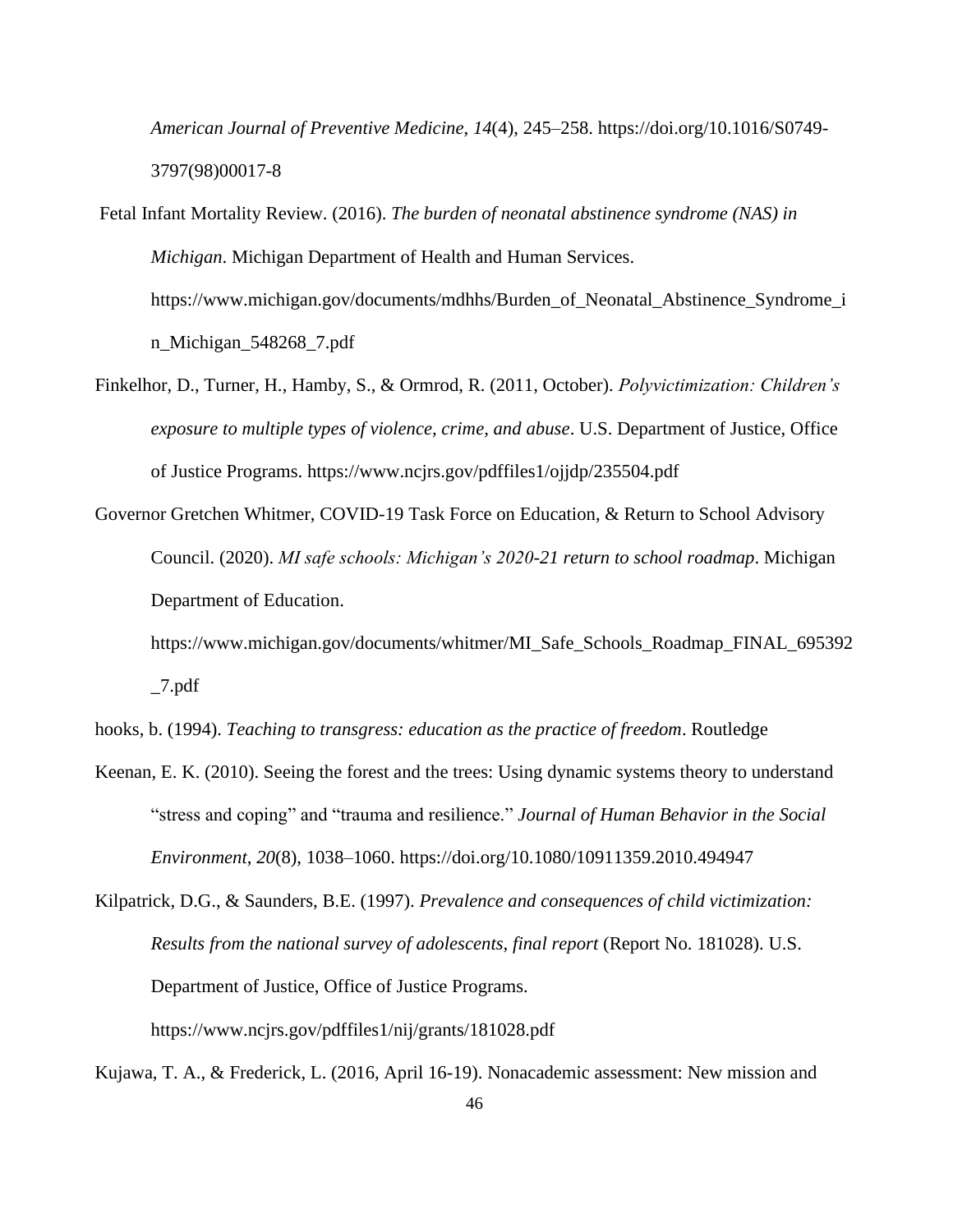*American Journal of Preventive Medicine*, *14*(4), 245–258. https://doi.org/10.1016/S0749-3797(98)00017-8

Fetal Infant Mortality Review. (2016). *The burden of neonatal abstinence syndrome (NAS) in Michigan*. Michigan Department of Health and Human Services. https://www.michigan.gov/documents/mdhhs/Burden_of_Neonatal_Abstinence_Syndrome_in_Michigan_548268_7.pdf

Finkelhor, D., Turner, H., Hamby, S., & Ormrod, R. (2011, October). *Polyvictimization: Children's exposure to multiple types of violence, crime, and abuse*. U.S. Department of Justice, Office of Justice Programs. https://www.ncjrs.gov/pdffiles1/ojjdp/235504.pdf

Governor Gretchen Whitmer, COVID-19 Task Force on Education, & Return to School Advisory Council. (2020). *MI safe schools: Michigan's 2020-21 return to school roadmap*. Michigan Department of Education. https://www.michigan.gov/documents/whitmer/MI_Safe_Schools_Roadmap_FINAL_695392_7.pdf

hooks, b. (1994). *Teaching to transgress: education as the practice of freedom*. Routledge

Keenan, E. K. (2010). Seeing the forest and the trees: Using dynamic systems theory to understand "stress and coping" and "trauma and resilience." *Journal of Human Behavior in the Social Environment*, *20*(8), 1038–1060. https://doi.org/10.1080/10911359.2010.494947

Kilpatrick, D.G., & Saunders, B.E. (1997). *Prevalence and consequences of child victimization: Results from the national survey of adolescents, final report* (Report No. 181028). U.S. Department of Justice, Office of Justice Programs. https://www.ncjrs.gov/pdffiles1/nij/grants/181028.pdf

Kujawa, T. A., & Frederick, L. (2016, April 16-19). Nonacademic assessment: New mission and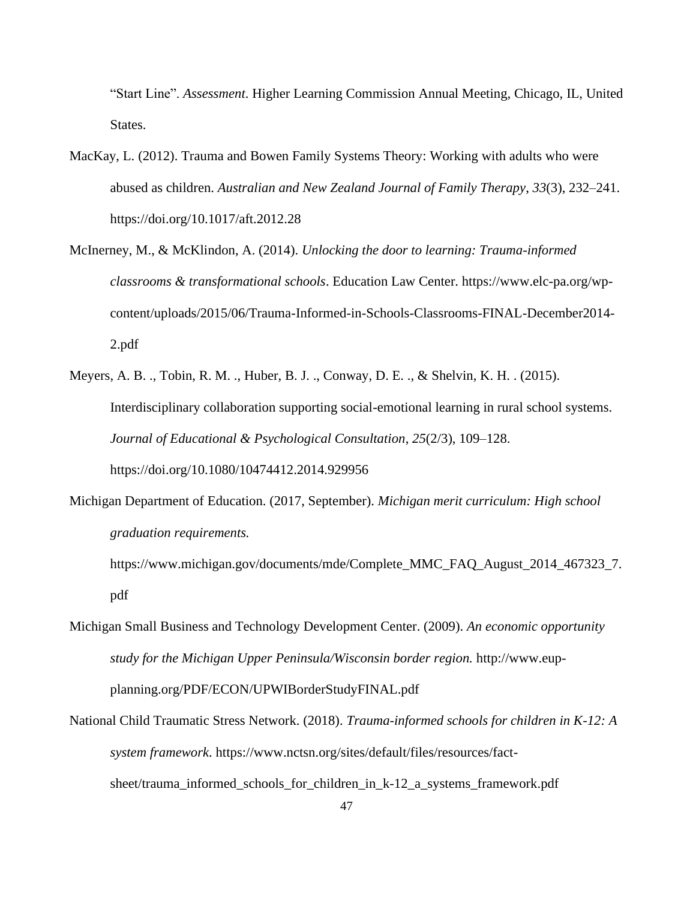"Start Line". *Assessment*. Higher Learning Commission Annual Meeting, Chicago, IL, United States.

MacKay, L. (2012). Trauma and Bowen Family Systems Theory: Working with adults who were abused as children. *Australian and New Zealand Journal of Family Therapy*, *33*(3), 232–241. https://doi.org/10.1017/aft.2012.28

McInerney, M., & McKlindon, A. (2014). *Unlocking the door to learning: Trauma-informed classrooms & transformational schools*. Education Law Center. https://www.elc-pa.org/wp-content/uploads/2015/06/Trauma-Informed-in-Schools-Classrooms-FINAL-December2014-2.pdf

Meyers, A. B. ., Tobin, R. M. ., Huber, B. J. ., Conway, D. E. ., & Shelvin, K. H. . (2015). Interdisciplinary collaboration supporting social-emotional learning in rural school systems. *Journal of Educational & Psychological Consultation*, *25*(2/3), 109–128. https://doi.org/10.1080/10474412.2014.929956

Michigan Department of Education. (2017, September). *Michigan merit curriculum: High school graduation requirements.* https://www.michigan.gov/documents/mde/Complete_MMC_FAQ_August_2014_467323_7.pdf

Michigan Small Business and Technology Development Center. (2009). *An economic opportunity study for the Michigan Upper Peninsula/Wisconsin border region.* http://www.eup-planning.org/PDF/ECON/UPWIBorderStudyFINAL.pdf

National Child Traumatic Stress Network. (2018). *Trauma-informed schools for children in K-12: A system framework.* https://www.nctsn.org/sites/default/files/resources/fact-sheet/trauma_informed_schools_for_children_in_k-12_a_systems_framework.pdf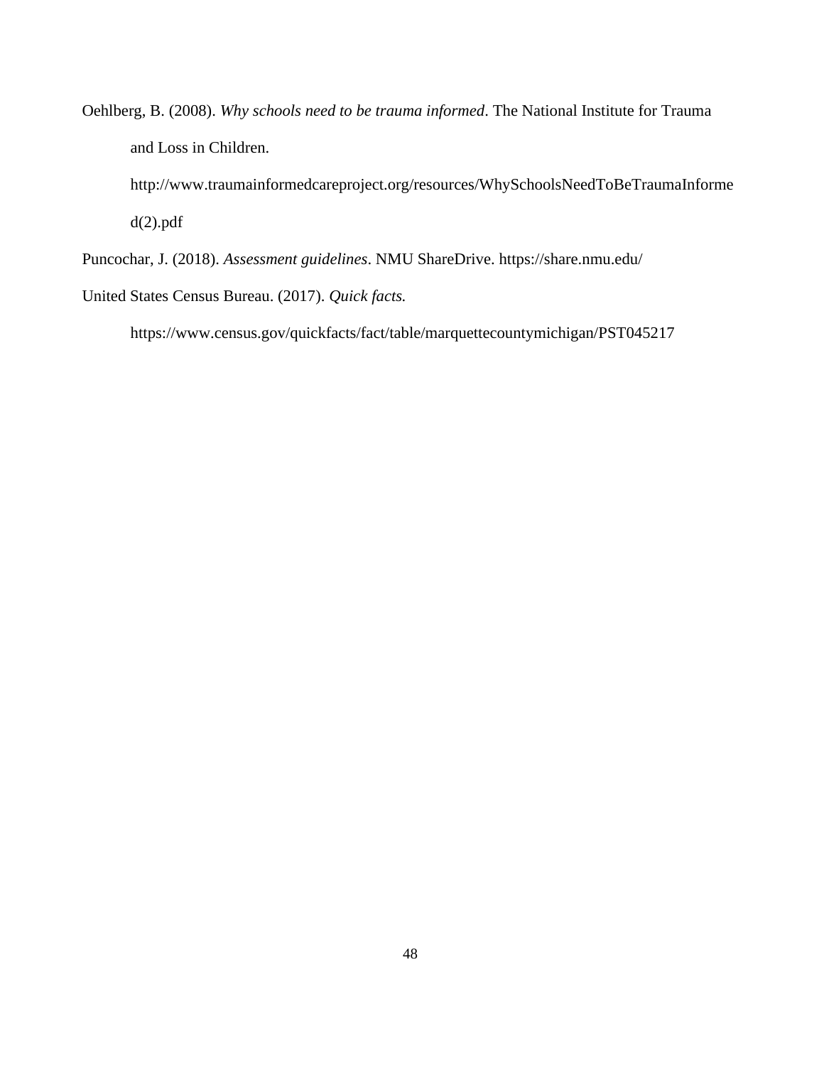Oehlberg, B. (2008). *Why schools need to be trauma informed*. The National Institute for Trauma and Loss in Children. http://www.traumainformedcareproject.org/resources/WhySchoolsNeedToBeTraumaInformed(2).pdf

Puncochar, J. (2018). *Assessment guidelines*. NMU ShareDrive. https://share.nmu.edu/

United States Census Bureau. (2017). *Quick facts.* https://www.census.gov/quickfacts/fact/table/marquettecountymichigan/PST045217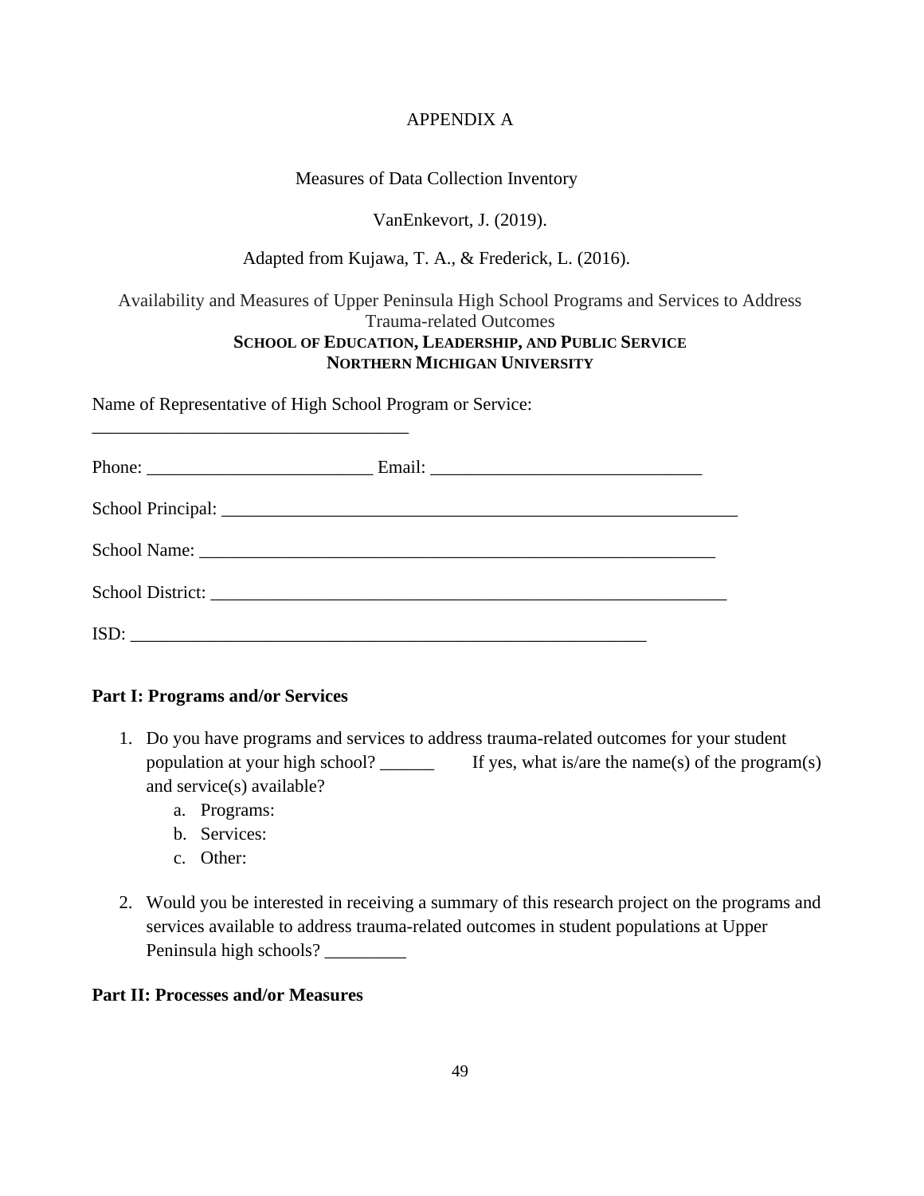APPENDIX A

Measures of Data Collection Inventory

VanEnkevort, J. (2019).

Adapted from Kujawa, T. A., & Frederick, L. (2016).

Availability and Measures of Upper Peninsula High School Programs and Services to Address Trauma-related Outcomes

**SCHOOL OF EDUCATION, LEADERSHIP, AND PUBLIC SERVICE**
**NORTHERN MICHIGAN UNIVERSITY**

Name of Representative of High School Program or Service: ___________________________________

Phone: ________________________ Email: ______________________________

School Principal: _________________________________________________________

School Name: ___________________________________________________________

School District: ___________________________________________________________

ISD: ________________________________________________________

**Part I: Programs and/or Services**

1. Do you have programs and services to address trauma-related outcomes for your student population at your high school? ______ If yes, what is/are the name(s) of the program(s) and service(s) available?
   a. Programs:
   b. Services:
   c. Other:

2. Would you be interested in receiving a summary of this research project on the programs and services available to address trauma-related outcomes in student populations at Upper Peninsula high schools? _________

**Part II: Processes and/or Measures**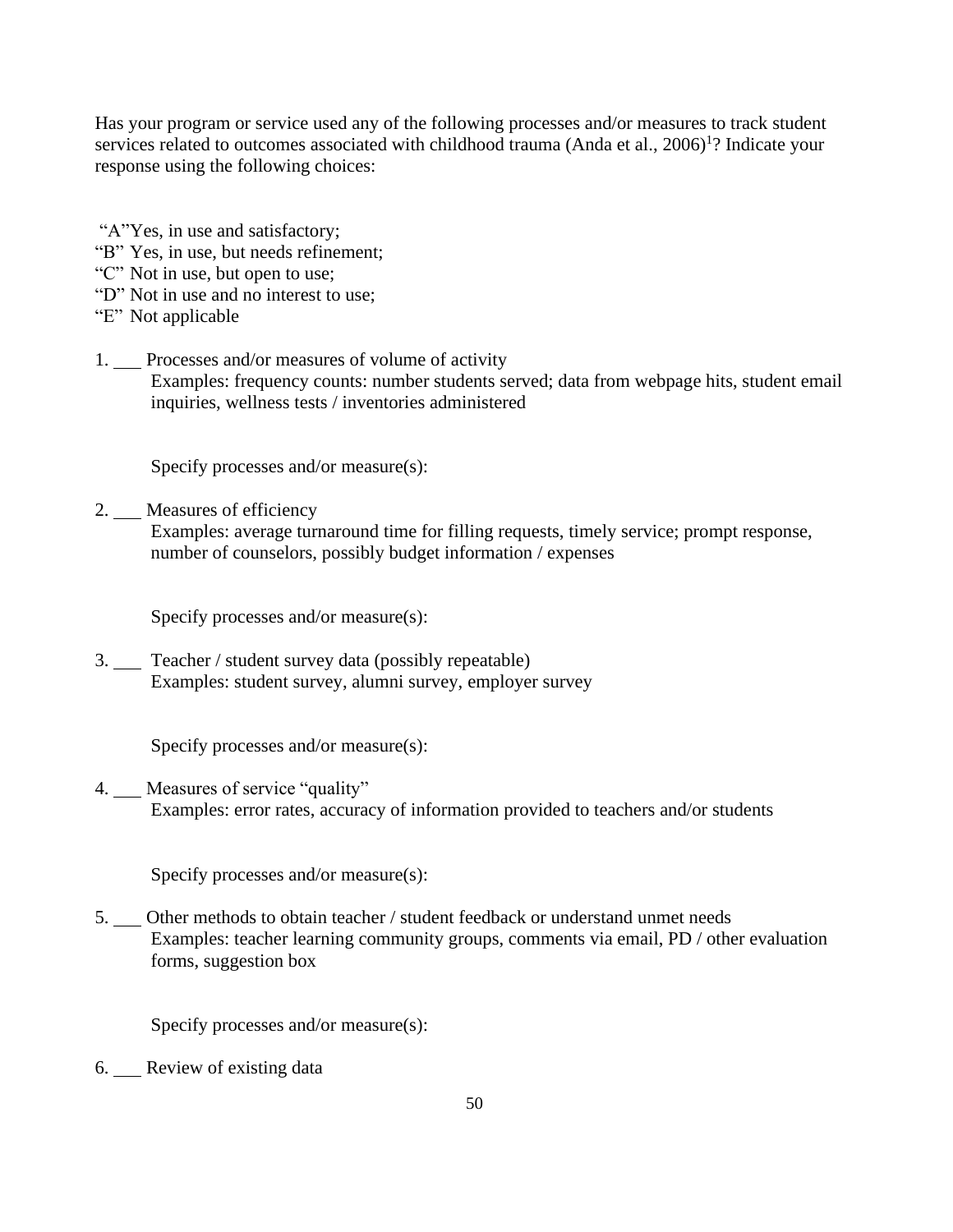Has your program or service used any of the following processes and/or measures to track student services related to outcomes associated with childhood trauma (Anda et al., 2006)[1]? Indicate your response using the following choices:

"A"Yes, in use and satisfactory;
"B" Yes, in use, but needs refinement;
"C" Not in use, but open to use;
"D" Not in use and no interest to use;
"E" Not applicable

1. ___ Processes and/or measures of volume of activity
   Examples: frequency counts: number students served; data from webpage hits, student email inquiries, wellness tests / inventories administered

   Specify processes and/or measure(s):

2. ___ Measures of efficiency
   Examples: average turnaround time for filling requests, timely service; prompt response, number of counselors, possibly budget information / expenses

   Specify processes and/or measure(s):

3. ___ Teacher / student survey data (possibly repeatable)
   Examples: student survey, alumni survey, employer survey

   Specify processes and/or measure(s):

4. ___ Measures of service "quality"
   Examples: error rates, accuracy of information provided to teachers and/or students

   Specify processes and/or measure(s):

5. ___ Other methods to obtain teacher / student feedback or understand unmet needs
   Examples: teacher learning community groups, comments via email, PD / other evaluation forms, suggestion box

   Specify processes and/or measure(s):

6. ___ Review of existing data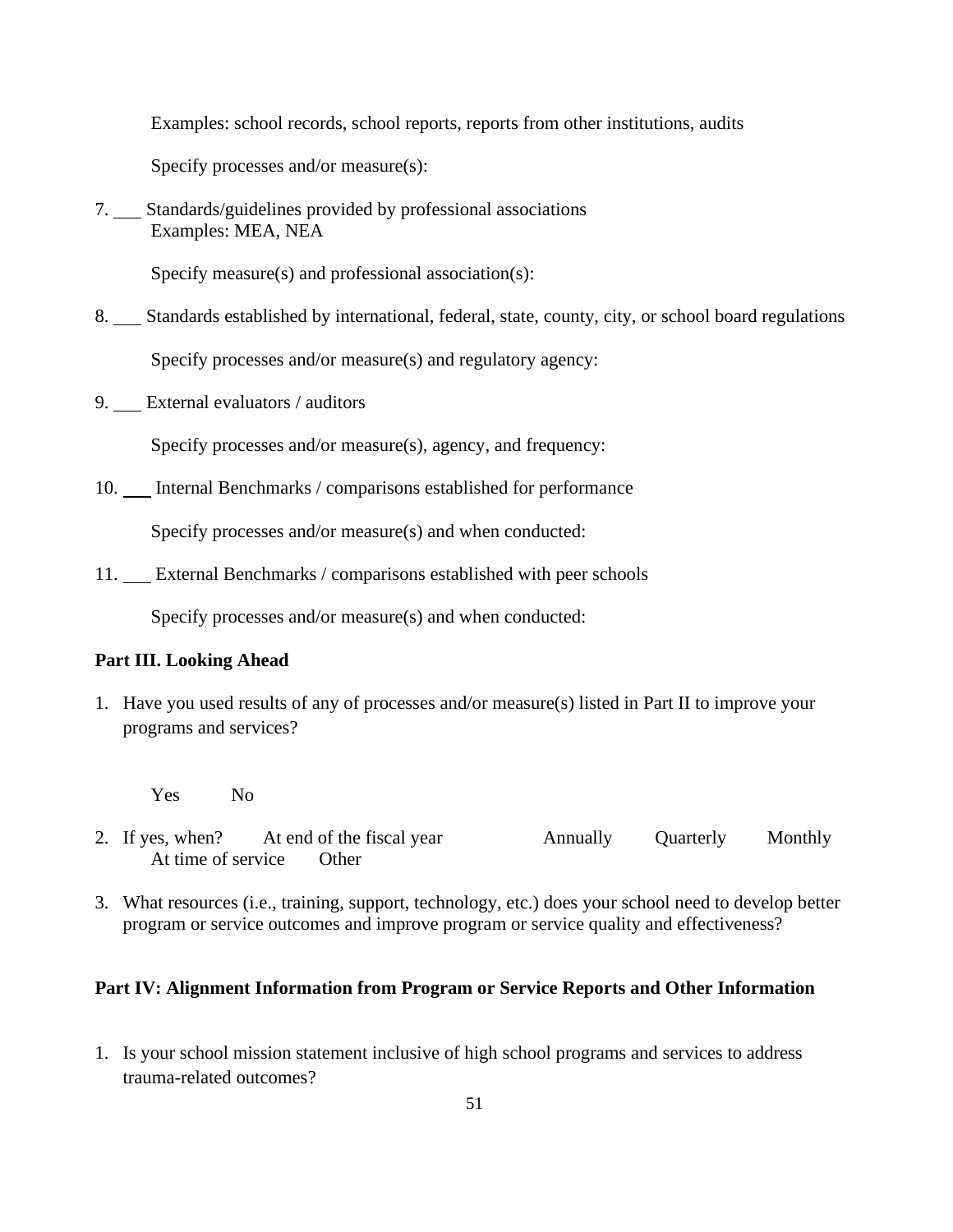Examples: school records, school reports, reports from other institutions, audits

Specify processes and/or measure(s):

7. ___ Standards/guidelines provided by professional associations
   Examples: MEA, NEA

   Specify measure(s) and professional association(s):

8. ___ Standards established by international, federal, state, county, city, or school board regulations

   Specify processes and/or measure(s) and regulatory agency:

9. ___ External evaluators / auditors

   Specify processes and/or measure(s), agency, and frequency:

10. ___ Internal Benchmarks / comparisons established for performance

    Specify processes and/or measure(s) and when conducted:

11. ___ External Benchmarks / comparisons established with peer schools

    Specify processes and/or measure(s) and when conducted:

**Part III. Looking Ahead**

1. Have you used results of any of processes and/or measure(s) listed in Part II to improve your programs and services?

   Yes     No

2. If yes, when?   At end of the fiscal year   Annually   Quarterly   Monthly
   At time of service   Other

3. What resources (i.e., training, support, technology, etc.) does your school need to develop better program or service outcomes and improve program or service quality and effectiveness?

**Part IV: Alignment Information from Program or Service Reports and Other Information**

1. Is your school mission statement inclusive of high school programs and services to address trauma-related outcomes?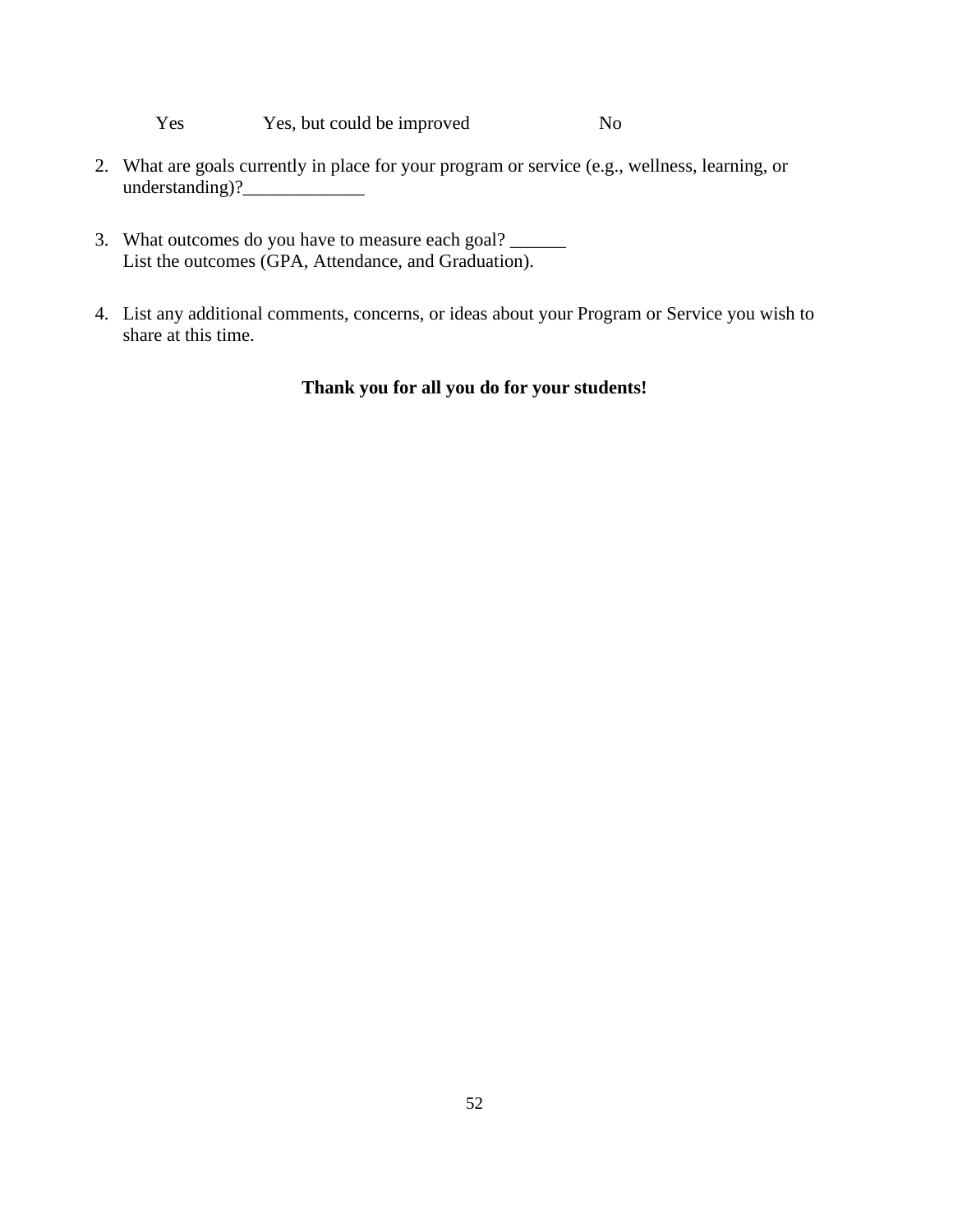Yes        Yes, but could be improved        No

2. What are goals currently in place for your program or service (e.g., wellness, learning, or understanding)?_____________

3. What outcomes do you have to measure each goal? ______
   List the outcomes (GPA, Attendance, and Graduation).

4. List any additional comments, concerns, or ideas about your Program or Service you wish to share at this time.

**Thank you for all you do for your students!**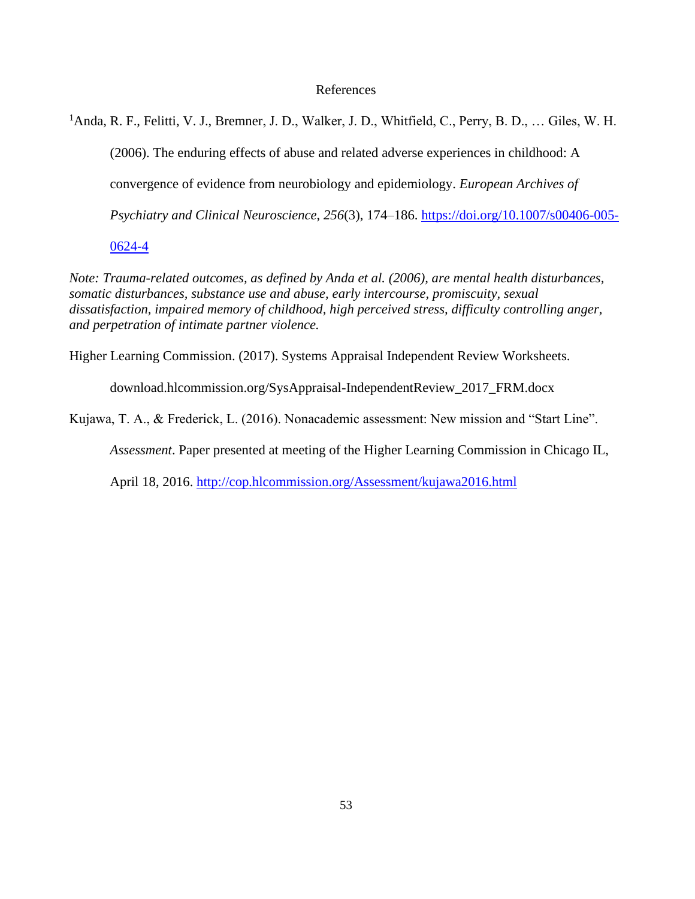# References

[1]Anda, R. F., Felitti, V. J., Bremner, J. D., Walker, J. D., Whitfield, C., Perry, B. D., … Giles, W. H. (2006). The enduring effects of abuse and related adverse experiences in childhood: A convergence of evidence from neurobiology and epidemiology. *European Archives of Psychiatry and Clinical Neuroscience*, *256*(3), 174–186. https://doi.org/10.1007/s00406-005-0624-4

*Note: Trauma-related outcomes, as defined by Anda et al. (2006), are mental health disturbances, somatic disturbances, substance use and abuse, early intercourse, promiscuity, sexual dissatisfaction, impaired memory of childhood, high perceived stress, difficulty controlling anger, and perpetration of intimate partner violence.*

Higher Learning Commission. (2017). Systems Appraisal Independent Review Worksheets. download.hlcommission.org/SysAppraisal-IndependentReview_2017_FRM.docx

Kujawa, T. A., & Frederick, L. (2016). Nonacademic assessment: New mission and "Start Line". *Assessment*. Paper presented at meeting of the Higher Learning Commission in Chicago IL, April 18, 2016. http://cop.hlcommission.org/Assessment/kujawa2016.html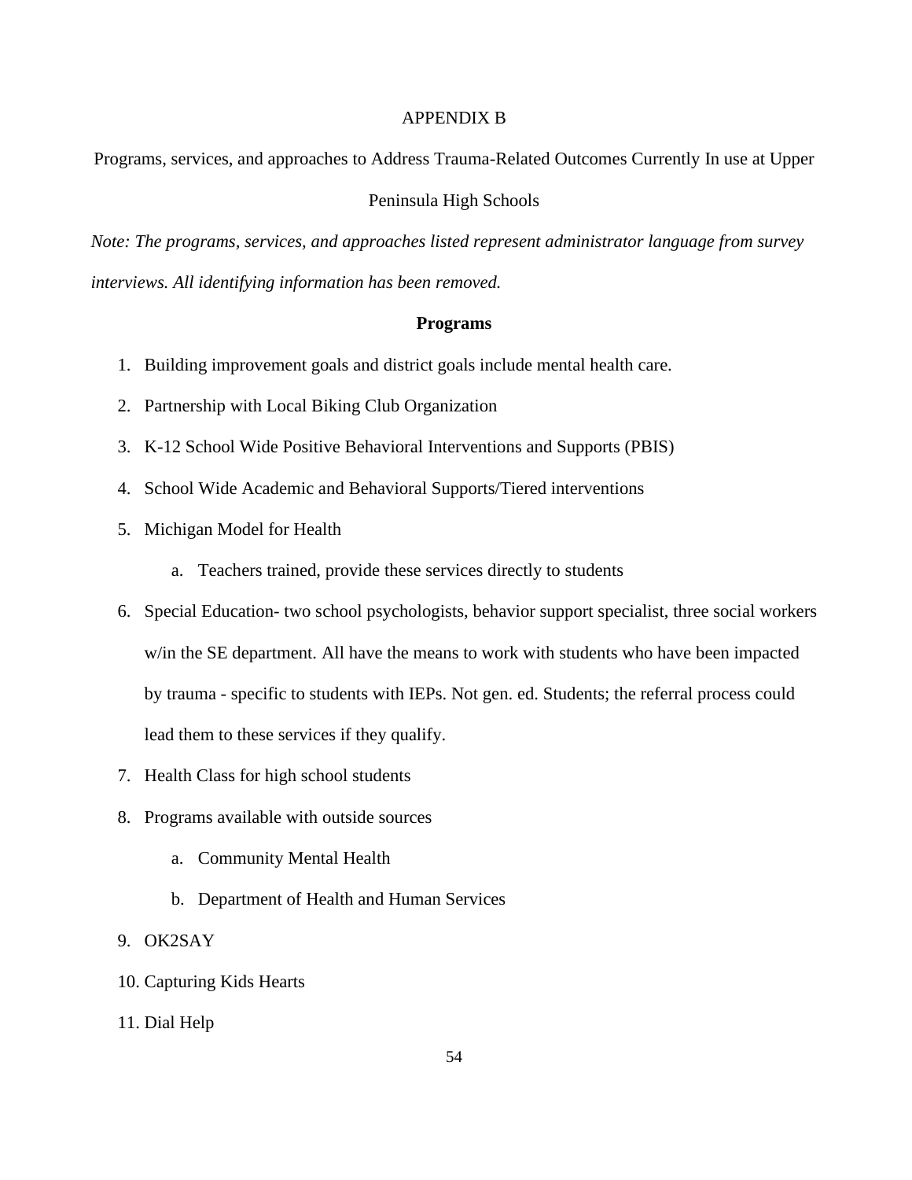# APPENDIX B

Programs, services, and approaches to Address Trauma-Related Outcomes Currently In use at Upper Peninsula High Schools

*Note: The programs, services, and approaches listed represent administrator language from survey interviews. All identifying information has been removed.*

## Programs

1. Building improvement goals and district goals include mental health care.
2. Partnership with Local Biking Club Organization
3. K-12 School Wide Positive Behavioral Interventions and Supports (PBIS)
4. School Wide Academic and Behavioral Supports/Tiered interventions
5. Michigan Model for Health
   a. Teachers trained, provide these services directly to students
6. Special Education- two school psychologists, behavior support specialist, three social workers w/in the SE department. All have the means to work with students who have been impacted by trauma - specific to students with IEPs. Not gen. ed. Students; the referral process could lead them to these services if they qualify.
7. Health Class for high school students
8. Programs available with outside sources
   a. Community Mental Health
   b. Department of Health and Human Services
9. OK2SAY
10. Capturing Kids Hearts
11. Dial Help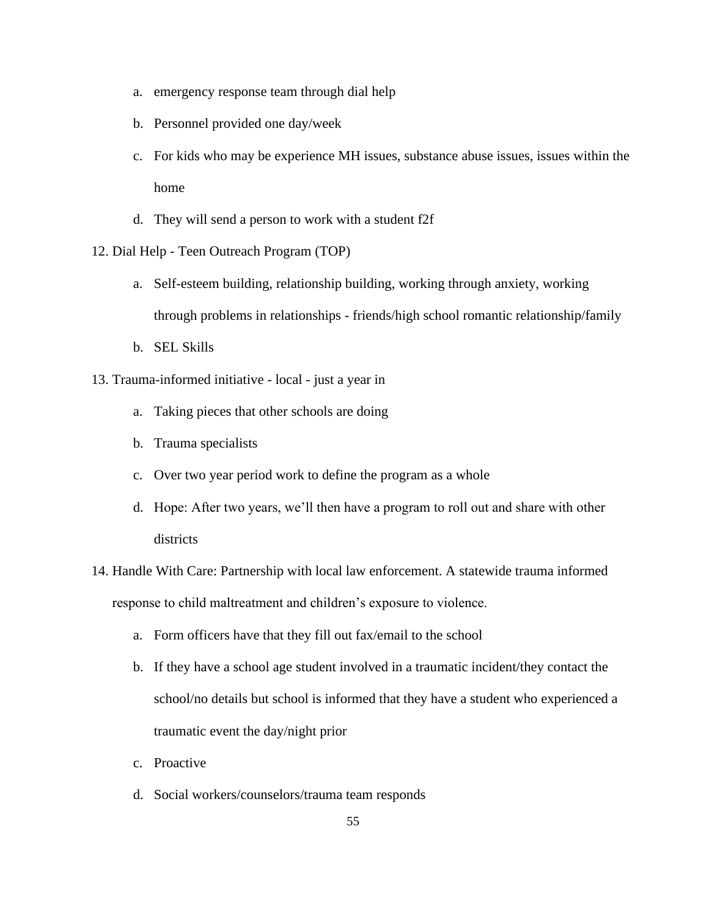a. emergency response team through dial help
b. Personnel provided one day/week
c. For kids who may be experience MH issues, substance abuse issues, issues within the home
d. They will send a person to work with a student f2f

12. Dial Help - Teen Outreach Program (TOP)
    a. Self-esteem building, relationship building, working through anxiety, working through problems in relationships - friends/high school romantic relationship/family
    b. SEL Skills
13. Trauma-informed initiative - local - just a year in
    a. Taking pieces that other schools are doing
    b. Trauma specialists
    c. Over two year period work to define the program as a whole
    d. Hope: After two years, we'll then have a program to roll out and share with other districts
14. Handle With Care: Partnership with local law enforcement. A statewide trauma informed response to child maltreatment and children's exposure to violence.
    a. Form officers have that they fill out fax/email to the school
    b. If they have a school age student involved in a traumatic incident/they contact the school/no details but school is informed that they have a student who experienced a traumatic event the day/night prior
    c. Proactive
    d. Social workers/counselors/trauma team responds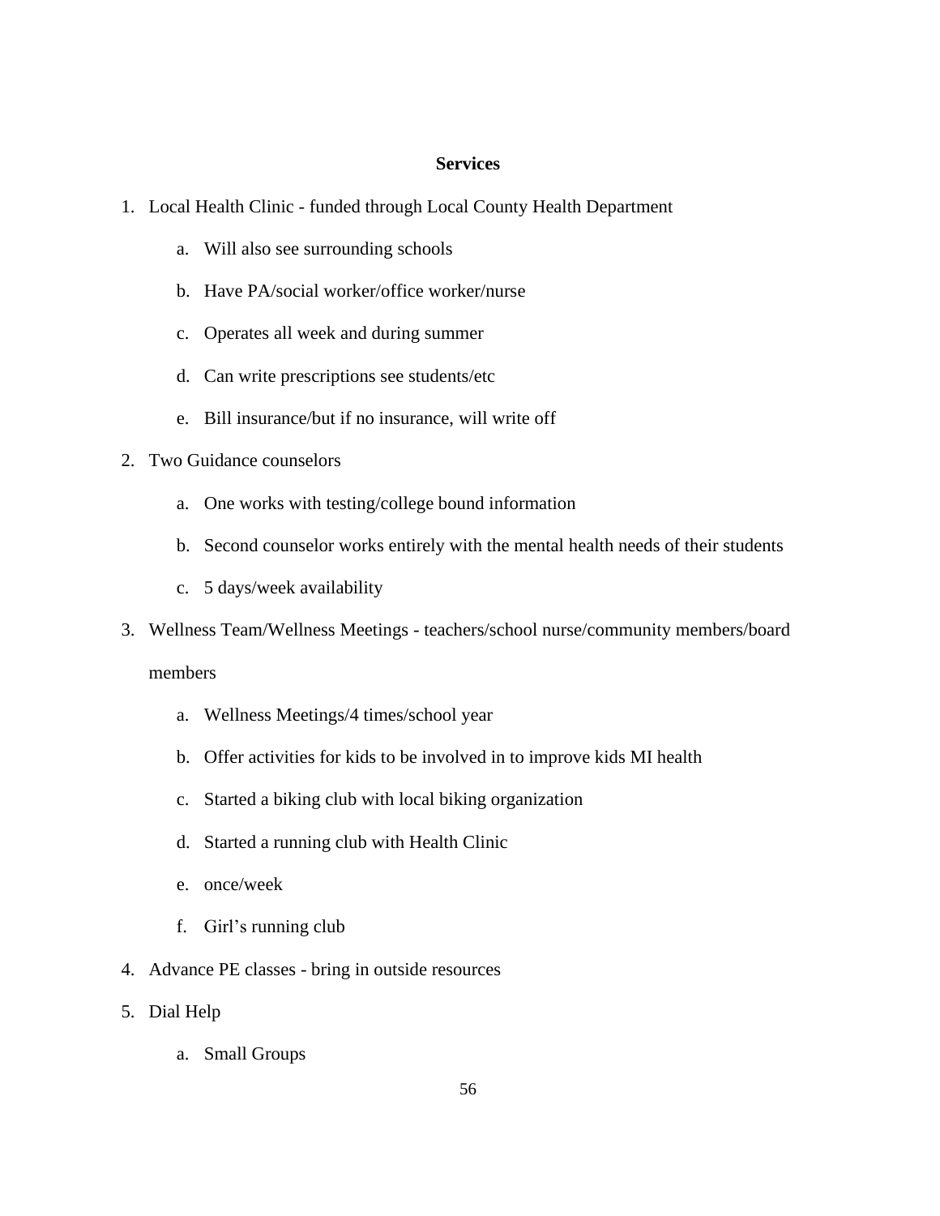**Services**

1. Local Health Clinic - funded through Local County Health Department
    a. Will also see surrounding schools
    b. Have PA/social worker/office worker/nurse
    c. Operates all week and during summer
    d. Can write prescriptions see students/etc
    e. Bill insurance/but if no insurance, will write off
2. Two Guidance counselors
    a. One works with testing/college bound information
    b. Second counselor works entirely with the mental health needs of their students
    c. 5 days/week availability
3. Wellness Team/Wellness Meetings - teachers/school nurse/community members/board members
    a. Wellness Meetings/4 times/school year
    b. Offer activities for kids to be involved in to improve kids MI health
    c. Started a biking club with local biking organization
    d. Started a running club with Health Clinic
    e. once/week
    f. Girl's running club
4. Advance PE classes - bring in outside resources
5. Dial Help
    a. Small Groups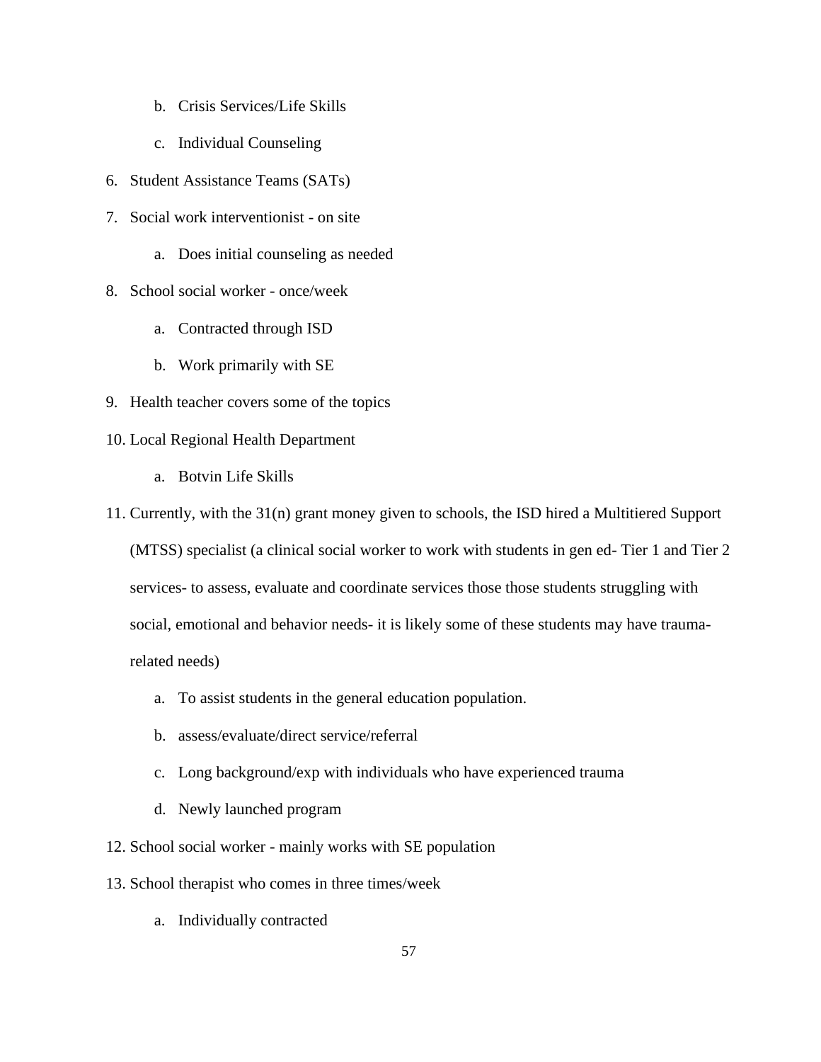b. Crisis Services/Life Skills

   c. Individual Counseling

6. Student Assistance Teams (SATs)
7. Social work interventionist - on site
   a. Does initial counseling as needed
8. School social worker - once/week
   a. Contracted through ISD
   b. Work primarily with SE
9. Health teacher covers some of the topics
10. Local Regional Health Department
    a. Botvin Life Skills
11. Currently, with the 31(n) grant money given to schools, the ISD hired a Multitiered Support (MTSS) specialist (a clinical social worker to work with students in gen ed- Tier 1 and Tier 2 services- to assess, evaluate and coordinate services those those students struggling with social, emotional and behavior needs- it is likely some of these students may have trauma-related needs)
    a. To assist students in the general education population.
    b. assess/evaluate/direct service/referral
    c. Long background/exp with individuals who have experienced trauma
    d. Newly launched program
12. School social worker - mainly works with SE population
13. School therapist who comes in three times/week
    a. Individually contracted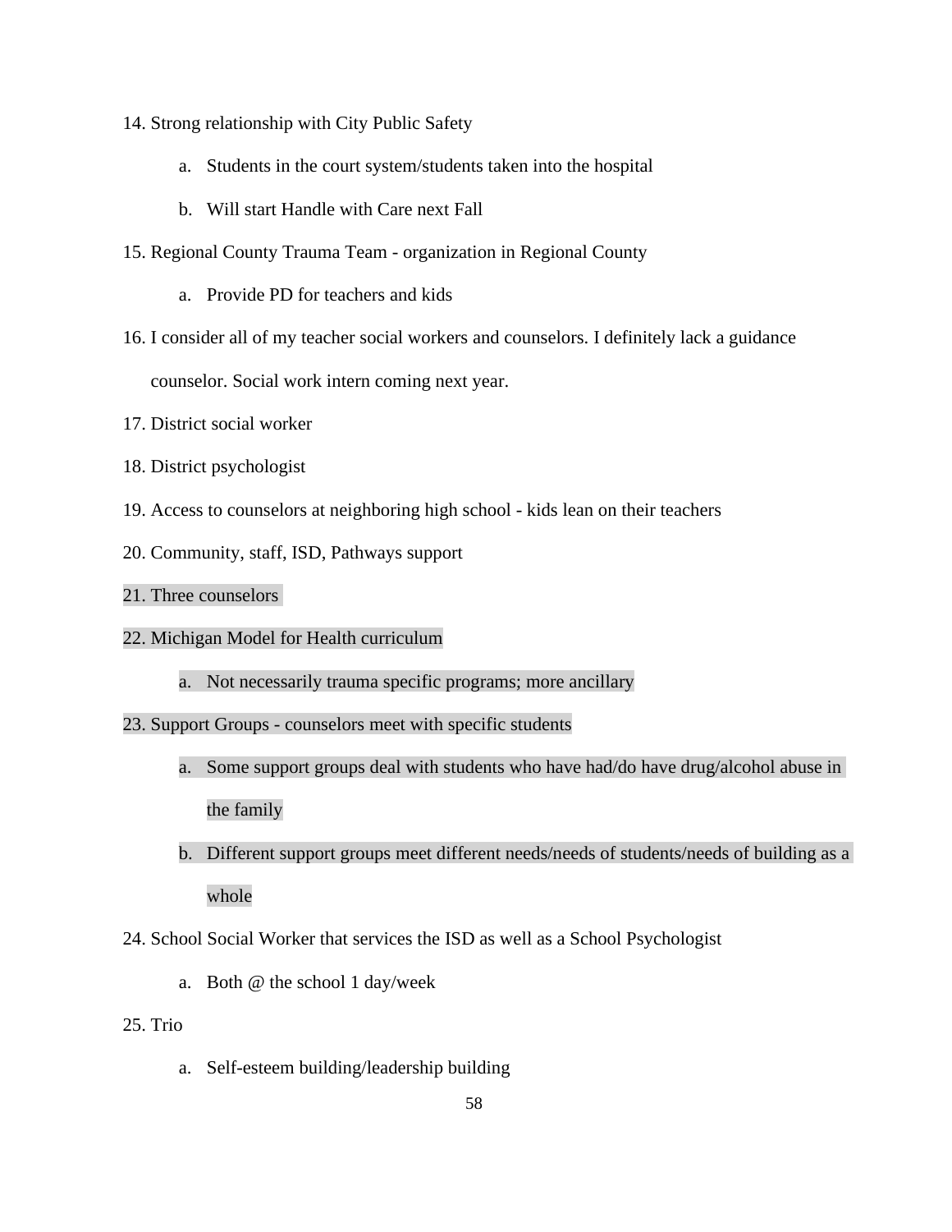14. Strong relationship with City Public Safety
    a. Students in the court system/students taken into the hospital
    b. Will start Handle with Care next Fall
15. Regional County Trauma Team - organization in Regional County
    a. Provide PD for teachers and kids
16. I consider all of my teacher social workers and counselors. I definitely lack a guidance counselor. Social work intern coming next year.
17. District social worker
18. District psychologist
19. Access to counselors at neighboring high school - kids lean on their teachers
20. Community, staff, ISD, Pathways support
21. Three counselors
22. Michigan Model for Health curriculum
    a. Not necessarily trauma specific programs; more ancillary
23. Support Groups - counselors meet with specific students
    a. Some support groups deal with students who have had/do have drug/alcohol abuse in the family
    b. Different support groups meet different needs/needs of students/needs of building as a whole
24. School Social Worker that services the ISD as well as a School Psychologist
    a. Both @ the school 1 day/week
25. Trio
    a. Self-esteem building/leadership building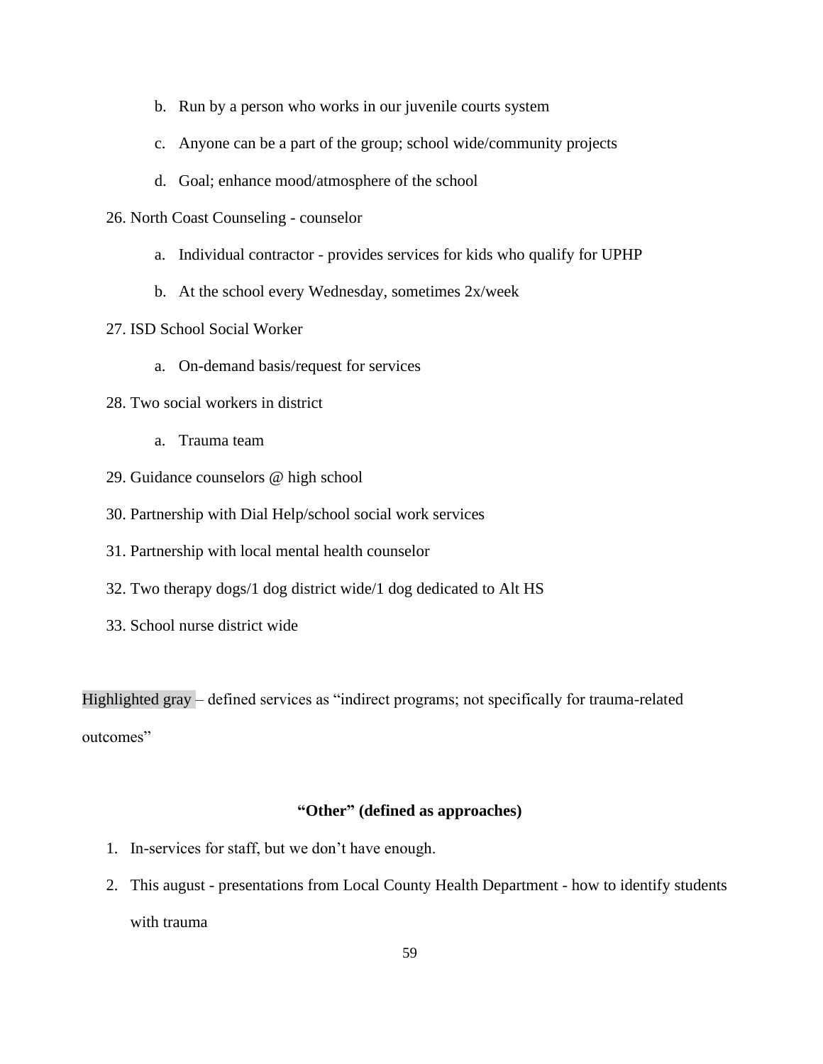b. Run by a person who works in our juvenile courts system

c. Anyone can be a part of the group; school wide/community projects

d. Goal; enhance mood/atmosphere of the school

26. North Coast Counseling - counselor
    a. Individual contractor - provides services for kids who qualify for UPHP
    b. At the school every Wednesday, sometimes 2x/week
27. ISD School Social Worker
    a. On-demand basis/request for services
28. Two social workers in district
    a. Trauma team
29. Guidance counselors @ high school
30. Partnership with Dial Help/school social work services
31. Partnership with local mental health counselor
32. Two therapy dogs/1 dog district wide/1 dog dedicated to Alt HS
33. School nurse district wide

Highlighted gray – defined services as "indirect programs; not specifically for trauma-related outcomes"

**"Other" (defined as approaches)**

1. In-services for staff, but we don't have enough.
2. This august - presentations from Local County Health Department - how to identify students with trauma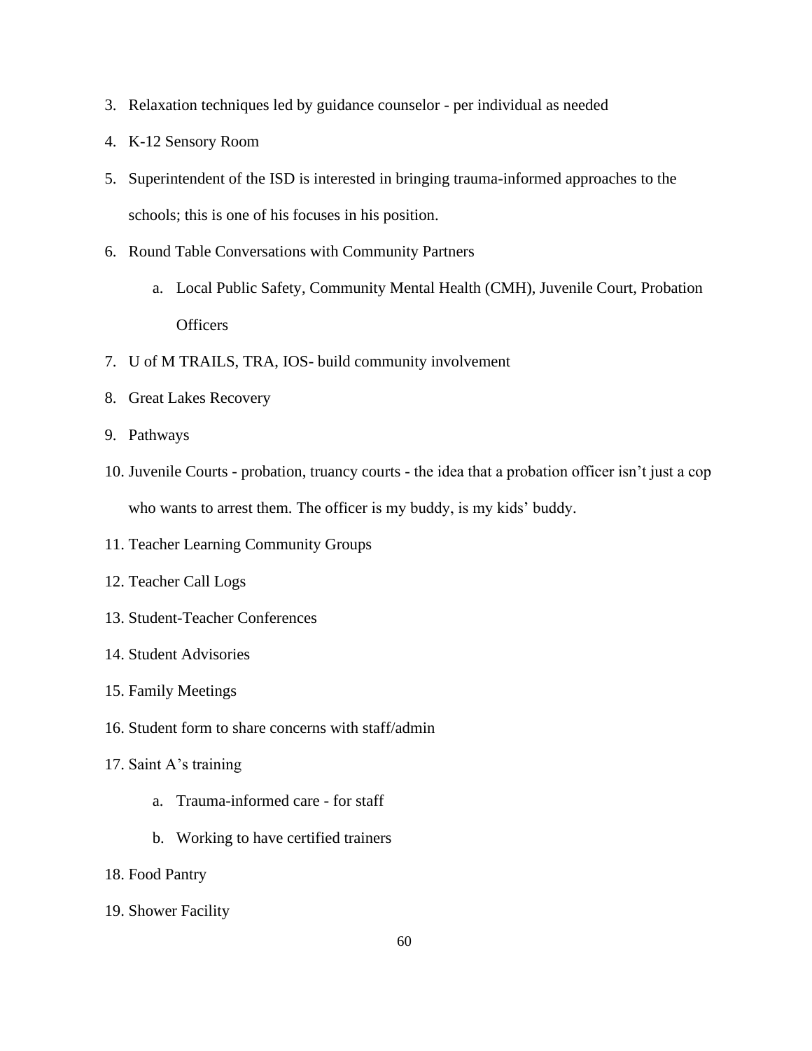3. Relaxation techniques led by guidance counselor - per individual as needed
4. K-12 Sensory Room
5. Superintendent of the ISD is interested in bringing trauma-informed approaches to the schools; this is one of his focuses in his position.
6. Round Table Conversations with Community Partners
    a. Local Public Safety, Community Mental Health (CMH), Juvenile Court, Probation Officers
7. U of M TRAILS, TRA, IOS- build community involvement
8. Great Lakes Recovery
9. Pathways
10. Juvenile Courts - probation, truancy courts - the idea that a probation officer isn't just a cop who wants to arrest them. The officer is my buddy, is my kids' buddy.
11. Teacher Learning Community Groups
12. Teacher Call Logs
13. Student-Teacher Conferences
14. Student Advisories
15. Family Meetings
16. Student form to share concerns with staff/admin
17. Saint A's training
    a. Trauma-informed care - for staff
    b. Working to have certified trainers
18. Food Pantry
19. Shower Facility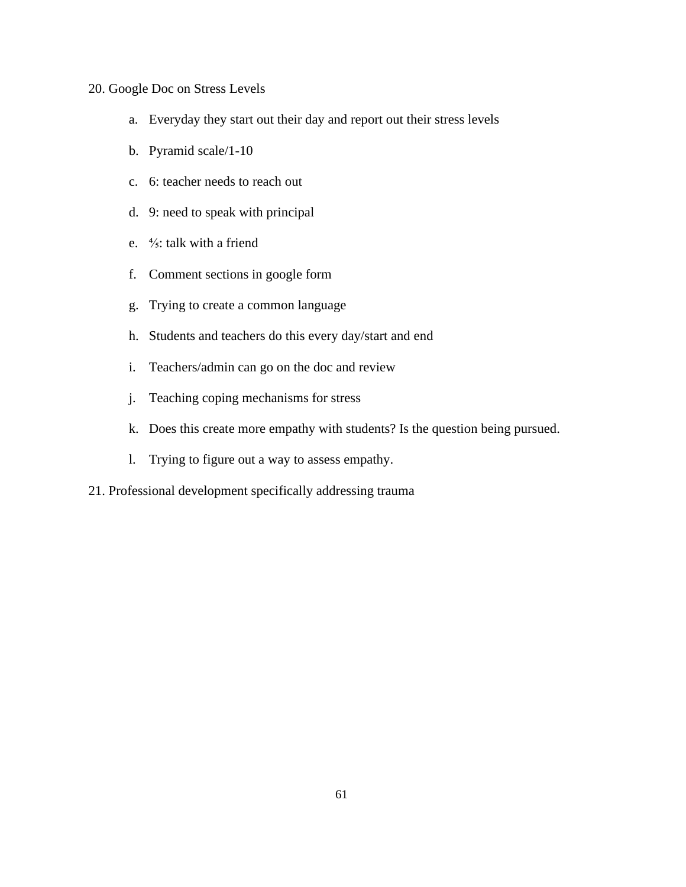20. Google Doc on Stress Levels

    a. Everyday they start out their day and report out their stress levels

    b. Pyramid scale/1-10

    c. 6: teacher needs to reach out

    d. 9: need to speak with principal

    e. ⅘: talk with a friend

    f. Comment sections in google form

    g. Trying to create a common language

    h. Students and teachers do this every day/start and end

    i. Teachers/admin can go on the doc and review

    j. Teaching coping mechanisms for stress

    k. Does this create more empathy with students? Is the question being pursued.

    l. Trying to figure out a way to assess empathy.

21. Professional development specifically addressing trauma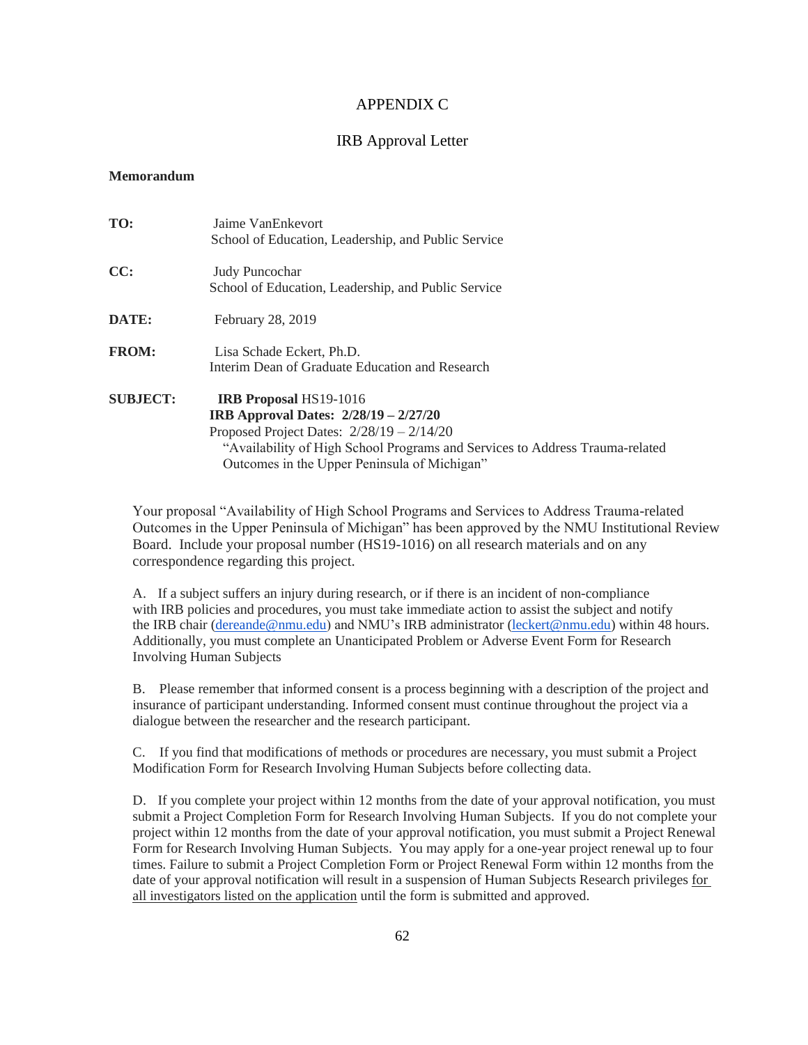# APPENDIX C

## IRB Approval Letter

**Memorandum**

**TO:** Jaime VanEnkevort
School of Education, Leadership, and Public Service

**CC:** Judy Puncochar
School of Education, Leadership, and Public Service

**DATE:** February 28, 2019

**FROM:** Lisa Schade Eckert, Ph.D.
Interim Dean of Graduate Education and Research

**SUBJECT:** **IRB Proposal** HS19-1016
**IRB Approval Dates: 2/28/19 – 2/27/20**
Proposed Project Dates: 2/28/19 – 2/14/20
"Availability of High School Programs and Services to Address Trauma-related Outcomes in the Upper Peninsula of Michigan"

Your proposal "Availability of High School Programs and Services to Address Trauma-related Outcomes in the Upper Peninsula of Michigan" has been approved by the NMU Institutional Review Board. Include your proposal number (HS19-1016) on all research materials and on any correspondence regarding this project.

A. If a subject suffers an injury during research, or if there is an incident of non-compliance with IRB policies and procedures, you must take immediate action to assist the subject and notify the IRB chair (dereande@nmu.edu) and NMU's IRB administrator (leckert@nmu.edu) within 48 hours. Additionally, you must complete an Unanticipated Problem or Adverse Event Form for Research Involving Human Subjects

B. Please remember that informed consent is a process beginning with a description of the project and insurance of participant understanding. Informed consent must continue throughout the project via a dialogue between the researcher and the research participant.

C. If you find that modifications of methods or procedures are necessary, you must submit a Project Modification Form for Research Involving Human Subjects before collecting data.

D. If you complete your project within 12 months from the date of your approval notification, you must submit a Project Completion Form for Research Involving Human Subjects. If you do not complete your project within 12 months from the date of your approval notification, you must submit a Project Renewal Form for Research Involving Human Subjects. You may apply for a one-year project renewal up to four times. Failure to submit a Project Completion Form or Project Renewal Form within 12 months from the date of your approval notification will result in a suspension of Human Subjects Research privileges for all investigators listed on the application until the form is submitted and approved.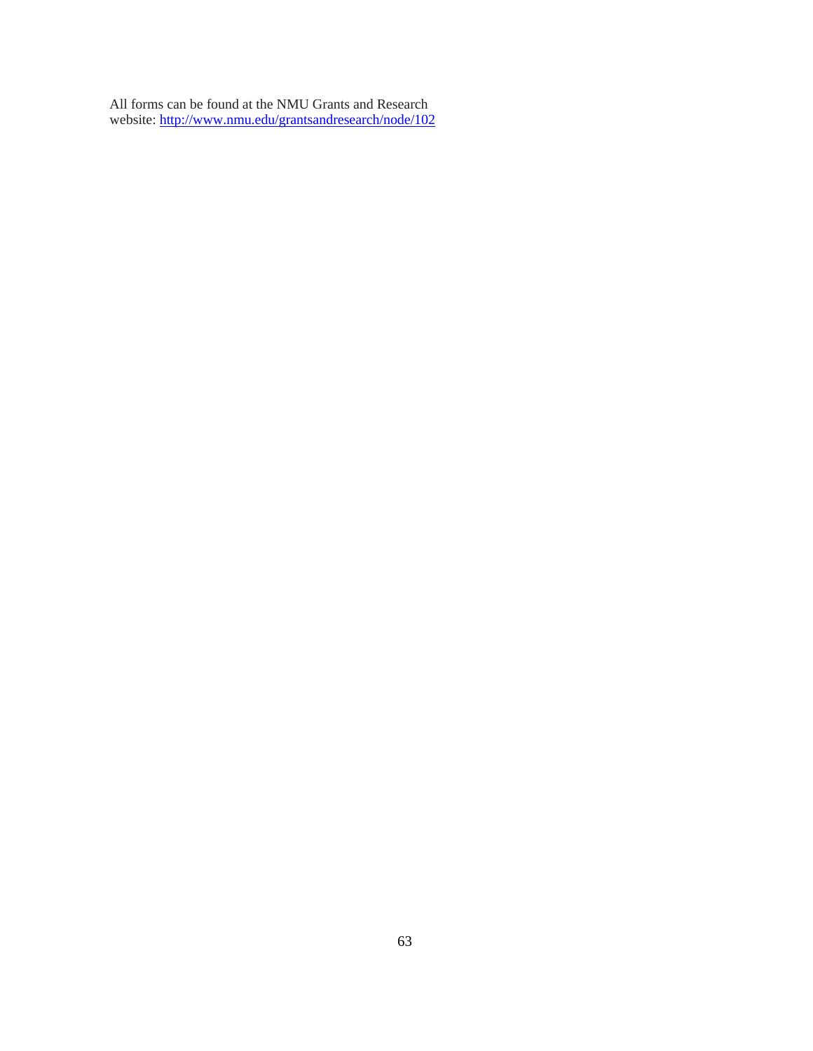All forms can be found at the NMU Grants and Research website: [http://www.nmu.edu/grantsandresearch/node/102](http://www.nmu.edu/grantsandresearch/node/102)